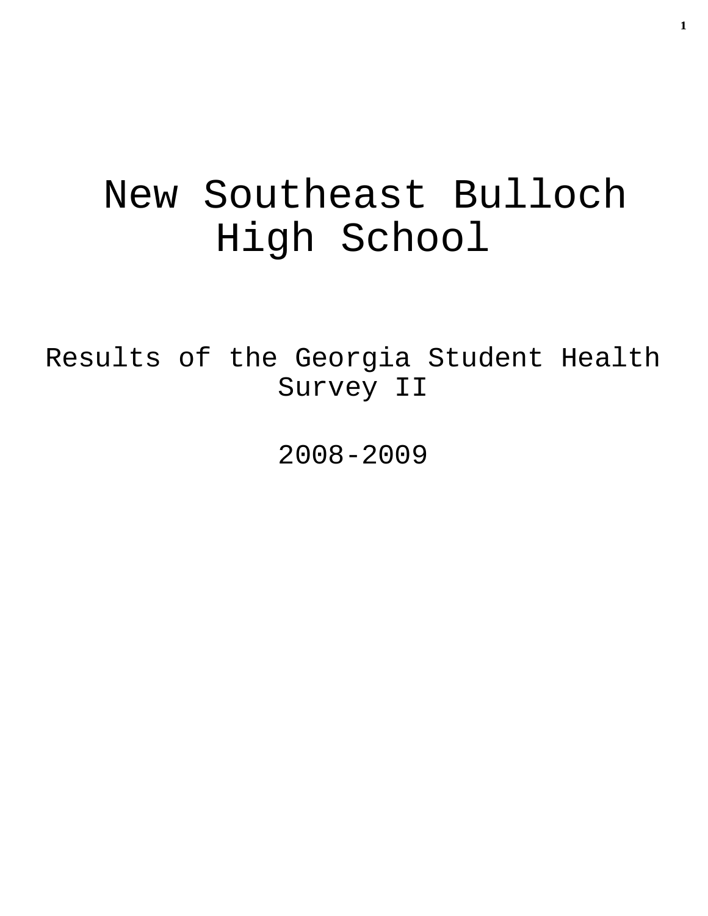# New Southeast Bulloch High School

Results of the Georgia Student Health Survey II

2008-2009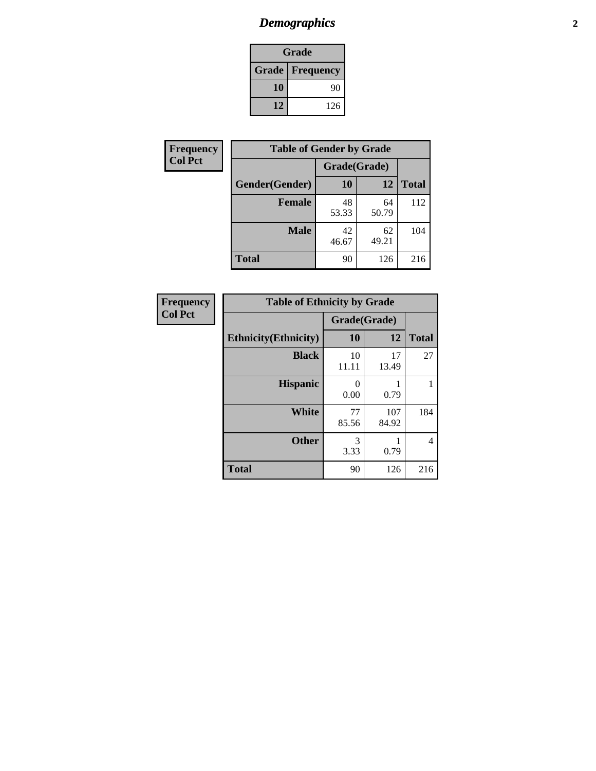# *Demographics*

| Grade | |
|---|---|
| **Grade** | **Frequency** |
| **10** | 90 |
| **12** | 126 |

**Frequency**
**Col Pct**

| Table of Gender by Grade | | | |
|---|---|---|---|
| | Grade(Grade) | | |
| **Gender(Gender)** | **10** | **12** | **Total** |
| **Female** | 48<br>53.33 | 64<br>50.79 | 112 |
| **Male** | 42<br>46.67 | 62<br>49.21 | 104 |
| **Total** | 90 | 126 | 216 |

**Frequency**
**Col Pct**

| Table of Ethnicity by Grade | | | |
|---|---|---|---|
| | Grade(Grade) | | |
| **Ethnicity(Ethnicity)** | **10** | **12** | **Total** |
| **Black** | 10<br>11.11 | 17<br>13.49 | 27 |
| **Hispanic** | 0<br>0.00 | 1<br>0.79 | 1 |
| **White** | 77<br>85.56 | 107<br>84.92 | 184 |
| **Other** | 3<br>3.33 | 1<br>0.79 | 4 |
| **Total** | 90 | 126 | 216 |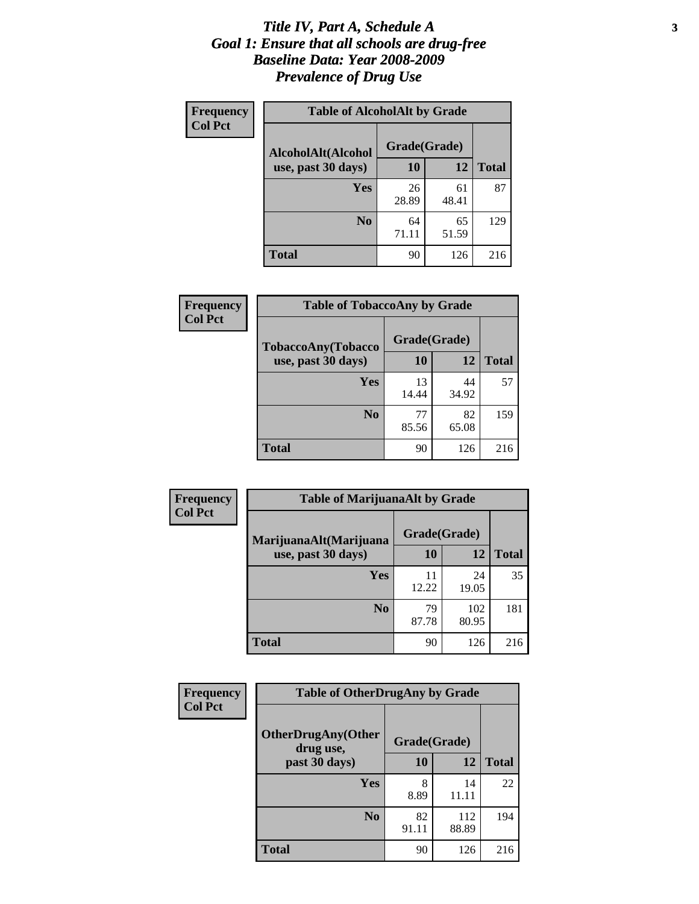# *Title IV, Part A, Schedule A*
# *Goal 1: Ensure that all schools are drug-free*
# *Baseline Data: Year 2008-2009*
# *Prevalence of Drug Use*

**Frequency**
**Col Pct**

**Table of AlcoholAlt by Grade**

| AlcoholAlt(Alcohol use, past 30 days) | Grade(Grade) | | Total |
|---|---|---|---|
| | 10 | 12 | |
| Yes | 26<br>28.89 | 61<br>48.41 | 87 |
| No | 64<br>71.11 | 65<br>51.59 | 129 |
| Total | 90 | 126 | 216 |

**Frequency**
**Col Pct**

**Table of TobaccoAny by Grade**

| TobaccoAny(Tobacco use, past 30 days) | Grade(Grade) | | Total |
|---|---|---|---|
| | 10 | 12 | |
| Yes | 13<br>14.44 | 44<br>34.92 | 57 |
| No | 77<br>85.56 | 82<br>65.08 | 159 |
| Total | 90 | 126 | 216 |

**Frequency**
**Col Pct**

**Table of MarijuanaAlt by Grade**

| MarijuanaAlt(Marijuana use, past 30 days) | Grade(Grade) | | Total |
|---|---|---|---|
| | 10 | 12 | |
| Yes | 11<br>12.22 | 24<br>19.05 | 35 |
| No | 79<br>87.78 | 102<br>80.95 | 181 |
| Total | 90 | 126 | 216 |

**Frequency**
**Col Pct**

**Table of OtherDrugAny by Grade**

| OtherDrugAny(Other drug use, past 30 days) | Grade(Grade) | | Total |
|---|---|---|---|
| | 10 | 12 | |
| Yes | 8<br>8.89 | 14<br>11.11 | 22 |
| No | 82<br>91.11 | 112<br>88.89 | 194 |
| Total | 90 | 126 | 216 |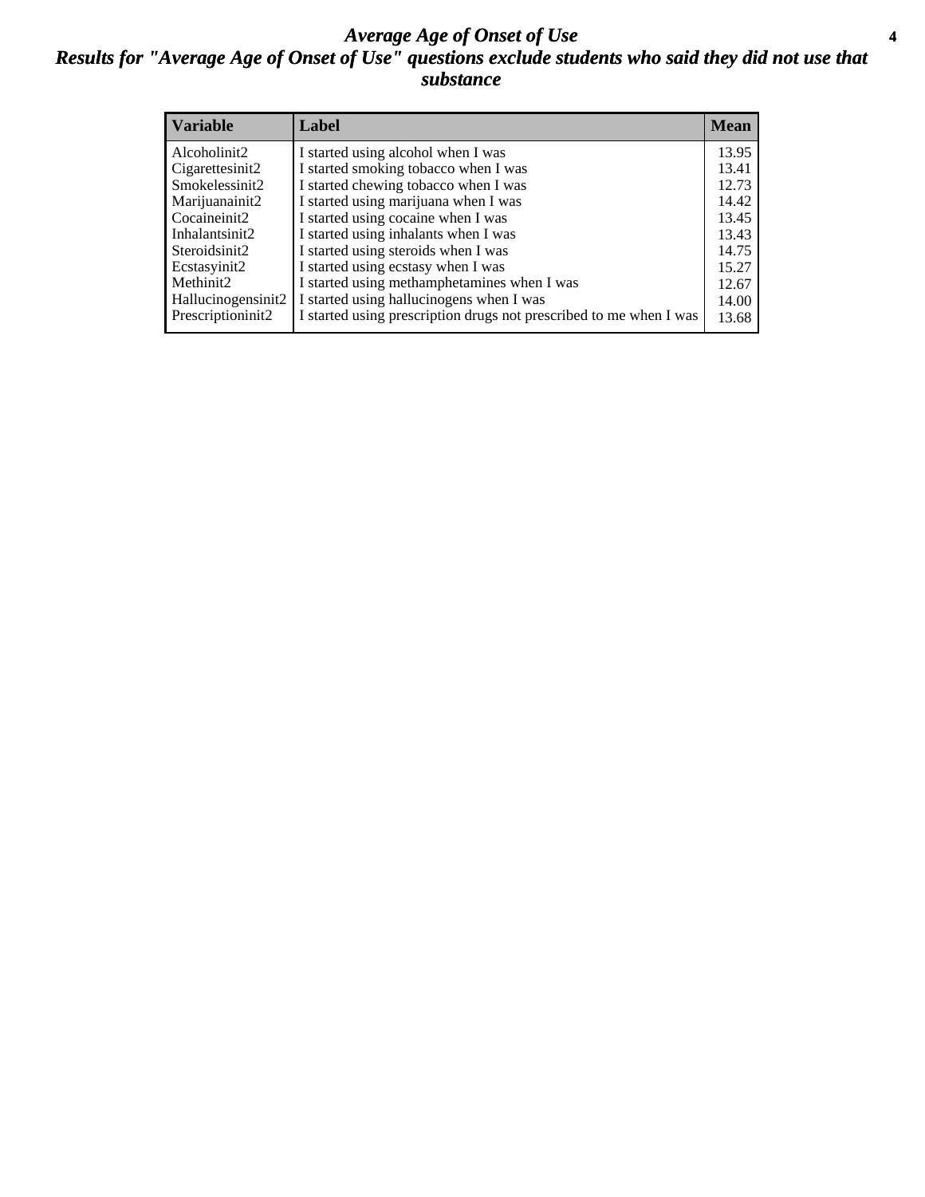# *Average Age of Onset of Use*

## *Results for "Average Age of Onset of Use" questions exclude students who said they did not use that substance*

| Variable | Label | Mean |
|---|---|---|
| Alcoholinit2 | I started using alcohol when I was | 13.95 |
| Cigarettesinit2 | I started smoking tobacco when I was | 13.41 |
| Smokelessinit2 | I started chewing tobacco when I was | 12.73 |
| Marijuanainit2 | I started using marijuana when I was | 14.42 |
| Cocaineinit2 | I started using cocaine when I was | 13.45 |
| Inhalantsinit2 | I started using inhalants when I was | 13.43 |
| Steroidsinit2 | I started using steroids when I was | 14.75 |
| Ecstasyinit2 | I started using ecstasy when I was | 15.27 |
| Methinit2 | I started using methamphetamines when I was | 12.67 |
| Hallucinogensinit2 | I started using hallucinogens when I was | 14.00 |
| Prescriptioninit2 | I started using prescription drugs not prescribed to me when I was | 13.68 |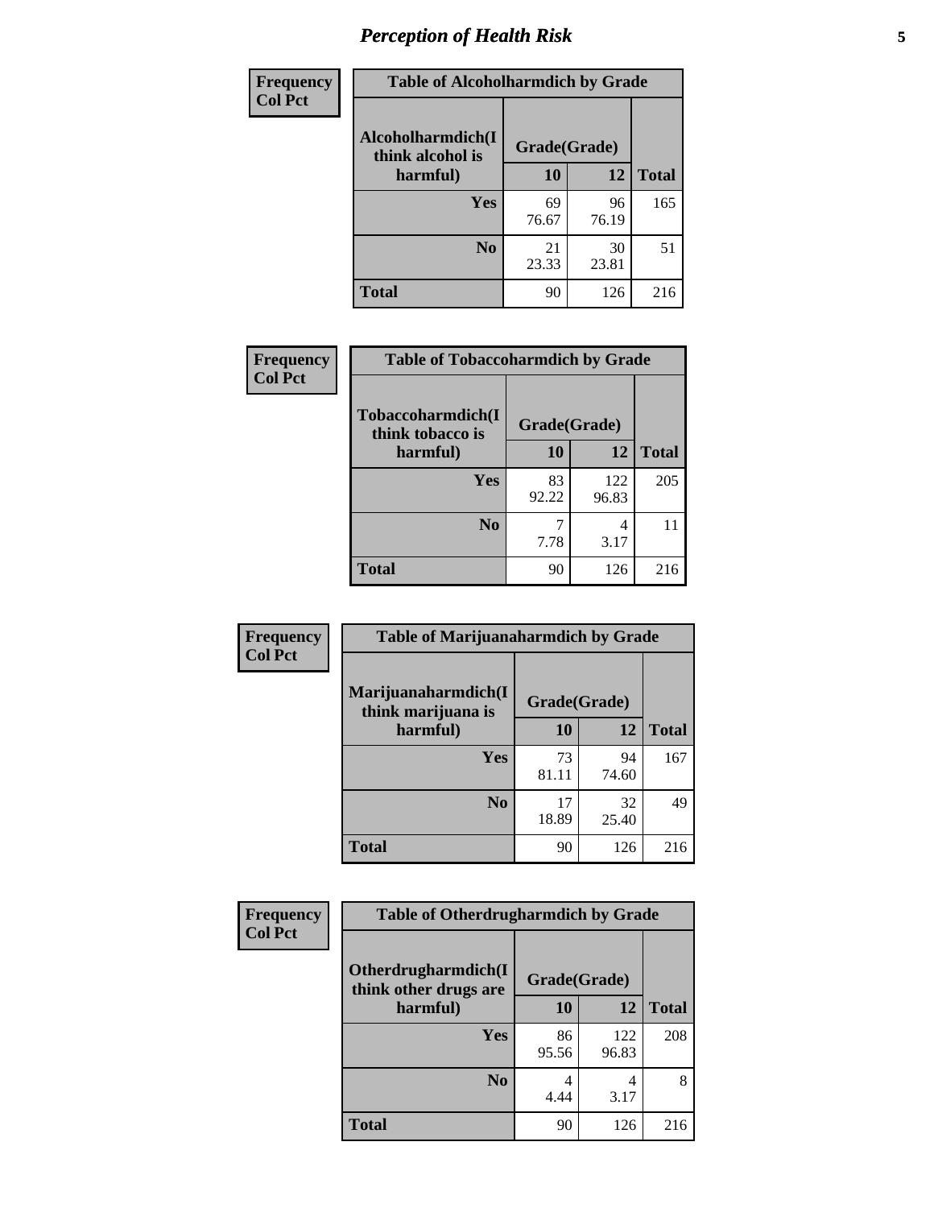## Perception of Health Risk

| Frequency<br>Col Pct | Table of Alcoholharmdich by Grade | | |
|---|---|---|---|
| Alcoholharmdich(I think alcohol is harmful) | Grade(Grade) | | |
| | 10 | 12 | Total |
| Yes | 69<br>76.67 | 96<br>76.19 | 165 |
| No | 21<br>23.33 | 30<br>23.81 | 51 |
| Total | 90 | 126 | 216 |

| Frequency<br>Col Pct | Table of Tobaccoharmdich by Grade | | |
|---|---|---|---|
| Tobaccoharmdich(I think tobacco is harmful) | Grade(Grade) | | |
| | 10 | 12 | Total |
| Yes | 83<br>92.22 | 122<br>96.83 | 205 |
| No | 7<br>7.78 | 4<br>3.17 | 11 |
| Total | 90 | 126 | 216 |

| Frequency<br>Col Pct | Table of Marijuanaharmdich by Grade | | |
|---|---|---|---|
| Marijuanaharmdich(I think marijuana is harmful) | Grade(Grade) | | |
| | 10 | 12 | Total |
| Yes | 73<br>81.11 | 94<br>74.60 | 167 |
| No | 17<br>18.89 | 32<br>25.40 | 49 |
| Total | 90 | 126 | 216 |

| Frequency<br>Col Pct | Table of Otherdrugharmdich by Grade | | |
|---|---|---|---|
| Otherdrugharmdich(I think other drugs are harmful) | Grade(Grade) | | |
| | 10 | 12 | Total |
| Yes | 86<br>95.56 | 122<br>96.83 | 208 |
| No | 4<br>4.44 | 4<br>3.17 | 8 |
| Total | 90 | 126 | 216 |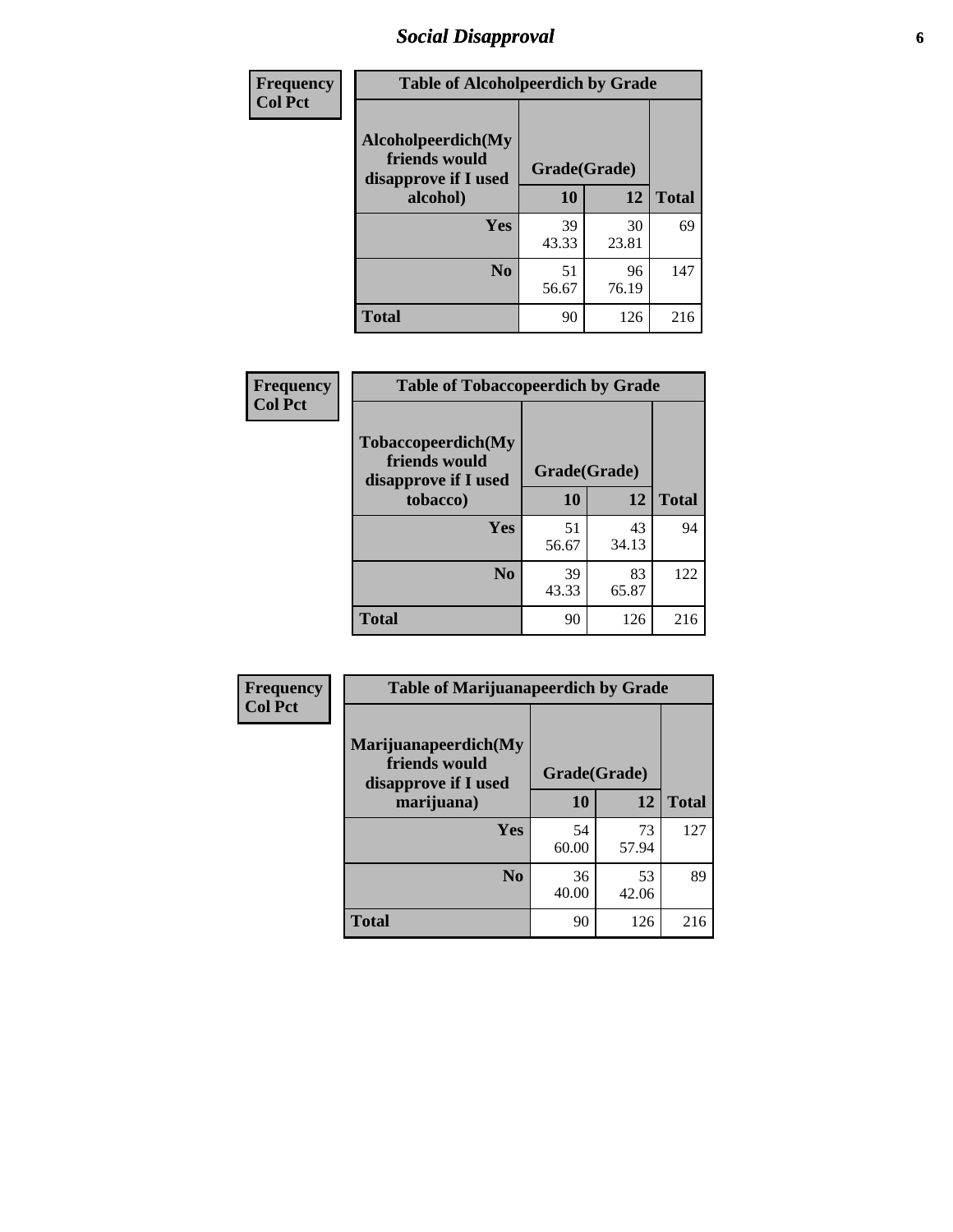## Social Disapproval

| Frequency Col Pct |
|---|

**Table of Alcoholpeerdich by Grade**

| Alcoholpeerdich(My friends would disapprove if I used alcohol) | Grade(Grade) 10 | 12 | Total |
|---|---|---|---|
| Yes | 39<br>43.33 | 30<br>23.81 | 69 |
| No | 51<br>56.67 | 96<br>76.19 | 147 |
| Total | 90 | 126 | 216 |

| Frequency Col Pct |
|---|

**Table of Tobaccopeerdich by Grade**

| Tobaccopeerdich(My friends would disapprove if I used tobacco) | Grade(Grade) 10 | 12 | Total |
|---|---|---|---|
| Yes | 51<br>56.67 | 43<br>34.13 | 94 |
| No | 39<br>43.33 | 83<br>65.87 | 122 |
| Total | 90 | 126 | 216 |

| Frequency Col Pct |
|---|

**Table of Marijuanapeerdich by Grade**

| Marijuanapeerdich(My friends would disapprove if I used marijuana) | Grade(Grade) 10 | 12 | Total |
|---|---|---|---|
| Yes | 54<br>60.00 | 73<br>57.94 | 127 |
| No | 36<br>40.00 | 53<br>42.06 | 89 |
| Total | 90 | 126 | 216 |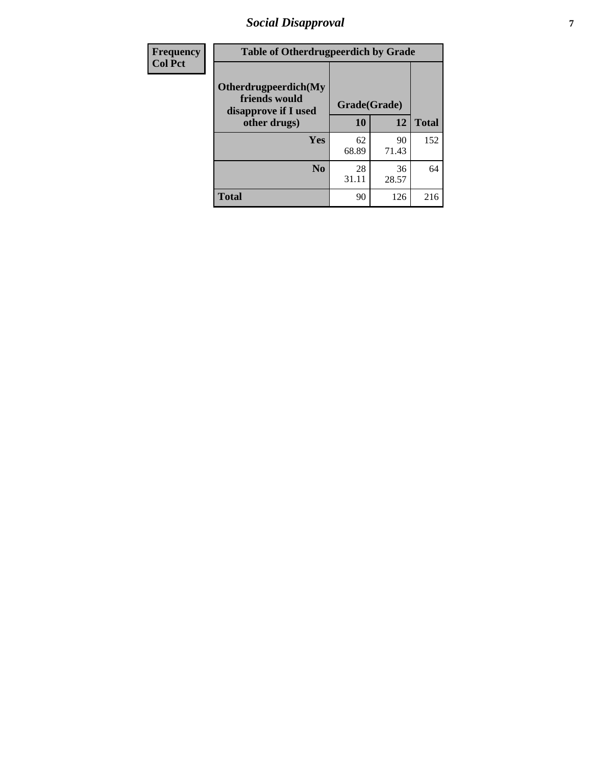| Frequency<br>Col Pct | Table of Otherdrugpeerdich by Grade | | |
|---|---|---|---|
| **Otherdrugpeerdich(My friends would disapprove if I used other drugs)** | **Grade(Grade)** | | |
| | **10** | **12** | **Total** |
| **Yes** | 62<br>68.89 | 90<br>71.43 | 152 |
| **No** | 28<br>31.11 | 36<br>28.57 | 64 |
| **Total** | 90 | 126 | 216 |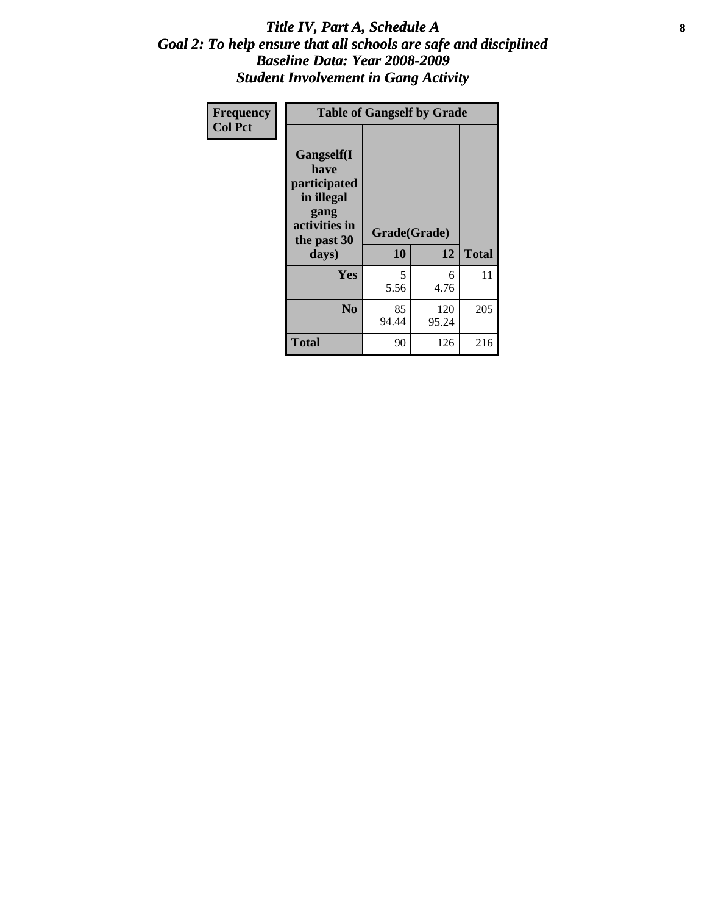# *Title IV, Part A, Schedule A*
## *Goal 2: To help ensure that all schools are safe and disciplined*
## *Baseline Data: Year 2008-2009*
## *Student Involvement in Gang Activity*

| Frequency<br>Col Pct | Table of Gangself by Grade | | |
|---|---|---|---|
| Gangself(I have participated in illegal gang activities in the past 30 days) | Grade(Grade) | | |
| | 10 | 12 | Total |
| Yes | 5<br>5.56 | 6<br>4.76 | 11 |
| No | 85<br>94.44 | 120<br>95.24 | 205 |
| Total | 90 | 126 | 216 |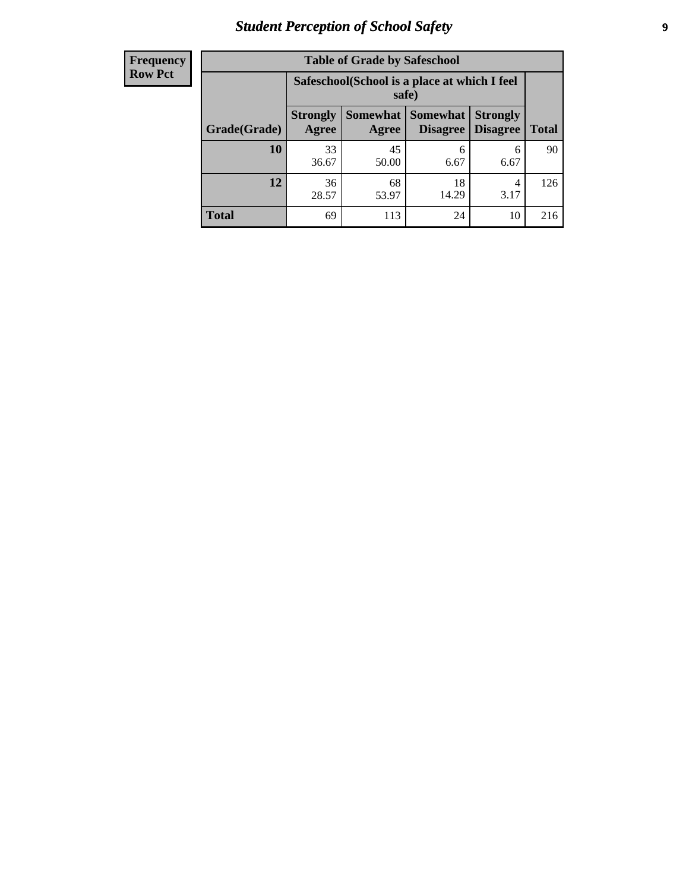| Frequency<br>Row Pct | Table of Grade by Safeschool | | | | |
|---|---|---|---|---|---|
| | Safeschool(School is a place at which I feel safe) | | | | |
| Grade(Grade) | Strongly Agree | Somewhat Agree | Somewhat Disagree | Strongly Disagree | Total |
| 10 | 33<br>36.67 | 45<br>50.00 | 6<br>6.67 | 6<br>6.67 | 90 |
| 12 | 36<br>28.57 | 68<br>53.97 | 18<br>14.29 | 4<br>3.17 | 126 |
| Total | 69 | 113 | 24 | 10 | 216 |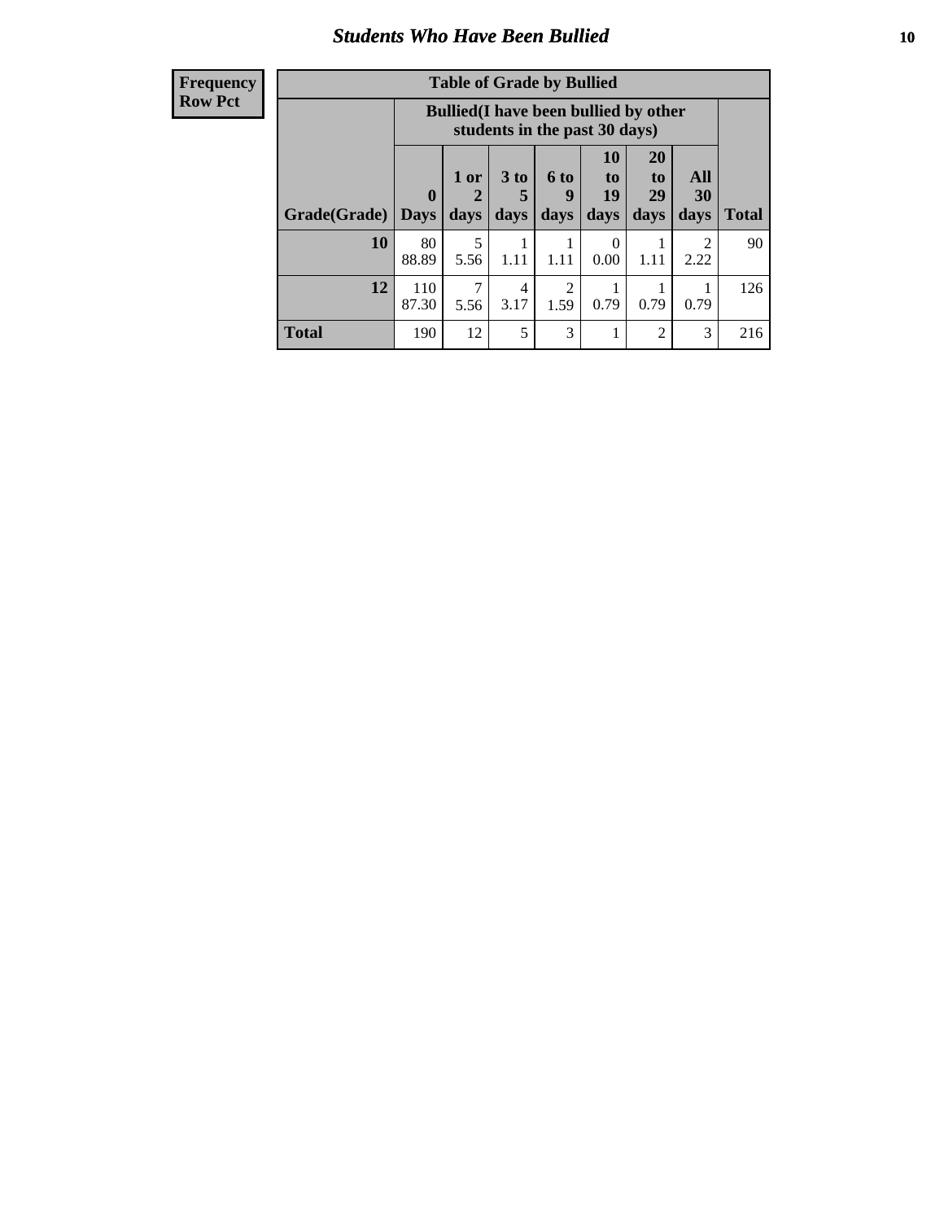| Frequency<br>Row Pct |
|---|

**Table of Grade by Bullied**

| Grade(Grade) | Bullied(I have been bullied by other students in the past 30 days) | | | | | | | Total |
|---|---|---|---|---|---|---|---|---|
| | 0 Days | 1 or 2 days | 3 to 5 days | 6 to 9 days | 10 to 19 days | 20 to 29 days | All 30 days | |
| **10** | 80<br>88.89 | 5<br>5.56 | 1<br>1.11 | 1<br>1.11 | 0<br>0.00 | 1<br>1.11 | 2<br>2.22 | 90 |
| **12** | 110<br>87.30 | 7<br>5.56 | 4<br>3.17 | 2<br>1.59 | 1<br>0.79 | 1<br>0.79 | 1<br>0.79 | 126 |
| **Total** | 190 | 12 | 5 | 3 | 1 | 2 | 3 | 216 |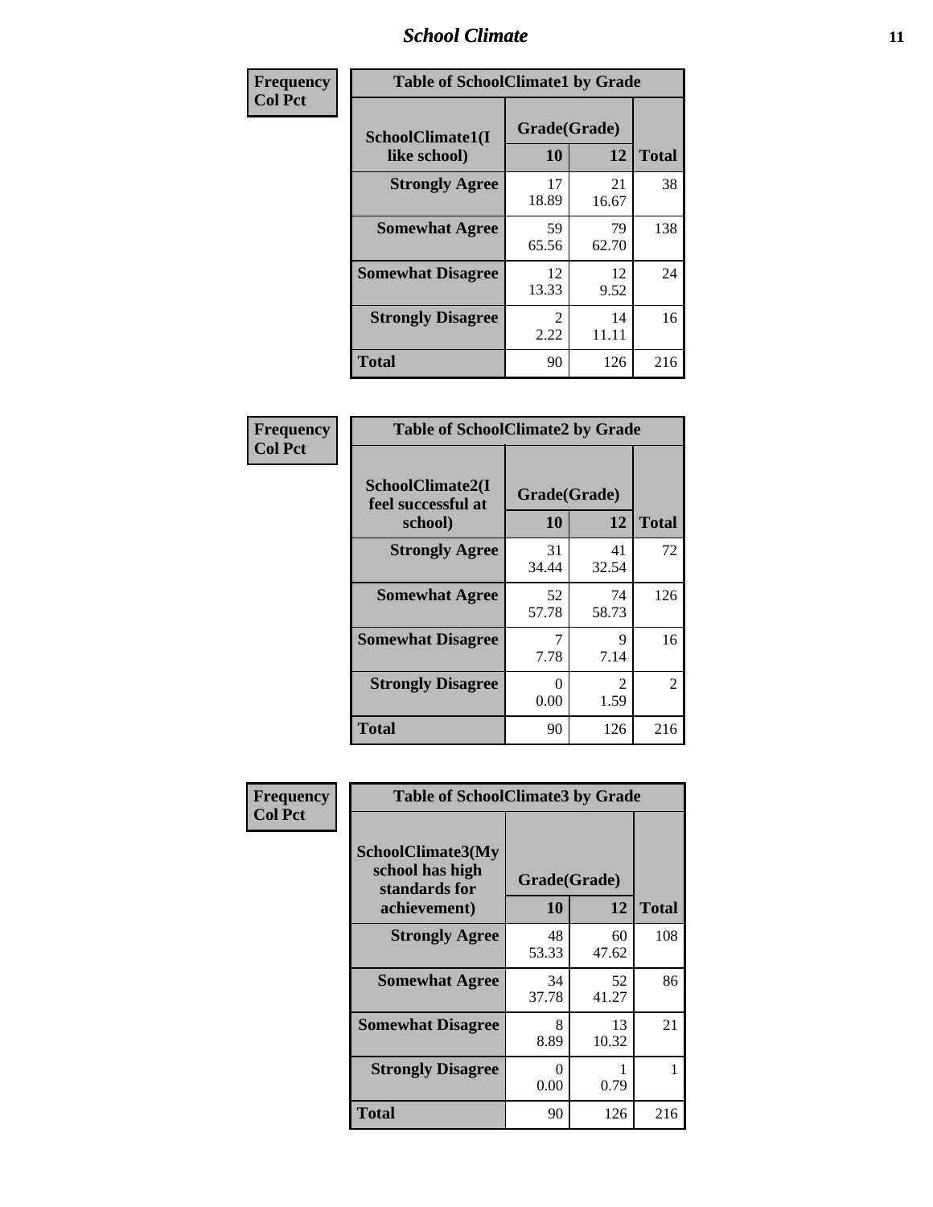| Frequency<br>Col Pct | | | |
|---|---|---|---|

**Table of SchoolClimate1 by Grade**

| SchoolClimate1(I like school) | Grade(Grade) 10 | 12 | Total |
|---|---|---|---|
| Strongly Agree | 17<br>18.89 | 21<br>16.67 | 38 |
| Somewhat Agree | 59<br>65.56 | 79<br>62.70 | 138 |
| Somewhat Disagree | 12<br>13.33 | 12<br>9.52 | 24 |
| Strongly Disagree | 2<br>2.22 | 14<br>11.11 | 16 |
| Total | 90 | 126 | 216 |

| Frequency<br>Col Pct | | | |
|---|---|---|---|

**Table of SchoolClimate2 by Grade**

| SchoolClimate2(I feel successful at school) | Grade(Grade) 10 | 12 | Total |
|---|---|---|---|
| Strongly Agree | 31<br>34.44 | 41<br>32.54 | 72 |
| Somewhat Agree | 52<br>57.78 | 74<br>58.73 | 126 |
| Somewhat Disagree | 7<br>7.78 | 9<br>7.14 | 16 |
| Strongly Disagree | 0<br>0.00 | 2<br>1.59 | 2 |
| Total | 90 | 126 | 216 |

| Frequency<br>Col Pct | | | |
|---|---|---|---|

**Table of SchoolClimate3 by Grade**

| SchoolClimate3(My school has high standards for achievement) | Grade(Grade) 10 | 12 | Total |
|---|---|---|---|
| Strongly Agree | 48<br>53.33 | 60<br>47.62 | 108 |
| Somewhat Agree | 34<br>37.78 | 52<br>41.27 | 86 |
| Somewhat Disagree | 8<br>8.89 | 13<br>10.32 | 21 |
| Strongly Disagree | 0<br>0.00 | 1<br>0.79 | 1 |
| Total | 90 | 126 | 216 |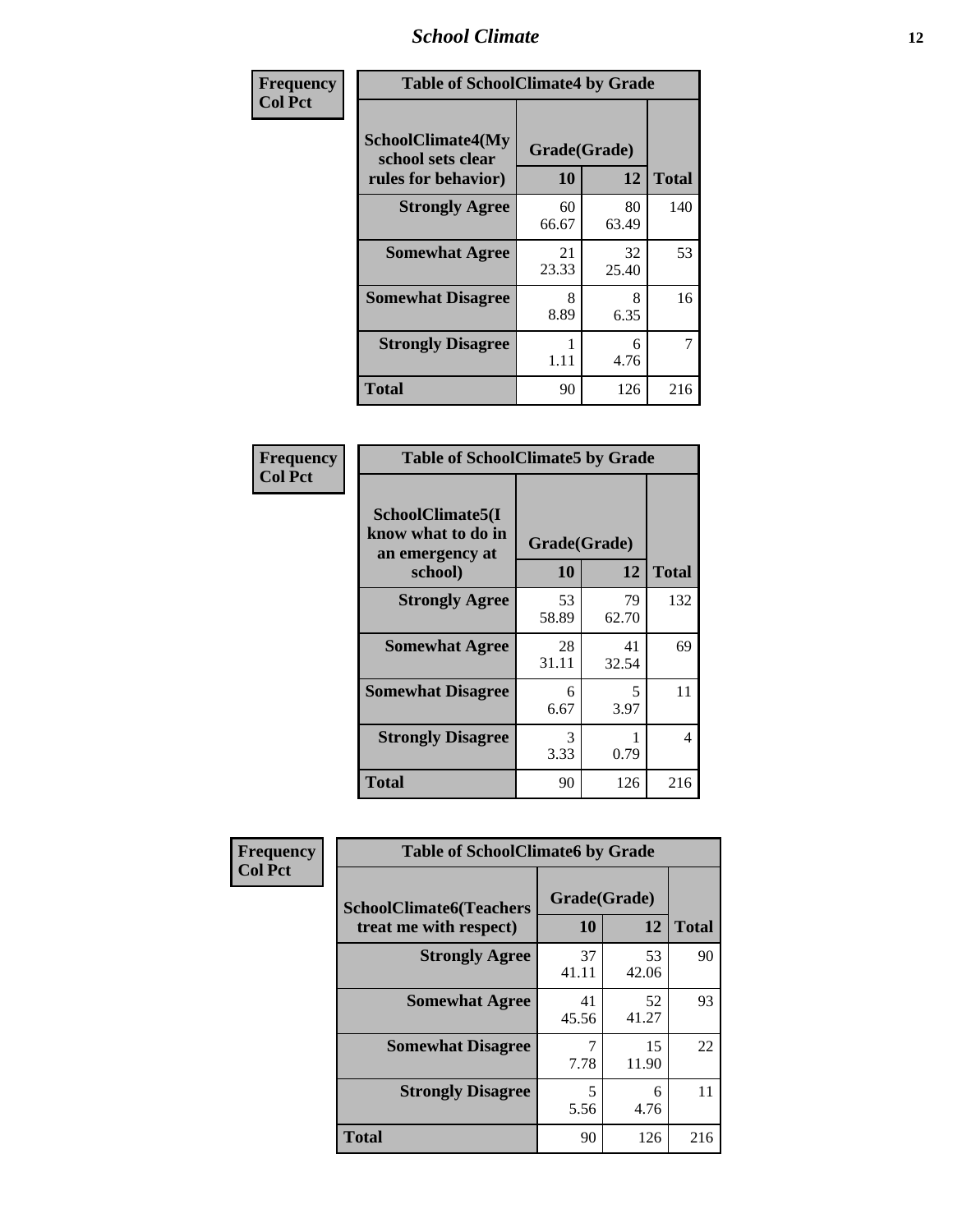| Frequency<br>Col Pct | Table of SchoolClimate4 by Grade | | |
|---|---|---|---|
| SchoolClimate4(My school sets clear rules for behavior) | Grade(Grade) | | |
| | 10 | 12 | Total |
| Strongly Agree | 60<br>66.67 | 80<br>63.49 | 140 |
| Somewhat Agree | 21<br>23.33 | 32<br>25.40 | 53 |
| Somewhat Disagree | 8<br>8.89 | 8<br>6.35 | 16 |
| Strongly Disagree | 1<br>1.11 | 6<br>4.76 | 7 |
| Total | 90 | 126 | 216 |

| Frequency<br>Col Pct | Table of SchoolClimate5 by Grade | | |
|---|---|---|---|
| SchoolClimate5(I know what to do in an emergency at school) | Grade(Grade) | | |
| | 10 | 12 | Total |
| Strongly Agree | 53<br>58.89 | 79<br>62.70 | 132 |
| Somewhat Agree | 28<br>31.11 | 41<br>32.54 | 69 |
| Somewhat Disagree | 6<br>6.67 | 5<br>3.97 | 11 |
| Strongly Disagree | 3<br>3.33 | 1<br>0.79 | 4 |
| Total | 90 | 126 | 216 |

| Frequency<br>Col Pct | Table of SchoolClimate6 by Grade | | |
|---|---|---|---|
| SchoolClimate6(Teachers treat me with respect) | Grade(Grade) | | |
| | 10 | 12 | Total |
| Strongly Agree | 37<br>41.11 | 53<br>42.06 | 90 |
| Somewhat Agree | 41<br>45.56 | 52<br>41.27 | 93 |
| Somewhat Disagree | 7<br>7.78 | 15<br>11.90 | 22 |
| Strongly Disagree | 5<br>5.56 | 6<br>4.76 | 11 |
| Total | 90 | 126 | 216 |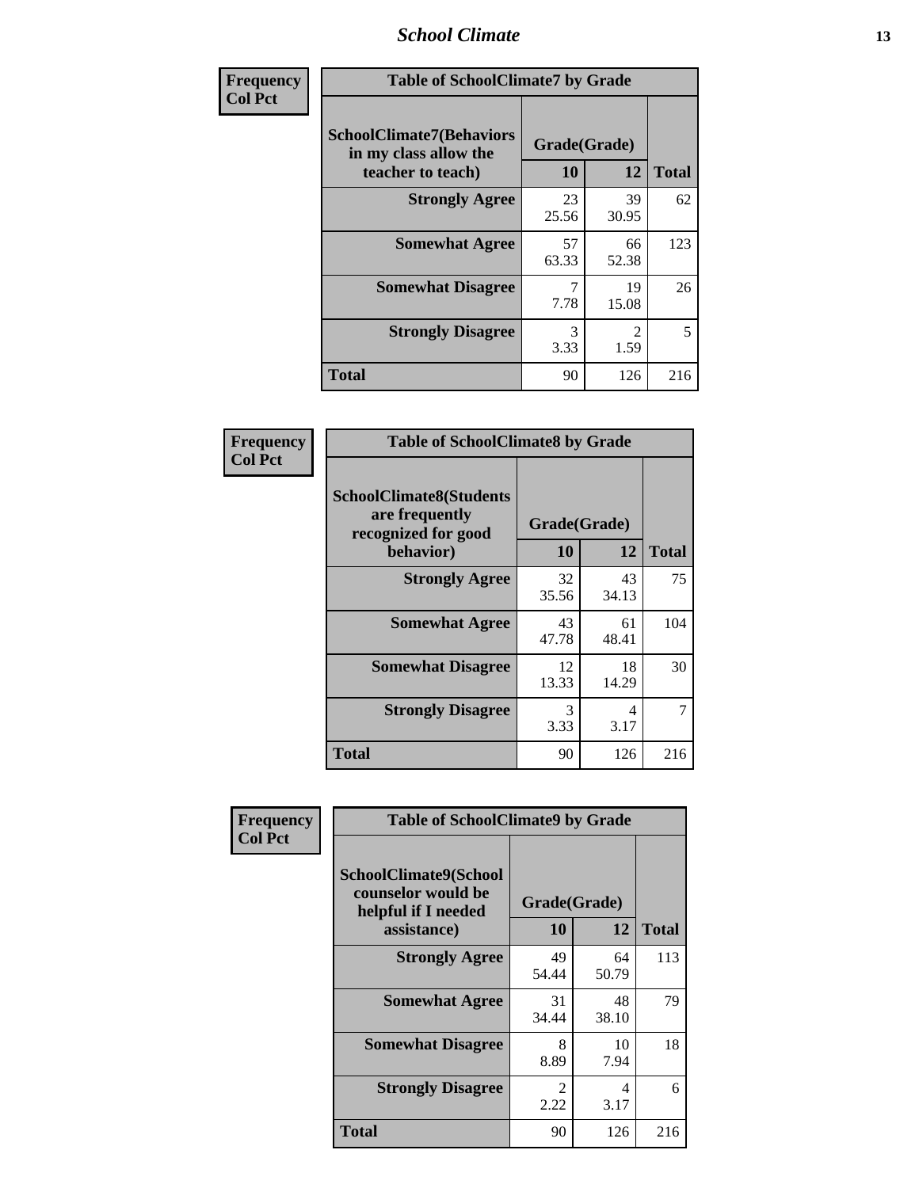| Frequency Col Pct | Table of SchoolClimate7 by Grade | | |
|---|---|---|---|
| SchoolClimate7(Behaviors in my class allow the teacher to teach) | Grade(Grade) | | Total |
| | 10 | 12 | |
| Strongly Agree | 23<br>25.56 | 39<br>30.95 | 62 |
| Somewhat Agree | 57<br>63.33 | 66<br>52.38 | 123 |
| Somewhat Disagree | 7<br>7.78 | 19<br>15.08 | 26 |
| Strongly Disagree | 3<br>3.33 | 2<br>1.59 | 5 |
| Total | 90 | 126 | 216 |

| Frequency Col Pct | Table of SchoolClimate8 by Grade | | |
|---|---|---|---|
| SchoolClimate8(Students are frequently recognized for good behavior) | Grade(Grade) | | Total |
| | 10 | 12 | |
| Strongly Agree | 32<br>35.56 | 43<br>34.13 | 75 |
| Somewhat Agree | 43<br>47.78 | 61<br>48.41 | 104 |
| Somewhat Disagree | 12<br>13.33 | 18<br>14.29 | 30 |
| Strongly Disagree | 3<br>3.33 | 4<br>3.17 | 7 |
| Total | 90 | 126 | 216 |

| Frequency Col Pct | Table of SchoolClimate9 by Grade | | |
|---|---|---|---|
| SchoolClimate9(School counselor would be helpful if I needed assistance) | Grade(Grade) | | Total |
| | 10 | 12 | |
| Strongly Agree | 49<br>54.44 | 64<br>50.79 | 113 |
| Somewhat Agree | 31<br>34.44 | 48<br>38.10 | 79 |
| Somewhat Disagree | 8<br>8.89 | 10<br>7.94 | 18 |
| Strongly Disagree | 2<br>2.22 | 4<br>3.17 | 6 |
| Total | 90 | 126 | 216 |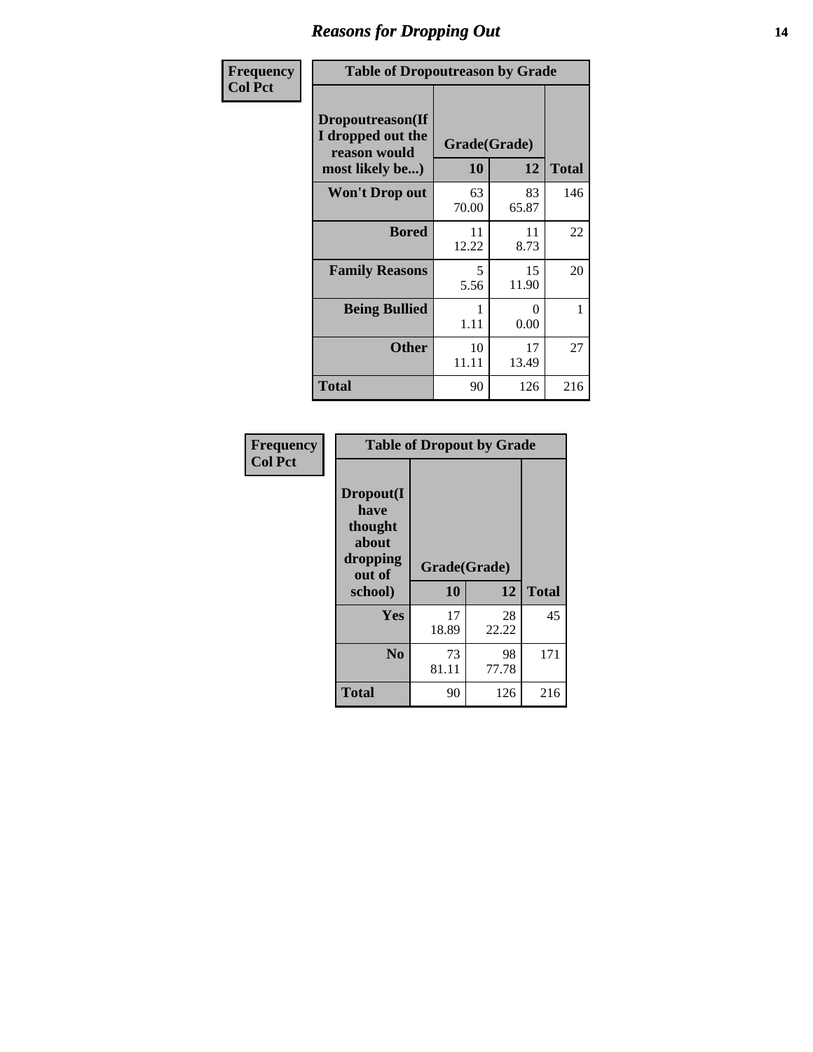## Reasons for Dropping Out

| Frequency<br>Col Pct | | | |
|---|---|---|---|

**Table of Dropoutreason by Grade**

| Dropoutreason(If I dropped out the reason would most likely be...) | Grade(Grade) 10 | 12 | Total |
|---|---|---|---|
| Won't Drop out | 63<br>70.00 | 83<br>65.87 | 146 |
| Bored | 11<br>12.22 | 11<br>8.73 | 22 |
| Family Reasons | 5<br>5.56 | 15<br>11.90 | 20 |
| Being Bullied | 1<br>1.11 | 0<br>0.00 | 1 |
| Other | 10<br>11.11 | 17<br>13.49 | 27 |
| Total | 90 | 126 | 216 |

| Frequency<br>Col Pct | | | |
|---|---|---|---|

**Table of Dropout by Grade**

| Dropout(I have thought about dropping out of school) | Grade(Grade) 10 | 12 | Total |
|---|---|---|---|
| Yes | 17<br>18.89 | 28<br>22.22 | 45 |
| No | 73<br>81.11 | 98<br>77.78 | 171 |
| Total | 90 | 126 | 216 |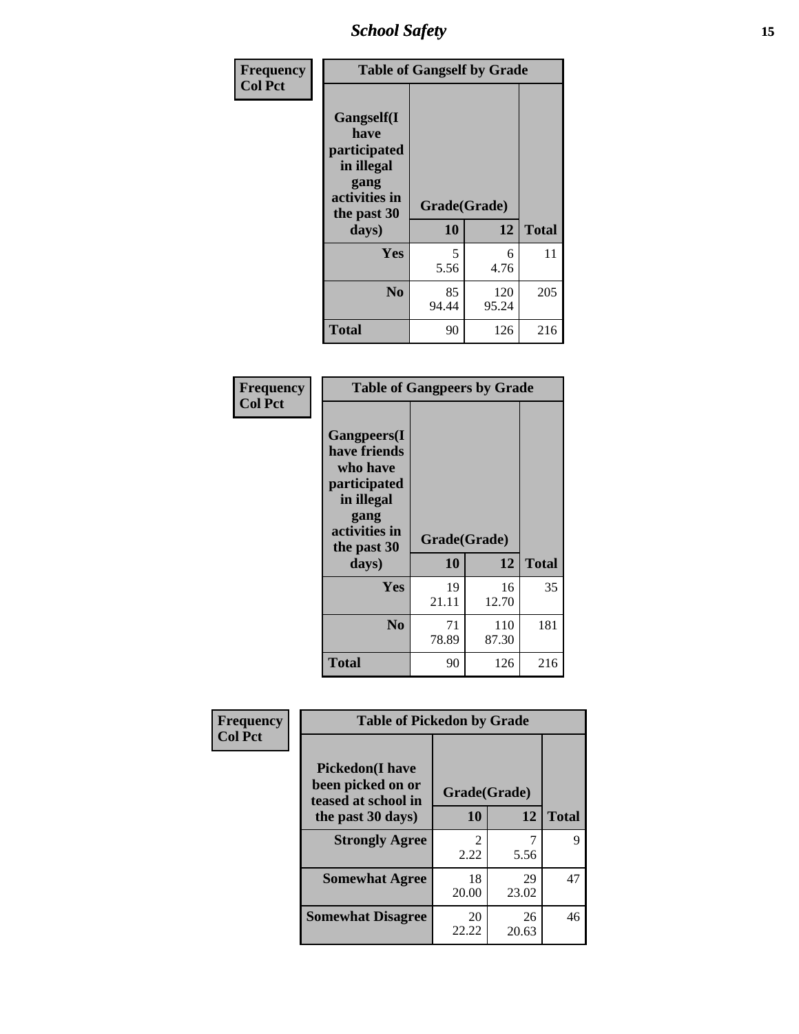| Frequency<br>Col Pct | Table of Gangself by Grade | | |
|---|---|---|---|
| Gangself(I have participated in illegal gang activities in the past 30 days) | Grade(Grade) | | |
| | 10 | 12 | Total |
| Yes | 5<br>5.56 | 6<br>4.76 | 11 |
| No | 85<br>94.44 | 120<br>95.24 | 205 |
| Total | 90 | 126 | 216 |

| Frequency<br>Col Pct | Table of Gangpeers by Grade | | |
|---|---|---|---|
| Gangpeers(I have friends who have participated in illegal gang activities in the past 30 days) | Grade(Grade) | | |
| | 10 | 12 | Total |
| Yes | 19<br>21.11 | 16<br>12.70 | 35 |
| No | 71<br>78.89 | 110<br>87.30 | 181 |
| Total | 90 | 126 | 216 |

| Frequency<br>Col Pct | Table of Pickedon by Grade | | |
|---|---|---|---|
| Pickedon(I have been picked on or teased at school in the past 30 days) | Grade(Grade) | | |
| | 10 | 12 | Total |
| Strongly Agree | 2<br>2.22 | 7<br>5.56 | 9 |
| Somewhat Agree | 18<br>20.00 | 29<br>23.02 | 47 |
| Somewhat Disagree | 20<br>22.22 | 26<br>20.63 | 46 |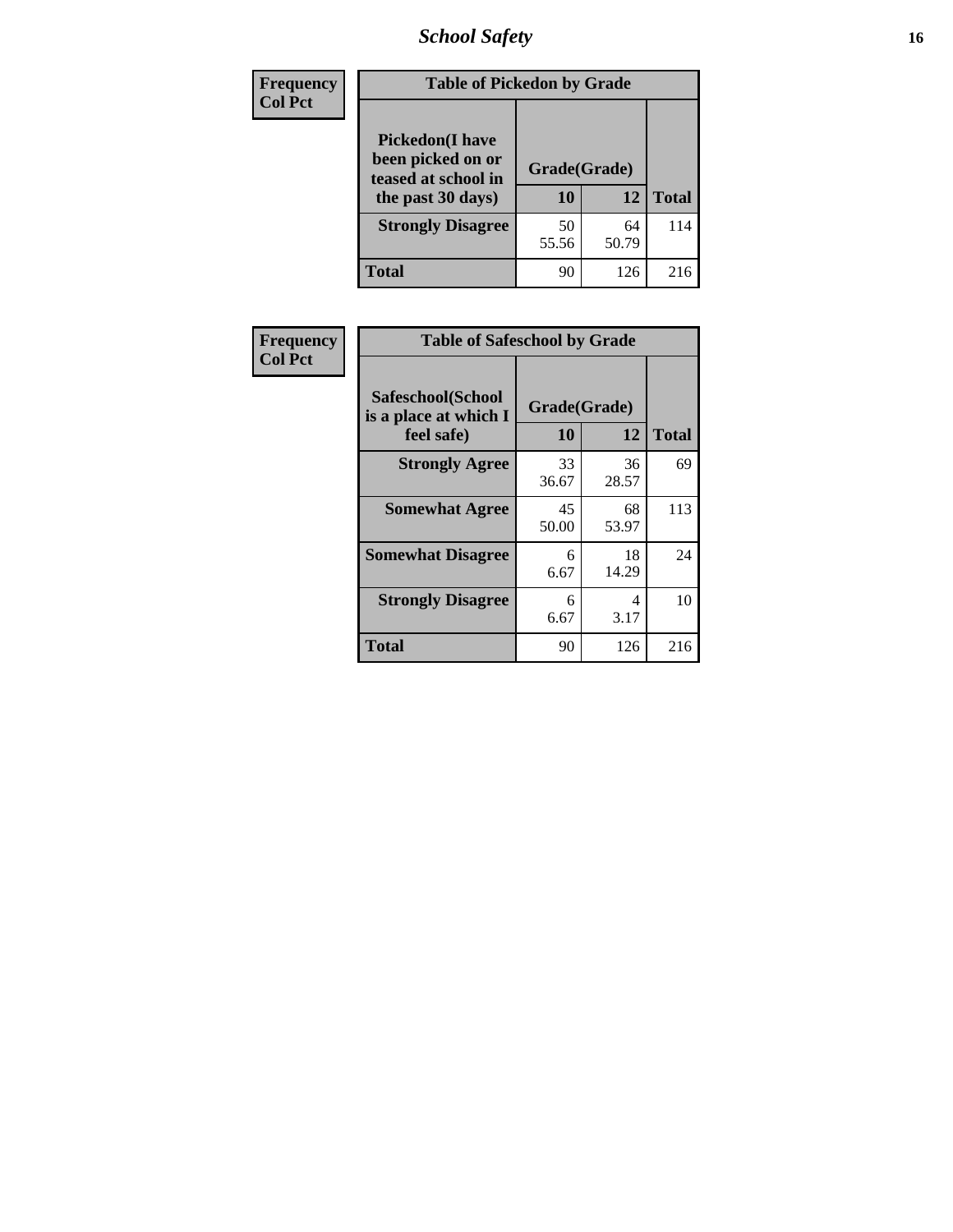| Frequency Col Pct | Table of Pickedon by Grade | | |
|---|---|---|---|
| **Pickedon(I have been picked on or teased at school in the past 30 days)** | **Grade(Grade)** | | |
| | **10** | **12** | **Total** |
| **Strongly Disagree** | 50<br>55.56 | 64<br>50.79 | 114 |
| **Total** | 90 | 126 | 216 |

| Frequency Col Pct | Table of Safeschool by Grade | | |
|---|---|---|---|
| **Safeschool(School is a place at which I feel safe)** | **Grade(Grade)** | | |
| | **10** | **12** | **Total** |
| **Strongly Agree** | 33<br>36.67 | 36<br>28.57 | 69 |
| **Somewhat Agree** | 45<br>50.00 | 68<br>53.97 | 113 |
| **Somewhat Disagree** | 6<br>6.67 | 18<br>14.29 | 24 |
| **Strongly Disagree** | 6<br>6.67 | 4<br>3.17 | 10 |
| **Total** | 90 | 126 | 216 |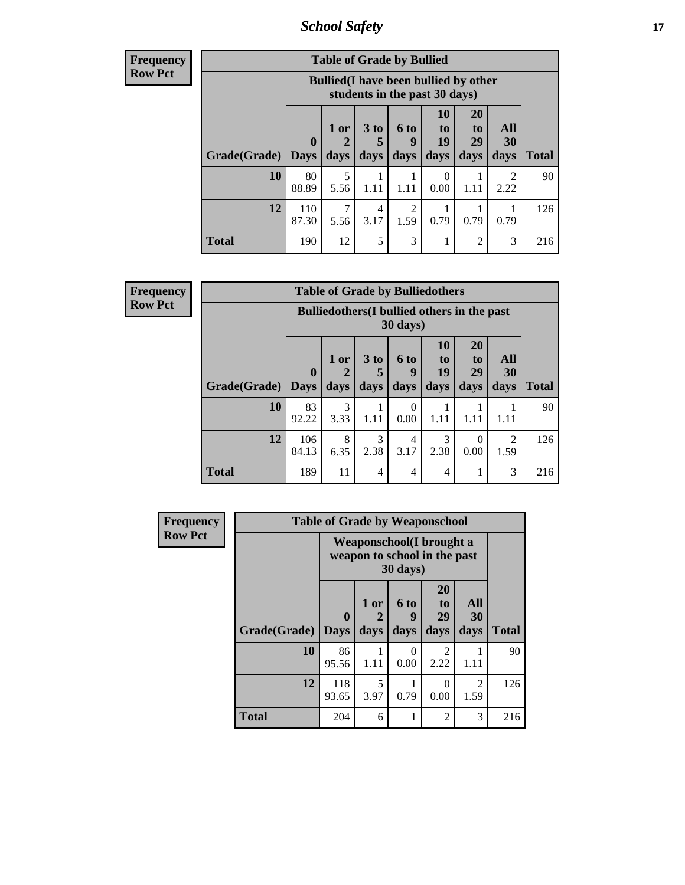| Frequency |
|---|
| Row Pct |

**Table of Grade by Bullied**

| Grade(Grade) | Bullied(I have been bullied by other students in the past 30 days) | | | | | | | Total |
|---|---|---|---|---|---|---|---|---|
| | 0 Days | 1 or 2 days | 3 to 5 days | 6 to 9 days | 10 to 19 days | 20 to 29 days | All 30 days | |
| **10** | 80<br>88.89 | 5<br>5.56 | 1<br>1.11 | 1<br>1.11 | 0<br>0.00 | 1<br>1.11 | 2<br>2.22 | 90 |
| **12** | 110<br>87.30 | 7<br>5.56 | 4<br>3.17 | 2<br>1.59 | 1<br>0.79 | 1<br>0.79 | 1<br>0.79 | 126 |
| **Total** | 190 | 12 | 5 | 3 | 1 | 2 | 3 | 216 |

| Frequency |
|---|
| Row Pct |

**Table of Grade by Bulliedothers**

| Grade(Grade) | Bulliedothers(I bullied others in the past 30 days) | | | | | | | Total |
|---|---|---|---|---|---|---|---|---|
| | 0 Days | 1 or 2 days | 3 to 5 days | 6 to 9 days | 10 to 19 days | 20 to 29 days | All 30 days | |
| **10** | 83<br>92.22 | 3<br>3.33 | 1<br>1.11 | 0<br>0.00 | 1<br>1.11 | 1<br>1.11 | 1<br>1.11 | 90 |
| **12** | 106<br>84.13 | 8<br>6.35 | 3<br>2.38 | 4<br>3.17 | 3<br>2.38 | 0<br>0.00 | 2<br>1.59 | 126 |
| **Total** | 189 | 11 | 4 | 4 | 4 | 1 | 3 | 216 |

| Frequency |
|---|
| Row Pct |

**Table of Grade by Weaponschool**

| Grade(Grade) | Weaponschool(I brought a weapon to school in the past 30 days) | | | | | Total |
|---|---|---|---|---|---|---|
| | 0 Days | 1 or 2 days | 6 to 9 days | 20 to 29 days | All 30 days | |
| **10** | 86<br>95.56 | 1<br>1.11 | 0<br>0.00 | 2<br>2.22 | 1<br>1.11 | 90 |
| **12** | 118<br>93.65 | 5<br>3.97 | 1<br>0.79 | 0<br>0.00 | 2<br>1.59 | 126 |
| **Total** | 204 | 6 | 1 | 2 | 3 | 216 |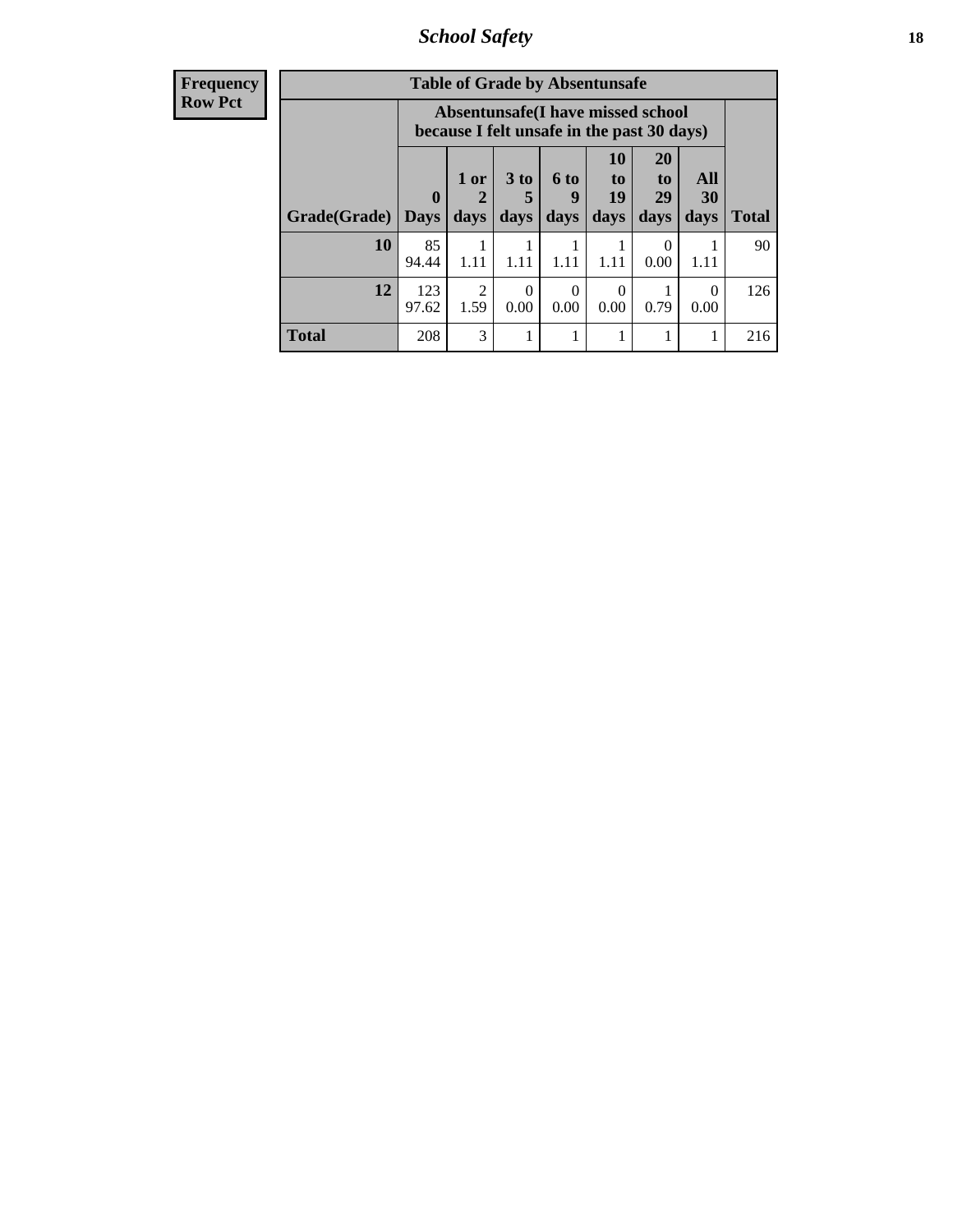| Frequency<br>Row Pct |
|---|

| Table of Grade by Absentunsafe | | | | | | | | |
|---|---|---|---|---|---|---|---|---|
| | Absentunsafe(I have missed school because I felt unsafe in the past 30 days) | | | | | | | |
| Grade(Grade) | 0 Days | 1 or 2 days | 3 to 5 days | 6 to 9 days | 10 to 19 days | 20 to 29 days | All 30 days | Total |
| 10 | 85<br>94.44 | 1<br>1.11 | 1<br>1.11 | 1<br>1.11 | 1<br>1.11 | 0<br>0.00 | 1<br>1.11 | 90 |
| 12 | 123<br>97.62 | 2<br>1.59 | 0<br>0.00 | 0<br>0.00 | 0<br>0.00 | 1<br>0.79 | 0<br>0.00 | 126 |
| Total | 208 | 3 | 1 | 1 | 1 | 1 | 1 | 216 |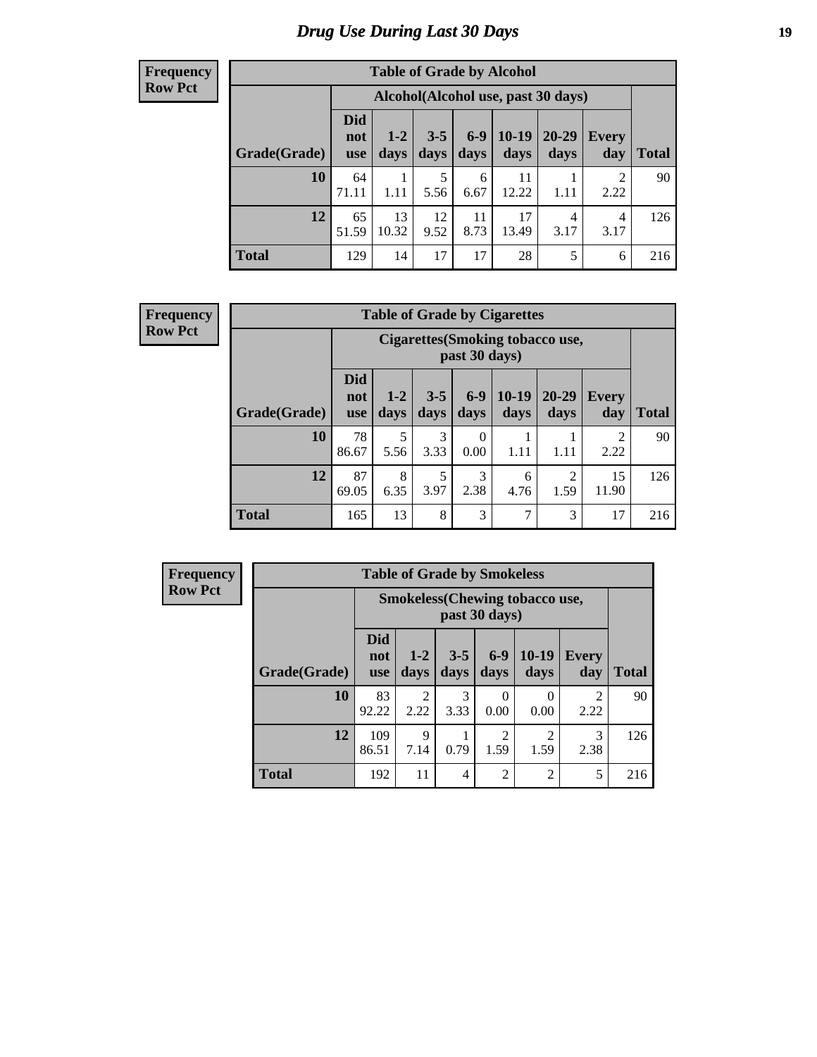# Drug Use During Last 30 Days

**Frequency**
**Row Pct**

| Table of Grade by Alcohol | | | | | | | | |
|---|---|---|---|---|---|---|---|---|
| | Alcohol(Alcohol use, past 30 days) | | | | | | | |
| Grade(Grade) | Did not use | 1-2 days | 3-5 days | 6-9 days | 10-19 days | 20-29 days | Every day | Total |
| 10 | 64<br>71.11 | 1<br>1.11 | 5<br>5.56 | 6<br>6.67 | 11<br>12.22 | 1<br>1.11 | 2<br>2.22 | 90 |
| 12 | 65<br>51.59 | 13<br>10.32 | 12<br>9.52 | 11<br>8.73 | 17<br>13.49 | 4<br>3.17 | 4<br>3.17 | 126 |
| Total | 129 | 14 | 17 | 17 | 28 | 5 | 6 | 216 |

**Frequency**
**Row Pct**

| Table of Grade by Cigarettes | | | | | | | | |
|---|---|---|---|---|---|---|---|---|
| | Cigarettes(Smoking tobacco use, past 30 days) | | | | | | | |
| Grade(Grade) | Did not use | 1-2 days | 3-5 days | 6-9 days | 10-19 days | 20-29 days | Every day | Total |
| 10 | 78<br>86.67 | 5<br>5.56 | 3<br>3.33 | 0<br>0.00 | 1<br>1.11 | 1<br>1.11 | 2<br>2.22 | 90 |
| 12 | 87<br>69.05 | 8<br>6.35 | 5<br>3.97 | 3<br>2.38 | 6<br>4.76 | 2<br>1.59 | 15<br>11.90 | 126 |
| Total | 165 | 13 | 8 | 3 | 7 | 3 | 17 | 216 |

**Frequency**
**Row Pct**

| Table of Grade by Smokeless | | | | | | | |
|---|---|---|---|---|---|---|---|
| | Smokeless(Chewing tobacco use, past 30 days) | | | | | | |
| Grade(Grade) | Did not use | 1-2 days | 3-5 days | 6-9 days | 10-19 days | Every day | Total |
| 10 | 83<br>92.22 | 2<br>2.22 | 3<br>3.33 | 0<br>0.00 | 0<br>0.00 | 2<br>2.22 | 90 |
| 12 | 109<br>86.51 | 9<br>7.14 | 1<br>0.79 | 2<br>1.59 | 2<br>1.59 | 3<br>2.38 | 126 |
| Total | 192 | 11 | 4 | 2 | 2 | 5 | 216 |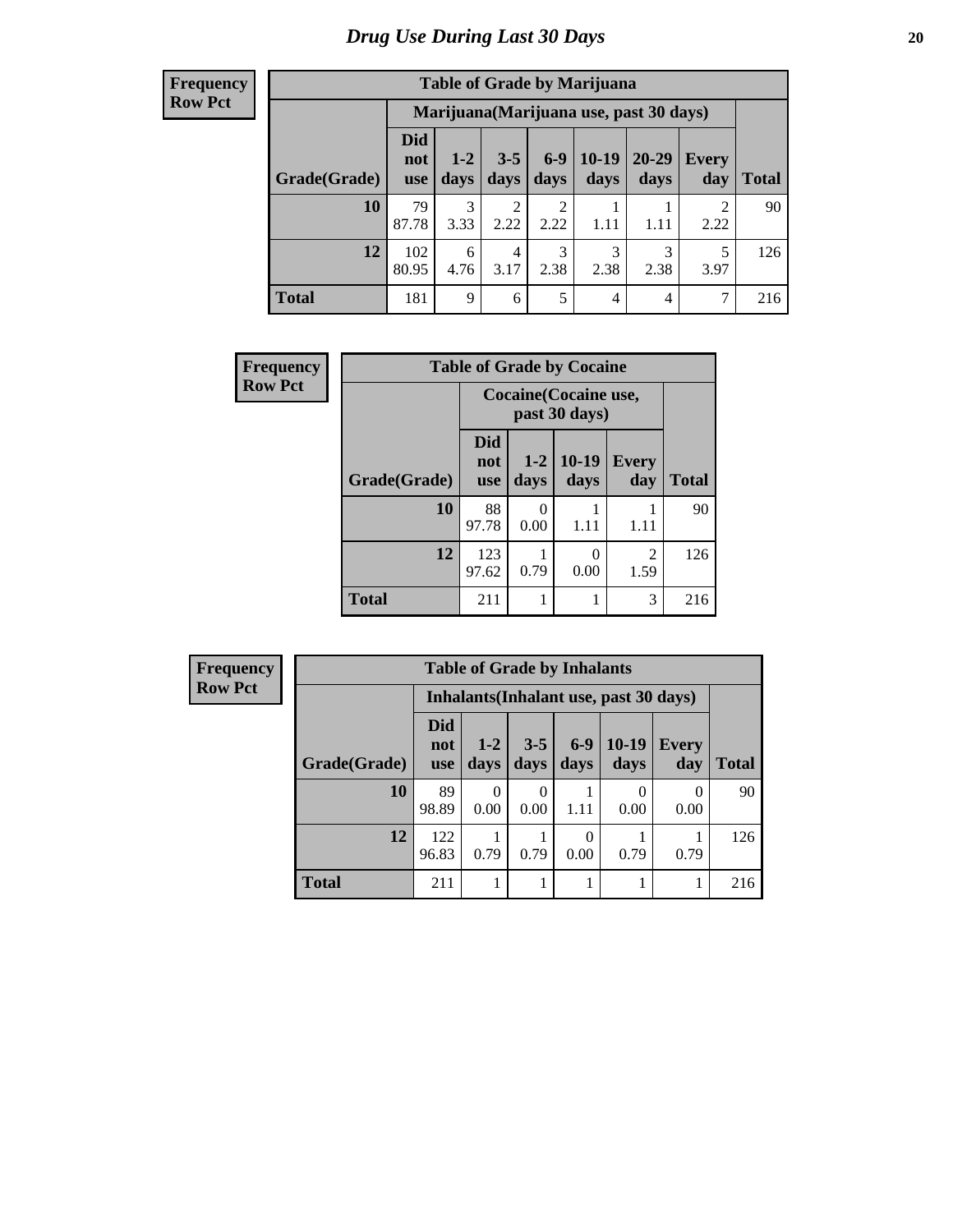# Drug Use During Last 30 Days

**Frequency**
**Row Pct**

| Table of Grade by Marijuana | | | | | | | | |
|---|---|---|---|---|---|---|---|---|
| | Marijuana(Marijuana use, past 30 days) | | | | | | | |
| **Grade(Grade)** | **Did not use** | **1-2 days** | **3-5 days** | **6-9 days** | **10-19 days** | **20-29 days** | **Every day** | **Total** |
| **10** | 79<br>87.78 | 3<br>3.33 | 2<br>2.22 | 2<br>2.22 | 1<br>1.11 | 1<br>1.11 | 2<br>2.22 | 90 |
| **12** | 102<br>80.95 | 6<br>4.76 | 4<br>3.17 | 3<br>2.38 | 3<br>2.38 | 3<br>2.38 | 5<br>3.97 | 126 |
| **Total** | 181 | 9 | 6 | 5 | 4 | 4 | 7 | 216 |

**Frequency**
**Row Pct**

| Table of Grade by Cocaine | | | | | |
|---|---|---|---|---|---|
| | Cocaine(Cocaine use, past 30 days) | | | | |
| **Grade(Grade)** | **Did not use** | **1-2 days** | **10-19 days** | **Every day** | **Total** |
| **10** | 88<br>97.78 | 0<br>0.00 | 1<br>1.11 | 1<br>1.11 | 90 |
| **12** | 123<br>97.62 | 1<br>0.79 | 0<br>0.00 | 2<br>1.59 | 126 |
| **Total** | 211 | 1 | 1 | 3 | 216 |

**Frequency**
**Row Pct**

| Table of Grade by Inhalants | | | | | | | |
|---|---|---|---|---|---|---|---|
| | Inhalants(Inhalant use, past 30 days) | | | | | | |
| **Grade(Grade)** | **Did not use** | **1-2 days** | **3-5 days** | **6-9 days** | **10-19 days** | **Every day** | **Total** |
| **10** | 89<br>98.89 | 0<br>0.00 | 0<br>0.00 | 1<br>1.11 | 0<br>0.00 | 0<br>0.00 | 90 |
| **12** | 122<br>96.83 | 1<br>0.79 | 1<br>0.79 | 0<br>0.00 | 1<br>0.79 | 1<br>0.79 | 126 |
| **Total** | 211 | 1 | 1 | 1 | 1 | 1 | 216 |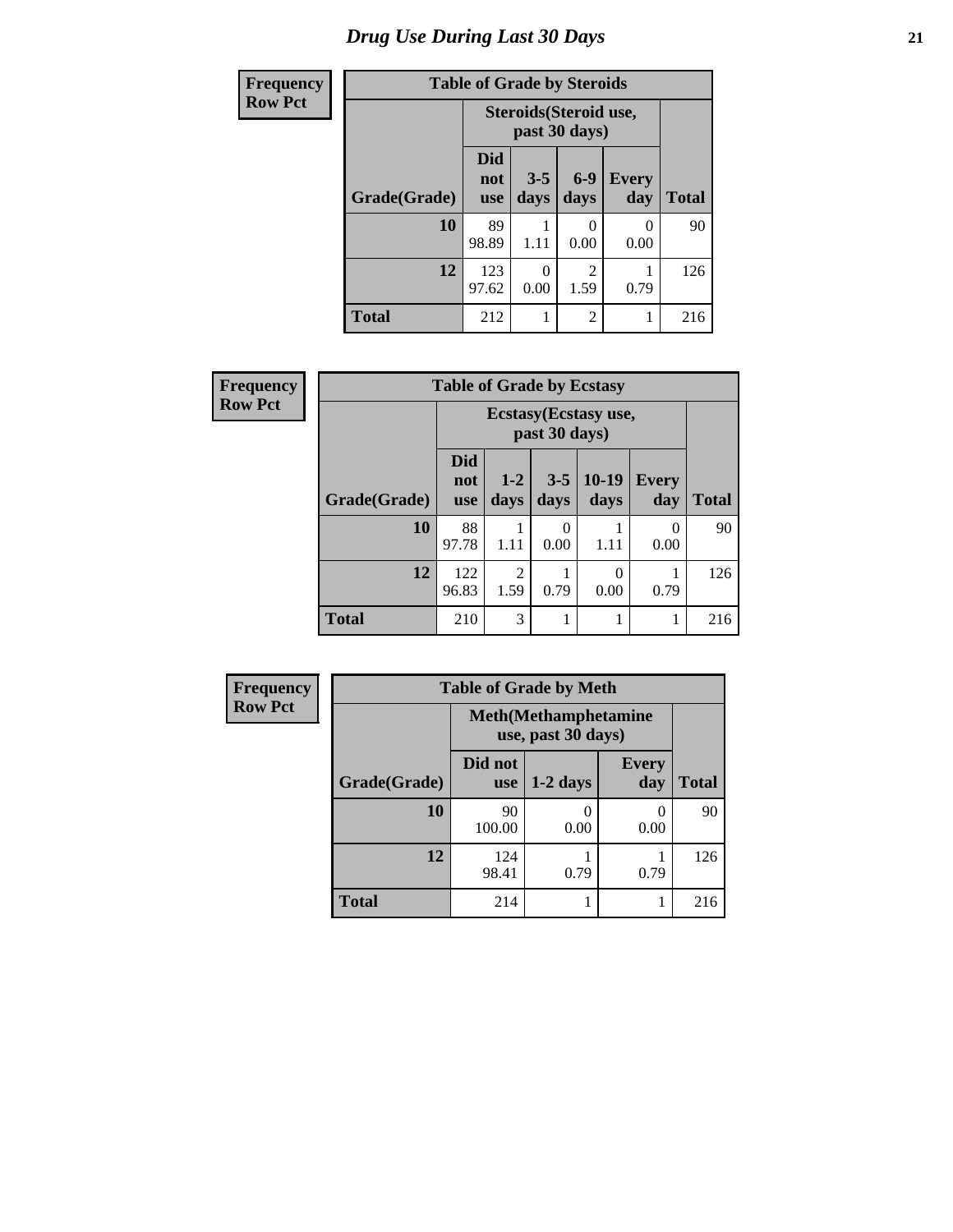# Drug Use During Last 30 Days

| Frequency<br>Row Pct |
|---|

**Table of Grade by Steroids**

| Grade(Grade) | Steroids(Steroid use, past 30 days) | | | | Total |
|---|---|---|---|---|---|
| | Did not use | 3-5 days | 6-9 days | Every day | |
| 10 | 89<br>98.89 | 1<br>1.11 | 0<br>0.00 | 0<br>0.00 | 90 |
| 12 | 123<br>97.62 | 0<br>0.00 | 2<br>1.59 | 1<br>0.79 | 126 |
| Total | 212 | 1 | 2 | 1 | 216 |

| Frequency<br>Row Pct |
|---|

**Table of Grade by Ecstasy**

| Grade(Grade) | Ecstasy(Ecstasy use, past 30 days) | | | | | Total |
|---|---|---|---|---|---|---|
| | Did not use | 1-2 days | 3-5 days | 10-19 days | Every day | |
| 10 | 88<br>97.78 | 1<br>1.11 | 0<br>0.00 | 1<br>1.11 | 0<br>0.00 | 90 |
| 12 | 122<br>96.83 | 2<br>1.59 | 1<br>0.79 | 0<br>0.00 | 1<br>0.79 | 126 |
| Total | 210 | 3 | 1 | 1 | 1 | 216 |

| Frequency<br>Row Pct |
|---|

**Table of Grade by Meth**

| Grade(Grade) | Meth(Methamphetamine use, past 30 days) | | | Total |
|---|---|---|---|---|
| | Did not use | 1-2 days | Every day | |
| 10 | 90<br>100.00 | 0<br>0.00 | 0<br>0.00 | 90 |
| 12 | 124<br>98.41 | 1<br>0.79 | 1<br>0.79 | 126 |
| Total | 214 | 1 | 1 | 216 |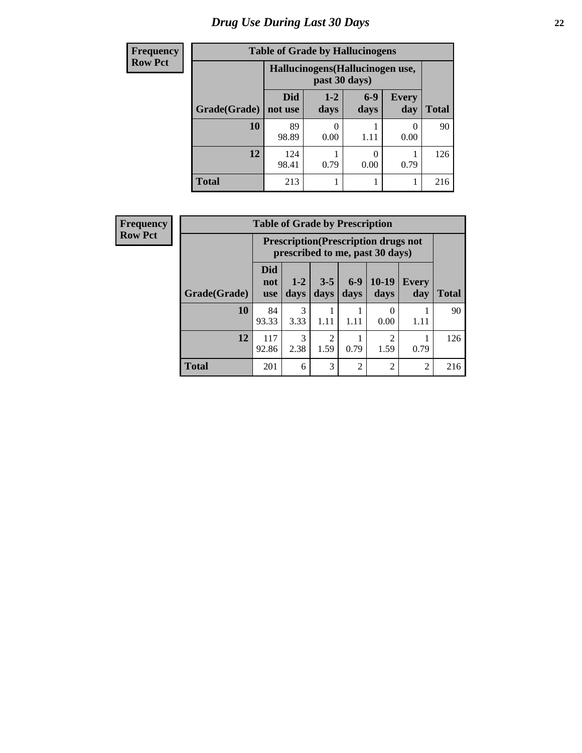# Drug Use During Last 30 Days

**Frequency**
**Row Pct**

| Table of Grade by Hallucinogens | | | | | |
|---|---|---|---|---|---|
| | Hallucinogens(Hallucinogen use, past 30 days) | | | | |
| Grade(Grade) | Did not use | 1-2 days | 6-9 days | Every day | Total |
| 10 | 89<br>98.89 | 0<br>0.00 | 1<br>1.11 | 0<br>0.00 | 90 |
| 12 | 124<br>98.41 | 1<br>0.79 | 0<br>0.00 | 1<br>0.79 | 126 |
| Total | 213 | 1 | 1 | 1 | 216 |

**Frequency**
**Row Pct**

| Table of Grade by Prescription | | | | | | | |
|---|---|---|---|---|---|---|---|
| | Prescription(Prescription drugs not prescribed to me, past 30 days) | | | | | | |
| Grade(Grade) | Did not use | 1-2 days | 3-5 days | 6-9 days | 10-19 days | Every day | Total |
| 10 | 84<br>93.33 | 3<br>3.33 | 1<br>1.11 | 1<br>1.11 | 0<br>0.00 | 1<br>1.11 | 90 |
| 12 | 117<br>92.86 | 3<br>2.38 | 2<br>1.59 | 1<br>0.79 | 2<br>1.59 | 1<br>0.79 | 126 |
| Total | 201 | 6 | 3 | 2 | 2 | 2 | 216 |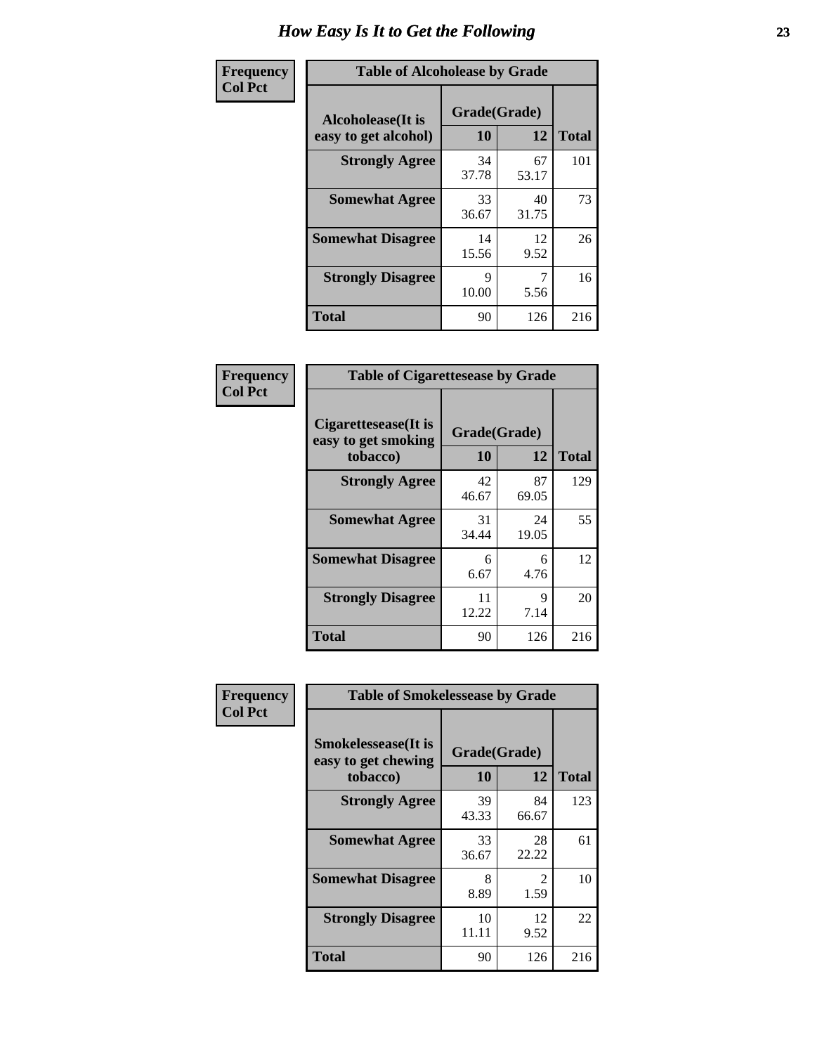# How Easy Is It to Get the Following

**Frequency Col Pct**

**Table of Alcoholease by Grade**

| Alcoholease(It is easy to get alcohol) | Grade(Grade) 10 | 12 | Total |
|---|---|---|---|
| **Strongly Agree** | 34<br>37.78 | 67<br>53.17 | 101 |
| **Somewhat Agree** | 33<br>36.67 | 40<br>31.75 | 73 |
| **Somewhat Disagree** | 14<br>15.56 | 12<br>9.52 | 26 |
| **Strongly Disagree** | 9<br>10.00 | 7<br>5.56 | 16 |
| **Total** | 90 | 126 | 216 |

**Frequency Col Pct**

**Table of Cigarettesease by Grade**

| Cigarettesease(It is easy to get smoking tobacco) | Grade(Grade) 10 | 12 | Total |
|---|---|---|---|
| **Strongly Agree** | 42<br>46.67 | 87<br>69.05 | 129 |
| **Somewhat Agree** | 31<br>34.44 | 24<br>19.05 | 55 |
| **Somewhat Disagree** | 6<br>6.67 | 6<br>4.76 | 12 |
| **Strongly Disagree** | 11<br>12.22 | 9<br>7.14 | 20 |
| **Total** | 90 | 126 | 216 |

**Frequency Col Pct**

**Table of Smokelessease by Grade**

| Smokelessease(It is easy to get chewing tobacco) | Grade(Grade) 10 | 12 | Total |
|---|---|---|---|
| **Strongly Agree** | 39<br>43.33 | 84<br>66.67 | 123 |
| **Somewhat Agree** | 33<br>36.67 | 28<br>22.22 | 61 |
| **Somewhat Disagree** | 8<br>8.89 | 2<br>1.59 | 10 |
| **Strongly Disagree** | 10<br>11.11 | 12<br>9.52 | 22 |
| **Total** | 90 | 126 | 216 |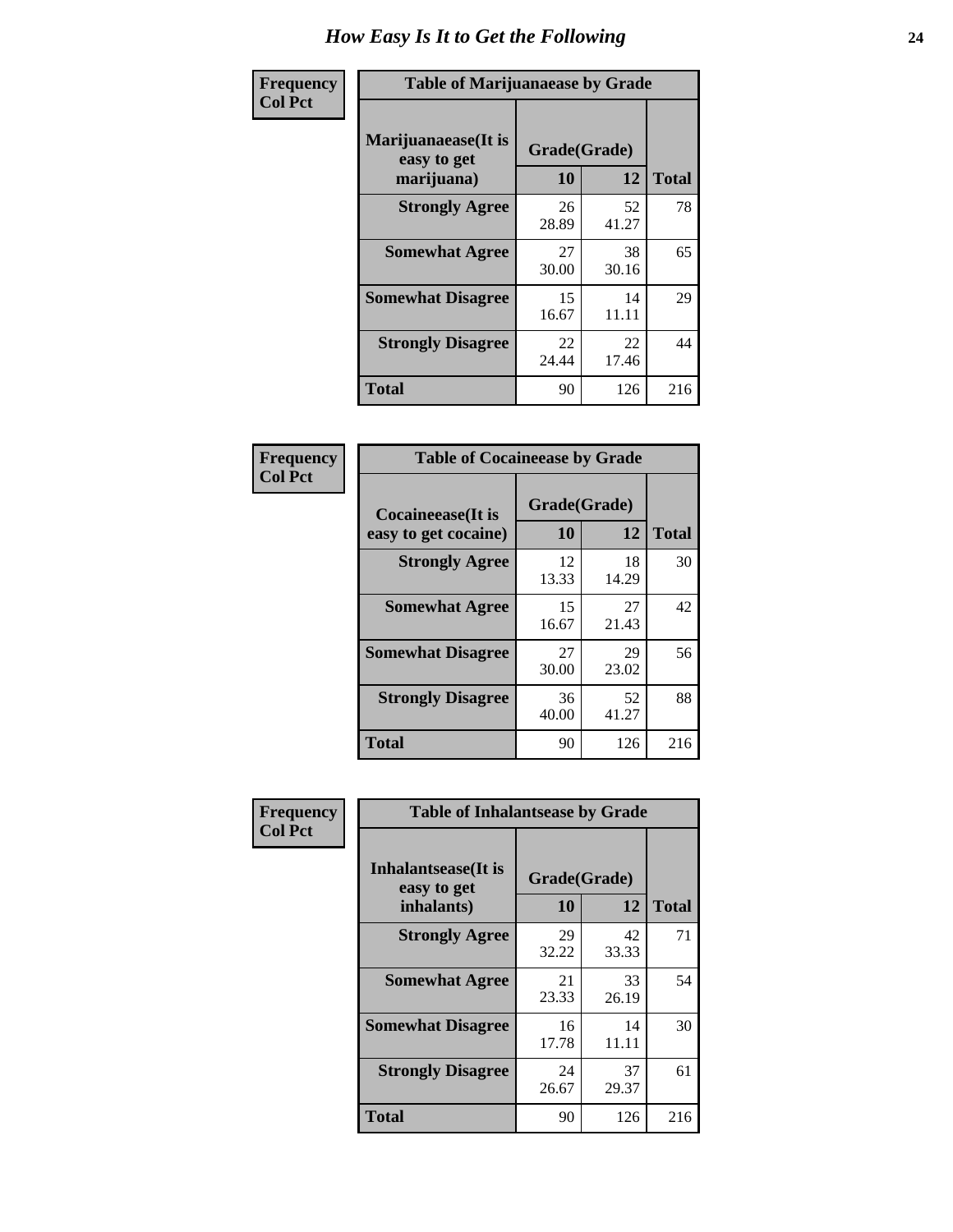# How Easy Is It to Get the Following

**Frequency**
**Col Pct**

**Table of Marijuanaease by Grade**

| Marijuanaease(It is easy to get marijuana) | Grade(Grade) 10 | 12 | Total |
|---|---|---|---|
| **Strongly Agree** | 26<br>28.89 | 52<br>41.27 | 78 |
| **Somewhat Agree** | 27<br>30.00 | 38<br>30.16 | 65 |
| **Somewhat Disagree** | 15<br>16.67 | 14<br>11.11 | 29 |
| **Strongly Disagree** | 22<br>24.44 | 22<br>17.46 | 44 |
| **Total** | 90 | 126 | 216 |

**Frequency**
**Col Pct**

**Table of Cocaineease by Grade**

| Cocaineease(It is easy to get cocaine) | Grade(Grade) 10 | 12 | Total |
|---|---|---|---|
| **Strongly Agree** | 12<br>13.33 | 18<br>14.29 | 30 |
| **Somewhat Agree** | 15<br>16.67 | 27<br>21.43 | 42 |
| **Somewhat Disagree** | 27<br>30.00 | 29<br>23.02 | 56 |
| **Strongly Disagree** | 36<br>40.00 | 52<br>41.27 | 88 |
| **Total** | 90 | 126 | 216 |

**Frequency**
**Col Pct**

**Table of Inhalantsease by Grade**

| Inhalantsease(It is easy to get inhalants) | Grade(Grade) 10 | 12 | Total |
|---|---|---|---|
| **Strongly Agree** | 29<br>32.22 | 42<br>33.33 | 71 |
| **Somewhat Agree** | 21<br>23.33 | 33<br>26.19 | 54 |
| **Somewhat Disagree** | 16<br>17.78 | 14<br>11.11 | 30 |
| **Strongly Disagree** | 24<br>26.67 | 37<br>29.37 | 61 |
| **Total** | 90 | 126 | 216 |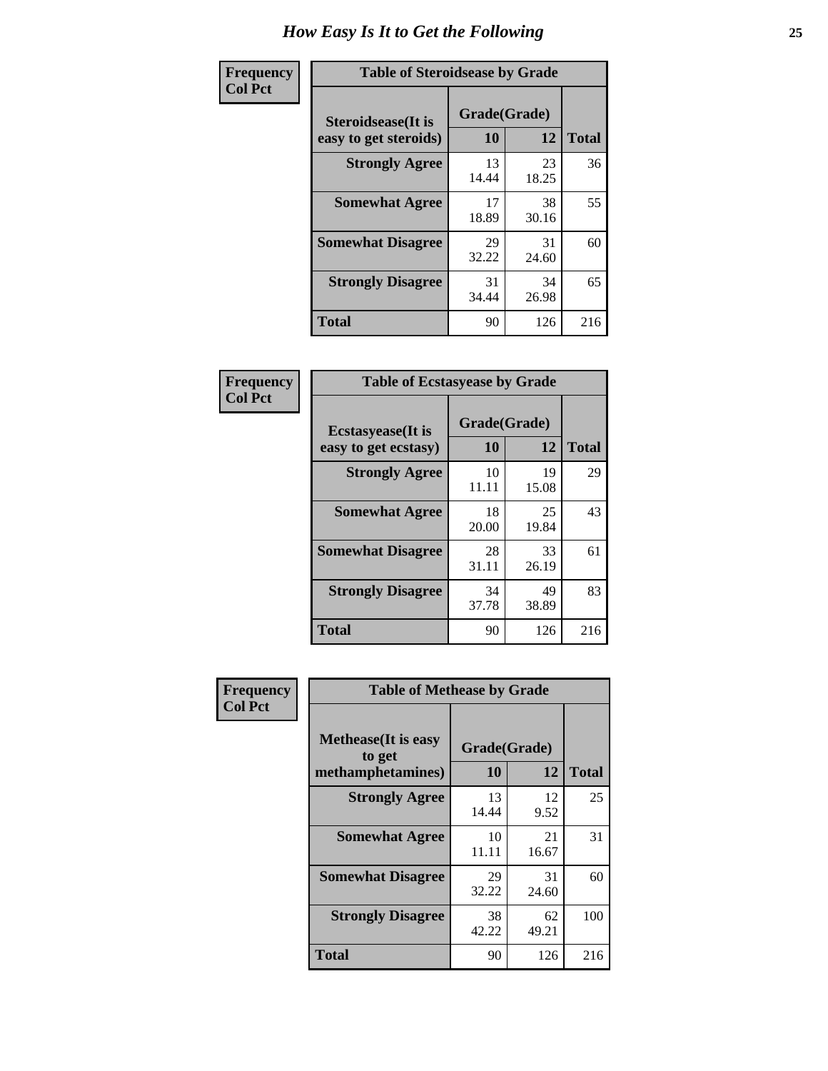# How Easy Is It to Get the Following

**Frequency**
**Col Pct**

**Table of Steroidsease by Grade**

| Steroidsease(It is easy to get steroids) | Grade(Grade) | | Total |
|---|---|---|---|
| | 10 | 12 | |
| **Strongly Agree** | 13<br>14.44 | 23<br>18.25 | 36 |
| **Somewhat Agree** | 17<br>18.89 | 38<br>30.16 | 55 |
| **Somewhat Disagree** | 29<br>32.22 | 31<br>24.60 | 60 |
| **Strongly Disagree** | 31<br>34.44 | 34<br>26.98 | 65 |
| **Total** | 90 | 126 | 216 |

**Frequency**
**Col Pct**

**Table of Ecstasyease by Grade**

| Ecstasyease(It is easy to get ecstasy) | Grade(Grade) | | Total |
|---|---|---|---|
| | 10 | 12 | |
| **Strongly Agree** | 10<br>11.11 | 19<br>15.08 | 29 |
| **Somewhat Agree** | 18<br>20.00 | 25<br>19.84 | 43 |
| **Somewhat Disagree** | 28<br>31.11 | 33<br>26.19 | 61 |
| **Strongly Disagree** | 34<br>37.78 | 49<br>38.89 | 83 |
| **Total** | 90 | 126 | 216 |

**Frequency**
**Col Pct**

**Table of Methease by Grade**

| Methease(It is easy to get methamphetamines) | Grade(Grade) | | Total |
|---|---|---|---|
| | 10 | 12 | |
| **Strongly Agree** | 13<br>14.44 | 12<br>9.52 | 25 |
| **Somewhat Agree** | 10<br>11.11 | 21<br>16.67 | 31 |
| **Somewhat Disagree** | 29<br>32.22 | 31<br>24.60 | 60 |
| **Strongly Disagree** | 38<br>42.22 | 62<br>49.21 | 100 |
| **Total** | 90 | 126 | 216 |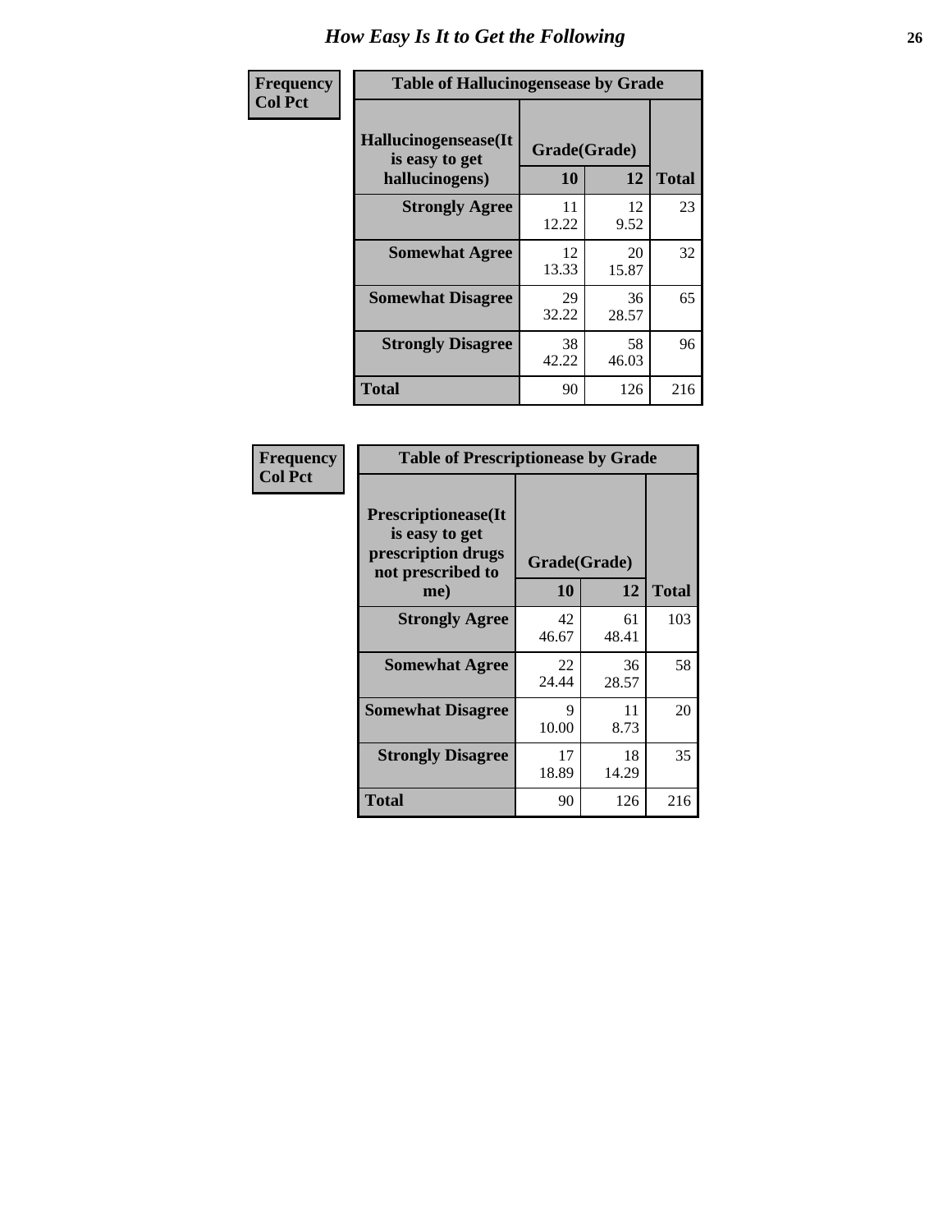# How Easy Is It to Get the Following

**Frequency**
**Col Pct**

**Table of Hallucinogensease by Grade**

| Hallucinogensease(It is easy to get hallucinogens) | Grade(Grade) 10 | 12 | Total |
|---|---|---|---|
| **Strongly Agree** | 11<br>12.22 | 12<br>9.52 | 23 |
| **Somewhat Agree** | 12<br>13.33 | 20<br>15.87 | 32 |
| **Somewhat Disagree** | 29<br>32.22 | 36<br>28.57 | 65 |
| **Strongly Disagree** | 38<br>42.22 | 58<br>46.03 | 96 |
| **Total** | 90 | 126 | 216 |

**Frequency**
**Col Pct**

**Table of Prescriptionease by Grade**

| Prescriptionease(It is easy to get prescription drugs not prescribed to me) | Grade(Grade) 10 | 12 | Total |
|---|---|---|---|
| **Strongly Agree** | 42<br>46.67 | 61<br>48.41 | 103 |
| **Somewhat Agree** | 22<br>24.44 | 36<br>28.57 | 58 |
| **Somewhat Disagree** | 9<br>10.00 | 11<br>8.73 | 20 |
| **Strongly Disagree** | 17<br>18.89 | 18<br>14.29 | 35 |
| **Total** | 90 | 126 | 216 |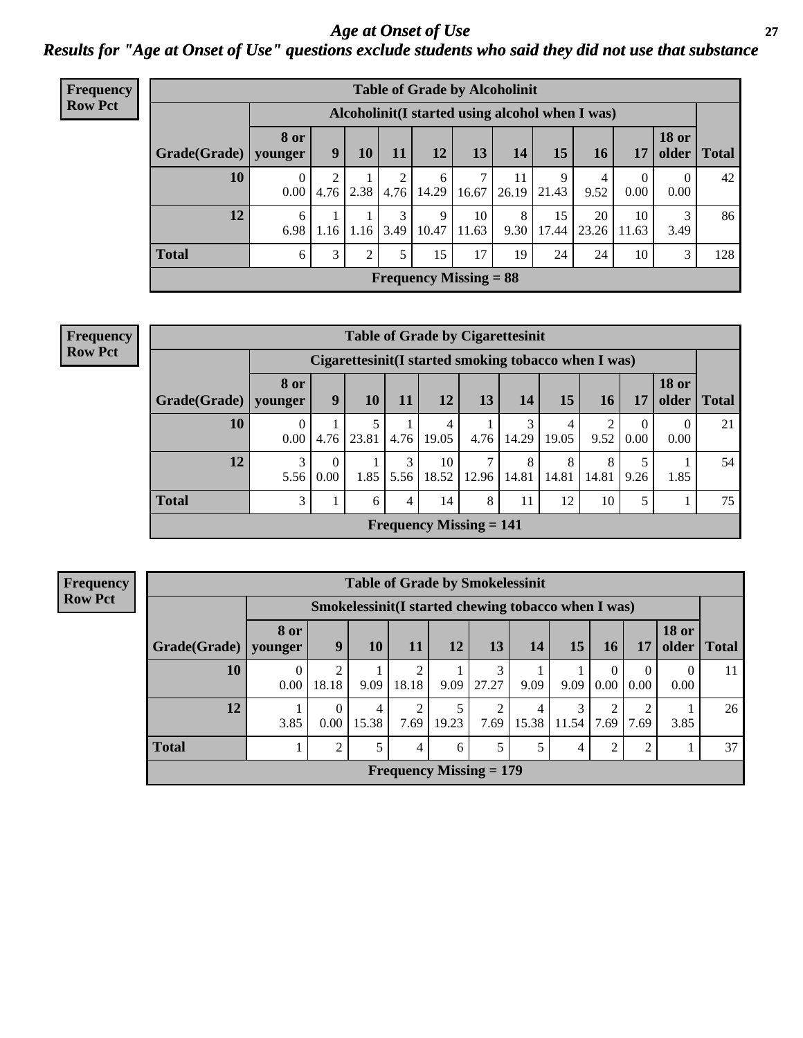# Age at Onset of Use

## Results for "Age at Onset of Use" questions exclude students who said they did not use that substance

**Frequency**
**Row Pct**

**Table of Grade by Alcoholinit**

| Grade(Grade) | Alcoholinit(I started using alcohol when I was) 8 or younger | 9 | 10 | 11 | 12 | 13 | 14 | 15 | 16 | 17 | 18 or older | Total |
|---|---|---|---|---|---|---|---|---|---|---|---|---|
| **10** | 0<br>0.00 | 2<br>4.76 | 1<br>2.38 | 2<br>4.76 | 6<br>14.29 | 7<br>16.67 | 11<br>26.19 | 9<br>21.43 | 4<br>9.52 | 0<br>0.00 | 0<br>0.00 | 42 |
| **12** | 6<br>6.98 | 1<br>1.16 | 1<br>1.16 | 3<br>3.49 | 9<br>10.47 | 10<br>11.63 | 8<br>9.30 | 15<br>17.44 | 20<br>23.26 | 10<br>11.63 | 3<br>3.49 | 86 |
| **Total** | 6 | 3 | 2 | 5 | 15 | 17 | 19 | 24 | 24 | 10 | 3 | 128 |

**Frequency Missing = 88**

**Frequency**
**Row Pct**

**Table of Grade by Cigarettesinit**

| Grade(Grade) | Cigarettesinit(I started smoking tobacco when I was) 8 or younger | 9 | 10 | 11 | 12 | 13 | 14 | 15 | 16 | 17 | 18 or older | Total |
|---|---|---|---|---|---|---|---|---|---|---|---|---|
| **10** | 0<br>0.00 | 1<br>4.76 | 5<br>23.81 | 1<br>4.76 | 4<br>19.05 | 1<br>4.76 | 3<br>14.29 | 4<br>19.05 | 2<br>9.52 | 0<br>0.00 | 0<br>0.00 | 21 |
| **12** | 3<br>5.56 | 0<br>0.00 | 1<br>1.85 | 3<br>5.56 | 10<br>18.52 | 7<br>12.96 | 8<br>14.81 | 8<br>14.81 | 8<br>14.81 | 5<br>9.26 | 1<br>1.85 | 54 |
| **Total** | 3 | 1 | 6 | 4 | 14 | 8 | 11 | 12 | 10 | 5 | 1 | 75 |

**Frequency Missing = 141**

**Frequency**
**Row Pct**

**Table of Grade by Smokelessinit**

| Grade(Grade) | Smokelessinit(I started chewing tobacco when I was) 8 or younger | 9 | 10 | 11 | 12 | 13 | 14 | 15 | 16 | 17 | 18 or older | Total |
|---|---|---|---|---|---|---|---|---|---|---|---|---|
| **10** | 0<br>0.00 | 2<br>18.18 | 1<br>9.09 | 2<br>18.18 | 1<br>9.09 | 3<br>27.27 | 1<br>9.09 | 1<br>9.09 | 0<br>0.00 | 0<br>0.00 | 0<br>0.00 | 11 |
| **12** | 1<br>3.85 | 0<br>0.00 | 4<br>15.38 | 2<br>7.69 | 5<br>19.23 | 2<br>7.69 | 4<br>15.38 | 3<br>11.54 | 2<br>7.69 | 2<br>7.69 | 1<br>3.85 | 26 |
| **Total** | 1 | 2 | 5 | 4 | 6 | 5 | 5 | 4 | 2 | 2 | 1 | 37 |

**Frequency Missing = 179**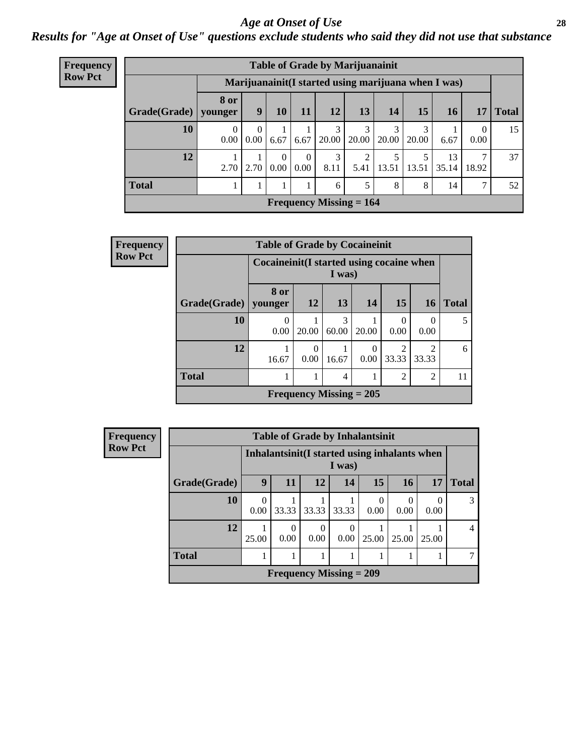# Age at Onset of Use

## Results for "Age at Onset of Use" questions exclude students who said they did not use that substance

**Frequency**
**Row Pct**

| Table of Grade by Marijuanainit | | | | | | | | | | | |
|---|---|---|---|---|---|---|---|---|---|---|---|
| | Marijuanainit(I started using marijuana when I was) | | | | | | | | | | |
| Grade(Grade) | 8 or younger | 9 | 10 | 11 | 12 | 13 | 14 | 15 | 16 | 17 | Total |
| 10 | 0<br>0.00 | 0<br>0.00 | 1<br>6.67 | 1<br>6.67 | 3<br>20.00 | 3<br>20.00 | 3<br>20.00 | 3<br>20.00 | 1<br>6.67 | 0<br>0.00 | 15 |
| 12 | 1<br>2.70 | 1<br>2.70 | 0<br>0.00 | 0<br>0.00 | 3<br>8.11 | 2<br>5.41 | 5<br>13.51 | 5<br>13.51 | 13<br>35.14 | 7<br>18.92 | 37 |
| Total | 1 | 1 | 1 | 1 | 6 | 5 | 8 | 8 | 14 | 7 | 52 |
| Frequency Missing = 164 | | | | | | | | | | | |

**Frequency**
**Row Pct**

| Table of Grade by Cocaineinit | | | | | | | |
|---|---|---|---|---|---|---|---|
| | Cocaineinit(I started using cocaine when I was) | | | | | | |
| Grade(Grade) | 8 or younger | 12 | 13 | 14 | 15 | 16 | Total |
| 10 | 0<br>0.00 | 1<br>20.00 | 3<br>60.00 | 1<br>20.00 | 0<br>0.00 | 0<br>0.00 | 5 |
| 12 | 1<br>16.67 | 0<br>0.00 | 1<br>16.67 | 0<br>0.00 | 2<br>33.33 | 2<br>33.33 | 6 |
| Total | 1 | 1 | 4 | 1 | 2 | 2 | 11 |
| Frequency Missing = 205 | | | | | | | |

**Frequency**
**Row Pct**

| Table of Grade by Inhalantsinit | | | | | | | | |
|---|---|---|---|---|---|---|---|---|
| | Inhalantsinit(I started using inhalants when I was) | | | | | | | |
| Grade(Grade) | 9 | 11 | 12 | 14 | 15 | 16 | 17 | Total |
| 10 | 0<br>0.00 | 1<br>33.33 | 1<br>33.33 | 1<br>33.33 | 0<br>0.00 | 0<br>0.00 | 0<br>0.00 | 3 |
| 12 | 1<br>25.00 | 0<br>0.00 | 0<br>0.00 | 0<br>0.00 | 1<br>25.00 | 1<br>25.00 | 1<br>25.00 | 4 |
| Total | 1 | 1 | 1 | 1 | 1 | 1 | 1 | 7 |
| Frequency Missing = 209 | | | | | | | | |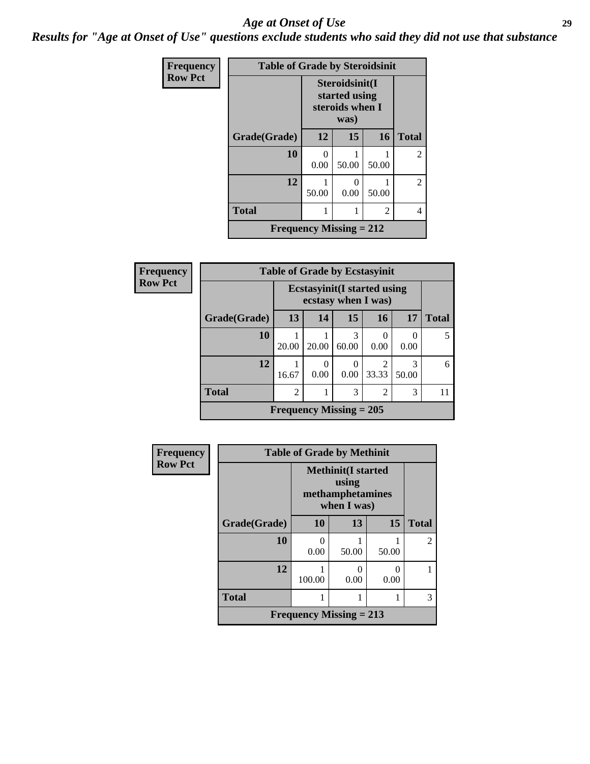# *Age at Onset of Use*

***Results for "Age at Onset of Use" questions exclude students who said they did not use that substance***

**Frequency**
**Row Pct**

**Table of Grade by Steroidsinit**

| Grade(Grade) | Steroidsinit(I started using steroids when I was) 12 | 15 | 16 | Total |
|---|---|---|---|---|
| **10** | 0<br>0.00 | 1<br>50.00 | 1<br>50.00 | 2 |
| **12** | 1<br>50.00 | 0<br>0.00 | 1<br>50.00 | 2 |
| **Total** | 1 | 1 | 2 | 4 |

**Frequency Missing = 212**

**Frequency**
**Row Pct**

**Table of Grade by Ecstasyinit**

| Grade(Grade) | Ecstasyinit(I started using ecstasy when I was) 13 | 14 | 15 | 16 | 17 | Total |
|---|---|---|---|---|---|---|
| **10** | 1<br>20.00 | 1<br>20.00 | 3<br>60.00 | 0<br>0.00 | 0<br>0.00 | 5 |
| **12** | 1<br>16.67 | 0<br>0.00 | 0<br>0.00 | 2<br>33.33 | 3<br>50.00 | 6 |
| **Total** | 2 | 1 | 3 | 2 | 3 | 11 |

**Frequency Missing = 205**

**Frequency**
**Row Pct**

**Table of Grade by Methinit**

| Grade(Grade) | Methinit(I started using methamphetamines when I was) 10 | 13 | 15 | Total |
|---|---|---|---|---|
| **10** | 0<br>0.00 | 1<br>50.00 | 1<br>50.00 | 2 |
| **12** | 1<br>100.00 | 0<br>0.00 | 0<br>0.00 | 1 |
| **Total** | 1 | 1 | 1 | 3 |

**Frequency Missing = 213**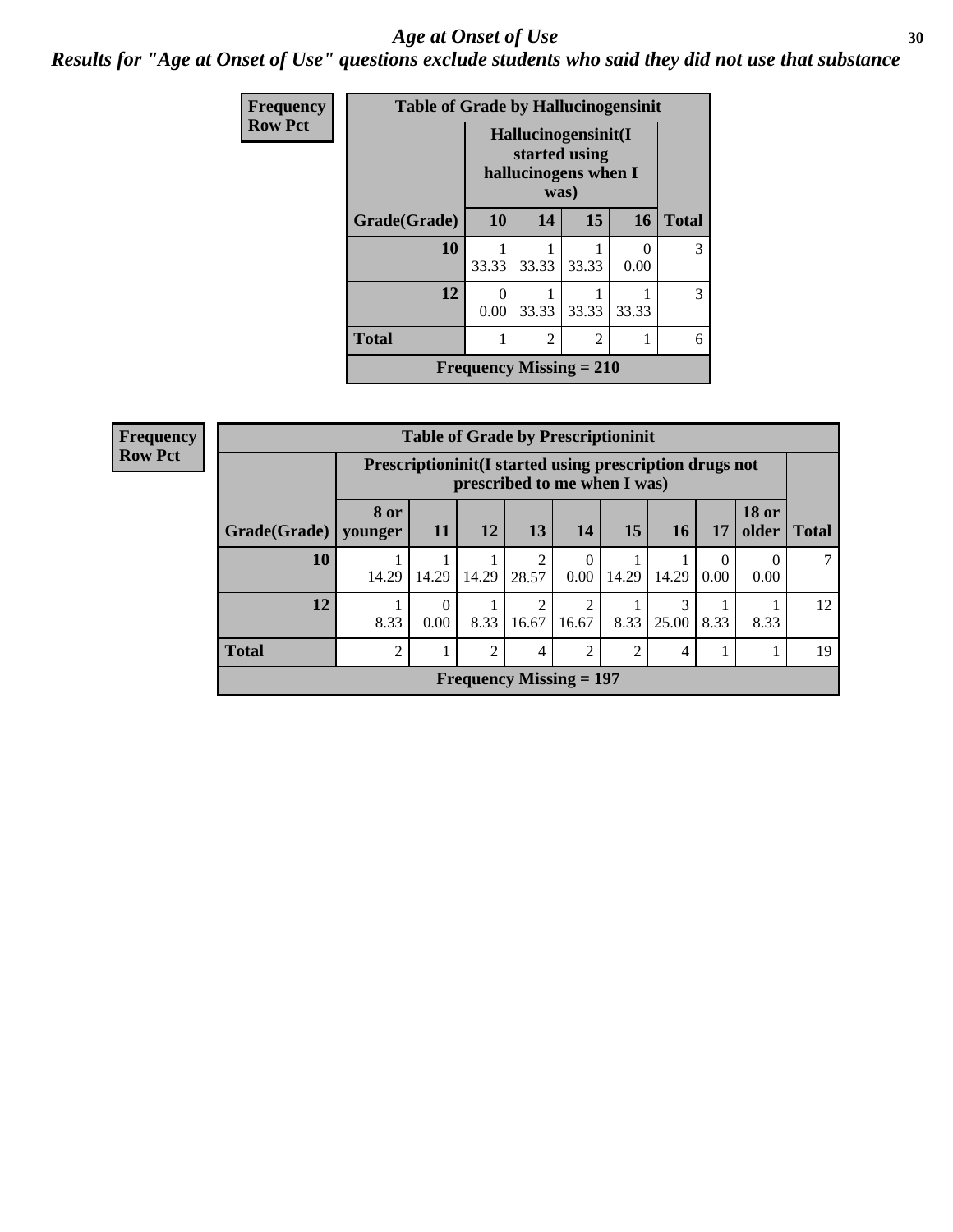# Age at Onset of Use

*Results for "Age at Onset of Use" questions exclude students who said they did not use that substance*

**Frequency**
**Row Pct**

**Table of Grade by Hallucinogensinit**

| | Hallucinogensinit(I started using hallucinogens when I was) | | | | |
|---|---|---|---|---|---|
| Grade(Grade) | 10 | 14 | 15 | 16 | Total |
| **10** | 1<br>33.33 | 1<br>33.33 | 1<br>33.33 | 0<br>0.00 | 3 |
| **12** | 0<br>0.00 | 1<br>33.33 | 1<br>33.33 | 1<br>33.33 | 3 |
| **Total** | 1 | 2 | 2 | 1 | 6 |

**Frequency Missing = 210**

**Frequency**
**Row Pct**

**Table of Grade by Prescriptioninit**

| | Prescriptioninit(I started using prescription drugs not prescribed to me when I was) | | | | | | | | | |
|---|---|---|---|---|---|---|---|---|---|---|
| Grade(Grade) | 8 or younger | 11 | 12 | 13 | 14 | 15 | 16 | 17 | 18 or older | Total |
| **10** | 1<br>14.29 | 1<br>14.29 | 1<br>14.29 | 2<br>28.57 | 0<br>0.00 | 1<br>14.29 | 1<br>14.29 | 0<br>0.00 | 0<br>0.00 | 7 |
| **12** | 1<br>8.33 | 0<br>0.00 | 1<br>8.33 | 2<br>16.67 | 2<br>16.67 | 1<br>8.33 | 3<br>25.00 | 1<br>8.33 | 1<br>8.33 | 12 |
| **Total** | 2 | 1 | 2 | 4 | 2 | 2 | 4 | 1 | 1 | 19 |

**Frequency Missing = 197**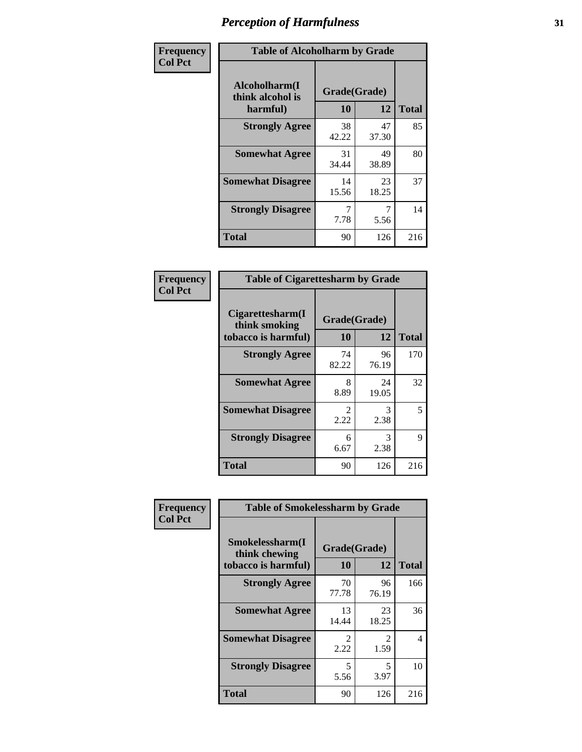# Perception of Harmfulness

| Frequency Col Pct | Table of Alcoholharm by Grade | | |
|---|---|---|---|
| Alcoholharm(I think alcohol is harmful) | Grade(Grade) | | |
| | 10 | 12 | Total |
| Strongly Agree | 38<br>42.22 | 47<br>37.30 | 85 |
| Somewhat Agree | 31<br>34.44 | 49<br>38.89 | 80 |
| Somewhat Disagree | 14<br>15.56 | 23<br>18.25 | 37 |
| Strongly Disagree | 7<br>7.78 | 7<br>5.56 | 14 |
| Total | 90 | 126 | 216 |

| Frequency Col Pct | Table of Cigarettesharm by Grade | | |
|---|---|---|---|
| Cigarettesharm(I think smoking tobacco is harmful) | Grade(Grade) | | |
| | 10 | 12 | Total |
| Strongly Agree | 74<br>82.22 | 96<br>76.19 | 170 |
| Somewhat Agree | 8<br>8.89 | 24<br>19.05 | 32 |
| Somewhat Disagree | 2<br>2.22 | 3<br>2.38 | 5 |
| Strongly Disagree | 6<br>6.67 | 3<br>2.38 | 9 |
| Total | 90 | 126 | 216 |

| Frequency Col Pct | Table of Smokelessharm by Grade | | |
|---|---|---|---|
| Smokelessharm(I think chewing tobacco is harmful) | Grade(Grade) | | |
| | 10 | 12 | Total |
| Strongly Agree | 70<br>77.78 | 96<br>76.19 | 166 |
| Somewhat Agree | 13<br>14.44 | 23<br>18.25 | 36 |
| Somewhat Disagree | 2<br>2.22 | 2<br>1.59 | 4 |
| Strongly Disagree | 5<br>5.56 | 5<br>3.97 | 10 |
| Total | 90 | 126 | 216 |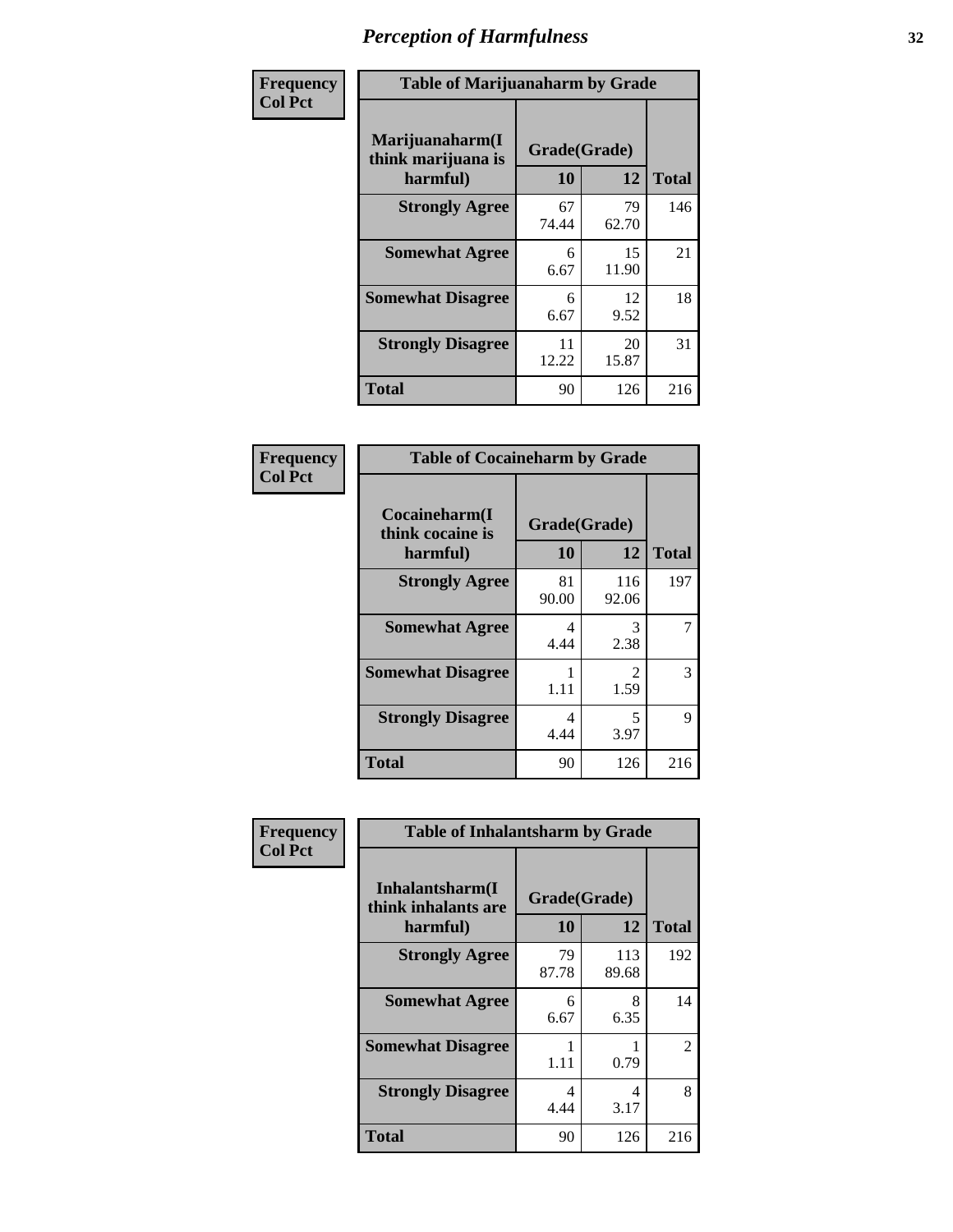# Perception of Harmfulness

| Frequency<br>Col Pct | Table of Marijuanaharm by Grade | | |
|---|---|---|---|
| Marijuanaharm(I think marijuana is harmful) | Grade(Grade) | | |
| | 10 | 12 | Total |
| Strongly Agree | 67<br>74.44 | 79<br>62.70 | 146 |
| Somewhat Agree | 6<br>6.67 | 15<br>11.90 | 21 |
| Somewhat Disagree | 6<br>6.67 | 12<br>9.52 | 18 |
| Strongly Disagree | 11<br>12.22 | 20<br>15.87 | 31 |
| Total | 90 | 126 | 216 |

| Frequency<br>Col Pct | Table of Cocaineharm by Grade | | |
|---|---|---|---|
| Cocaineharm(I think cocaine is harmful) | Grade(Grade) | | |
| | 10 | 12 | Total |
| Strongly Agree | 81<br>90.00 | 116<br>92.06 | 197 |
| Somewhat Agree | 4<br>4.44 | 3<br>2.38 | 7 |
| Somewhat Disagree | 1<br>1.11 | 2<br>1.59 | 3 |
| Strongly Disagree | 4<br>4.44 | 5<br>3.97 | 9 |
| Total | 90 | 126 | 216 |

| Frequency<br>Col Pct | Table of Inhalantsharm by Grade | | |
|---|---|---|---|
| Inhalantsharm(I think inhalants are harmful) | Grade(Grade) | | |
| | 10 | 12 | Total |
| Strongly Agree | 79<br>87.78 | 113<br>89.68 | 192 |
| Somewhat Agree | 6<br>6.67 | 8<br>6.35 | 14 |
| Somewhat Disagree | 1<br>1.11 | 1<br>0.79 | 2 |
| Strongly Disagree | 4<br>4.44 | 4<br>3.17 | 8 |
| Total | 90 | 126 | 216 |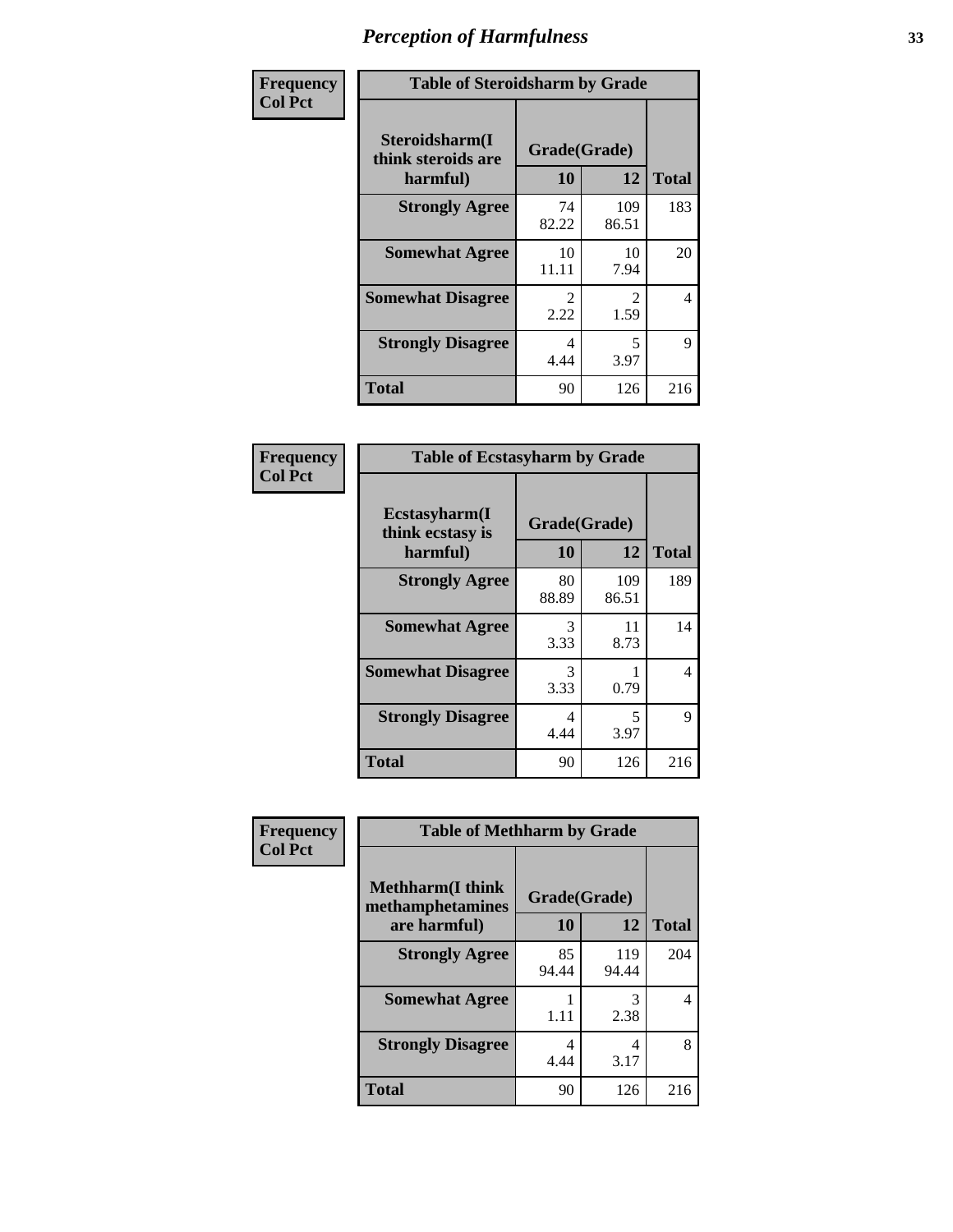# Perception of Harmfulness

| Frequency Col Pct | Table of Steroidsharm by Grade | | |
|---|---|---|---|
| Steroidsharm(I think steroids are harmful) | Grade(Grade) | | |
| | 10 | 12 | Total |
| Strongly Agree | 74<br>82.22 | 109<br>86.51 | 183 |
| Somewhat Agree | 10<br>11.11 | 10<br>7.94 | 20 |
| Somewhat Disagree | 2<br>2.22 | 2<br>1.59 | 4 |
| Strongly Disagree | 4<br>4.44 | 5<br>3.97 | 9 |
| Total | 90 | 126 | 216 |

| Frequency Col Pct | Table of Ecstasyharm by Grade | | |
|---|---|---|---|
| Ecstasyharm(I think ecstasy is harmful) | Grade(Grade) | | |
| | 10 | 12 | Total |
| Strongly Agree | 80<br>88.89 | 109<br>86.51 | 189 |
| Somewhat Agree | 3<br>3.33 | 11<br>8.73 | 14 |
| Somewhat Disagree | 3<br>3.33 | 1<br>0.79 | 4 |
| Strongly Disagree | 4<br>4.44 | 5<br>3.97 | 9 |
| Total | 90 | 126 | 216 |

| Frequency Col Pct | Table of Methharm by Grade | | |
|---|---|---|---|
| Methharm(I think methamphetamines are harmful) | Grade(Grade) | | |
| | 10 | 12 | Total |
| Strongly Agree | 85<br>94.44 | 119<br>94.44 | 204 |
| Somewhat Agree | 1<br>1.11 | 3<br>2.38 | 4 |
| Strongly Disagree | 4<br>4.44 | 4<br>3.17 | 8 |
| Total | 90 | 126 | 216 |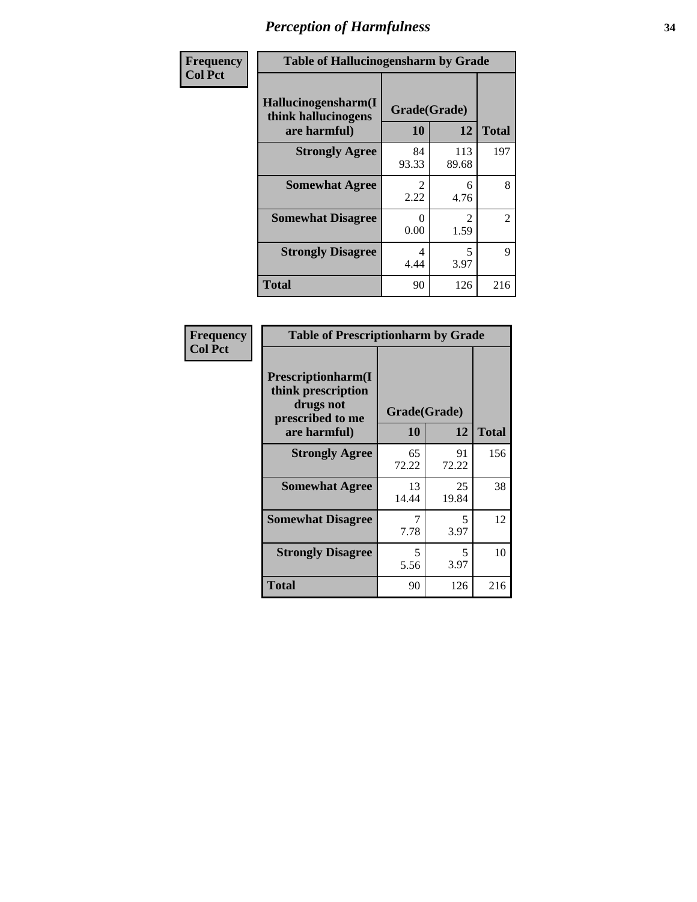# *Perception of Harmfulness*

| Frequency<br>Col Pct |
|---|

**Table of Hallucinogensharm by Grade**

| Hallucinogensharm(I think hallucinogens are harmful) | Grade(Grade) | | Total |
|---|---|---|---|
| | 10 | 12 | |
| **Strongly Agree** | 84<br>93.33 | 113<br>89.68 | 197 |
| **Somewhat Agree** | 2<br>2.22 | 6<br>4.76 | 8 |
| **Somewhat Disagree** | 0<br>0.00 | 2<br>1.59 | 2 |
| **Strongly Disagree** | 4<br>4.44 | 5<br>3.97 | 9 |
| **Total** | 90 | 126 | 216 |

| Frequency<br>Col Pct |
|---|

**Table of Prescriptionharm by Grade**

| Prescriptionharm(I think prescription drugs not prescribed to me are harmful) | Grade(Grade) | | Total |
|---|---|---|---|
| | 10 | 12 | |
| **Strongly Agree** | 65<br>72.22 | 91<br>72.22 | 156 |
| **Somewhat Agree** | 13<br>14.44 | 25<br>19.84 | 38 |
| **Somewhat Disagree** | 7<br>7.78 | 5<br>3.97 | 12 |
| **Strongly Disagree** | 5<br>5.56 | 5<br>3.97 | 10 |
| **Total** | 90 | 126 | 216 |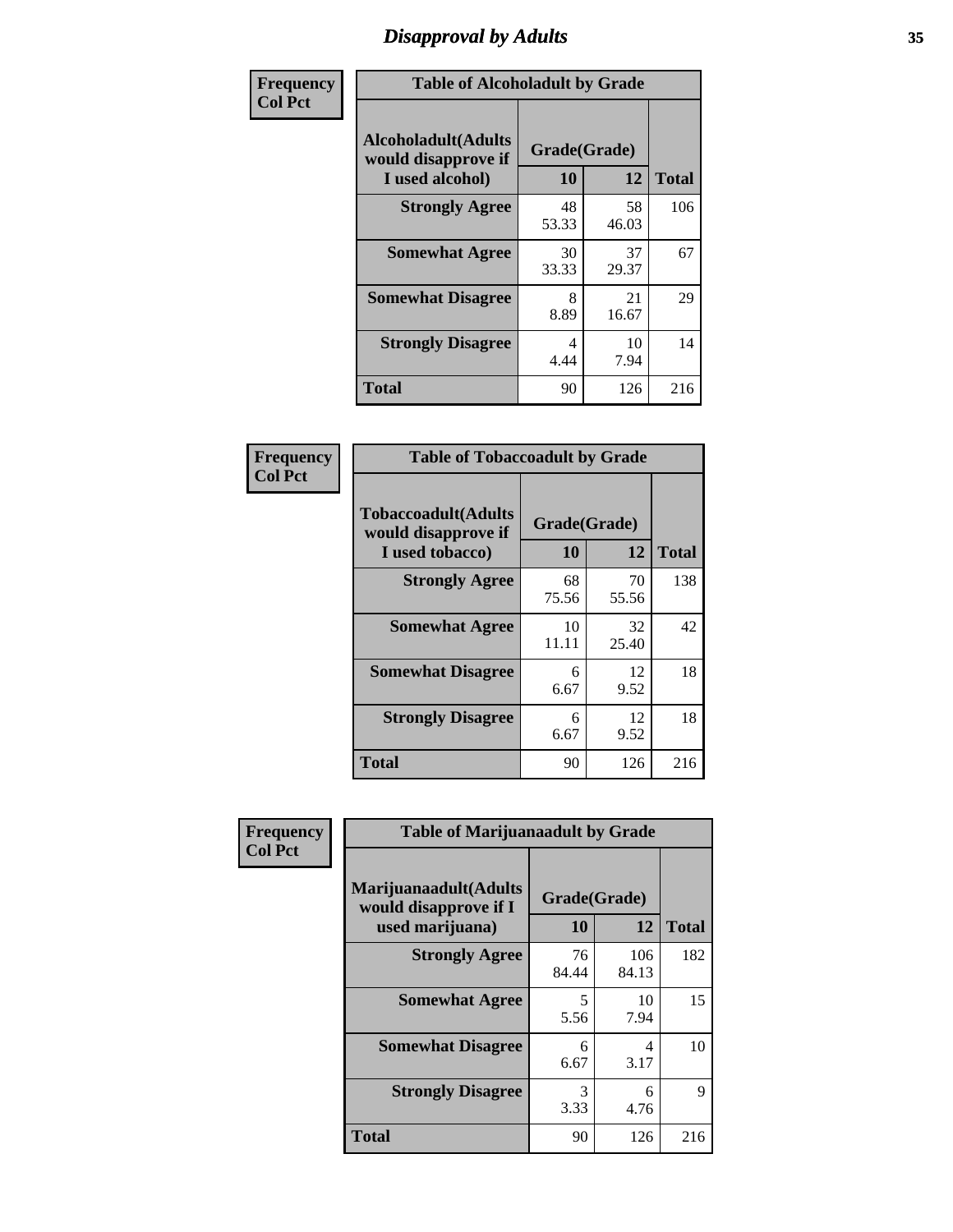# Disapproval by Adults

**Frequency**
**Col Pct**

**Table of Alcoholadult by Grade**

| Alcoholadult(Adults would disapprove if I used alcohol) | Grade(Grade) 10 | 12 | Total |
|---|---|---|---|
| **Strongly Agree** | 48<br>53.33 | 58<br>46.03 | 106 |
| **Somewhat Agree** | 30<br>33.33 | 37<br>29.37 | 67 |
| **Somewhat Disagree** | 8<br>8.89 | 21<br>16.67 | 29 |
| **Strongly Disagree** | 4<br>4.44 | 10<br>7.94 | 14 |
| **Total** | 90 | 126 | 216 |

**Frequency**
**Col Pct**

**Table of Tobaccoadult by Grade**

| Tobaccoadult(Adults would disapprove if I used tobacco) | Grade(Grade) 10 | 12 | Total |
|---|---|---|---|
| **Strongly Agree** | 68<br>75.56 | 70<br>55.56 | 138 |
| **Somewhat Agree** | 10<br>11.11 | 32<br>25.40 | 42 |
| **Somewhat Disagree** | 6<br>6.67 | 12<br>9.52 | 18 |
| **Strongly Disagree** | 6<br>6.67 | 12<br>9.52 | 18 |
| **Total** | 90 | 126 | 216 |

**Frequency**
**Col Pct**

**Table of Marijuanaadult by Grade**

| Marijuanaadult(Adults would disapprove if I used marijuana) | Grade(Grade) 10 | 12 | Total |
|---|---|---|---|
| **Strongly Agree** | 76<br>84.44 | 106<br>84.13 | 182 |
| **Somewhat Agree** | 5<br>5.56 | 10<br>7.94 | 15 |
| **Somewhat Disagree** | 6<br>6.67 | 4<br>3.17 | 10 |
| **Strongly Disagree** | 3<br>3.33 | 6<br>4.76 | 9 |
| **Total** | 90 | 126 | 216 |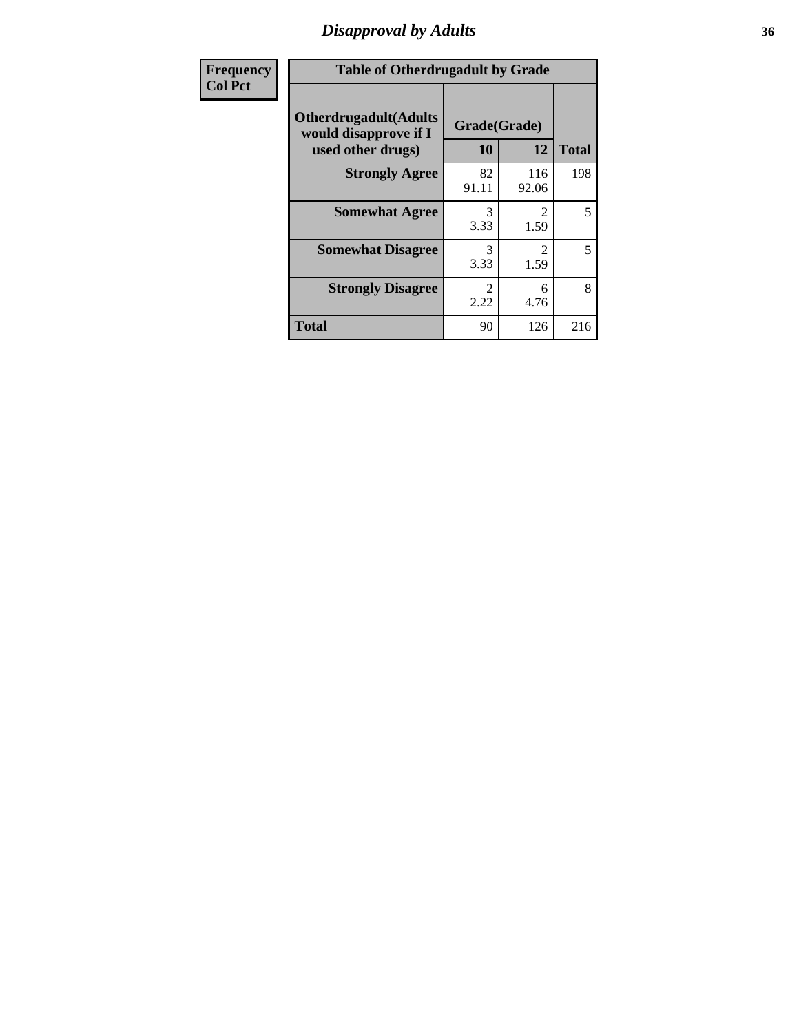| Frequency Col Pct |
|---|

**Table of Otherdrugadult by Grade**

| Otherdrugadult(Adults would disapprove if I used other drugs) | Grade(Grade) 10 | 12 | Total |
|---|---|---|---|
| **Strongly Agree** | 82<br>91.11 | 116<br>92.06 | 198 |
| **Somewhat Agree** | 3<br>3.33 | 2<br>1.59 | 5 |
| **Somewhat Disagree** | 3<br>3.33 | 2<br>1.59 | 5 |
| **Strongly Disagree** | 2<br>2.22 | 6<br>4.76 | 8 |
| **Total** | 90 | 126 | 216 |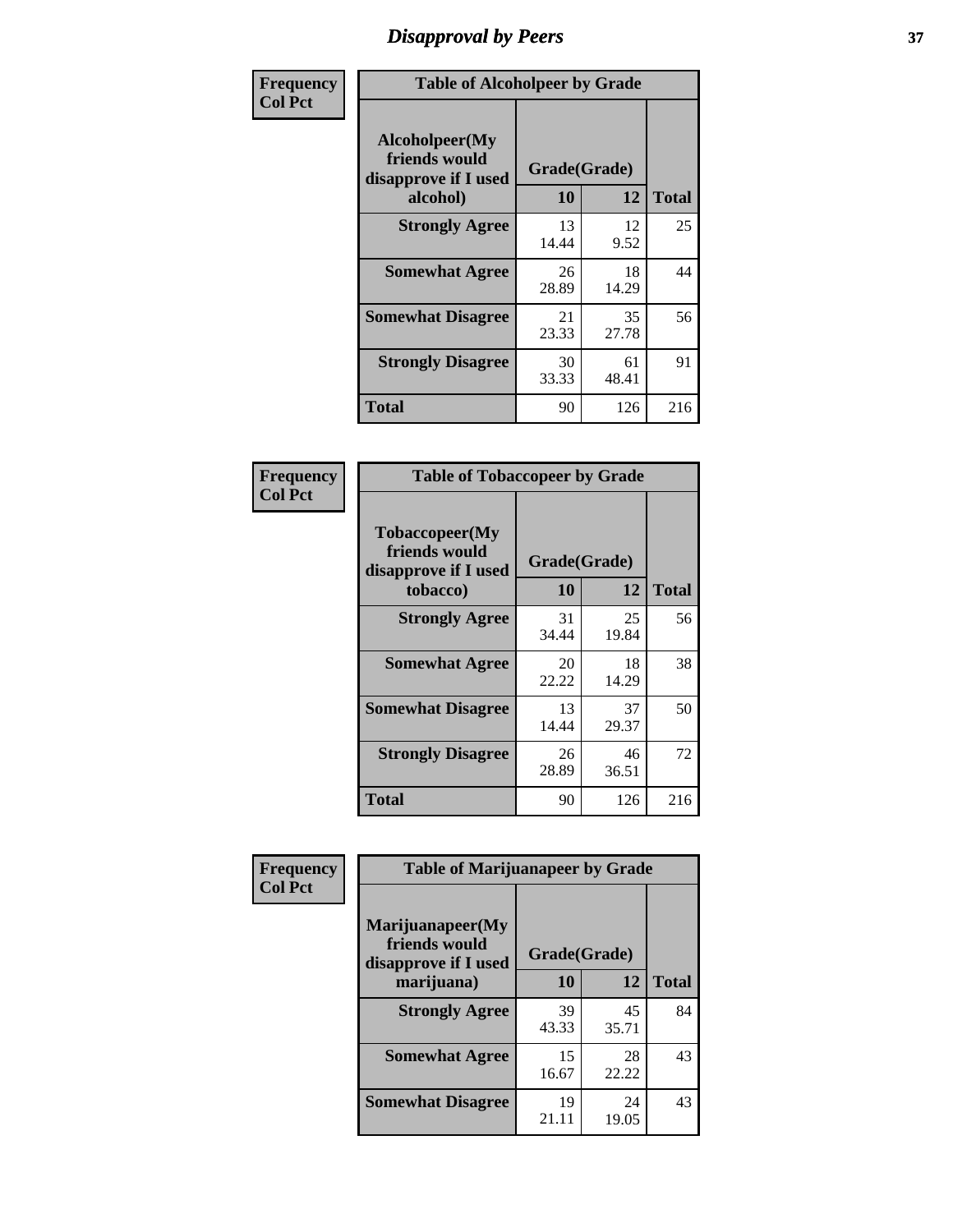# Disapproval by Peers

**Frequency**
**Col Pct**

**Table of Alcoholpeer by Grade**

| Alcoholpeer(My friends would disapprove if I used alcohol) | Grade(Grade) 10 | 12 | Total |
|---|---|---|---|
| **Strongly Agree** | 13<br>14.44 | 12<br>9.52 | 25 |
| **Somewhat Agree** | 26<br>28.89 | 18<br>14.29 | 44 |
| **Somewhat Disagree** | 21<br>23.33 | 35<br>27.78 | 56 |
| **Strongly Disagree** | 30<br>33.33 | 61<br>48.41 | 91 |
| **Total** | 90 | 126 | 216 |

**Frequency**
**Col Pct**

**Table of Tobaccopeer by Grade**

| Tobaccopeer(My friends would disapprove if I used tobacco) | Grade(Grade) 10 | 12 | Total |
|---|---|---|---|
| **Strongly Agree** | 31<br>34.44 | 25<br>19.84 | 56 |
| **Somewhat Agree** | 20<br>22.22 | 18<br>14.29 | 38 |
| **Somewhat Disagree** | 13<br>14.44 | 37<br>29.37 | 50 |
| **Strongly Disagree** | 26<br>28.89 | 46<br>36.51 | 72 |
| **Total** | 90 | 126 | 216 |

**Frequency**
**Col Pct**

**Table of Marijuanapeer by Grade**

| Marijuanapeer(My friends would disapprove if I used marijuana) | Grade(Grade) 10 | 12 | Total |
|---|---|---|---|
| **Strongly Agree** | 39<br>43.33 | 45<br>35.71 | 84 |
| **Somewhat Agree** | 15<br>16.67 | 28<br>22.22 | 43 |
| **Somewhat Disagree** | 19<br>21.11 | 24<br>19.05 | 43 |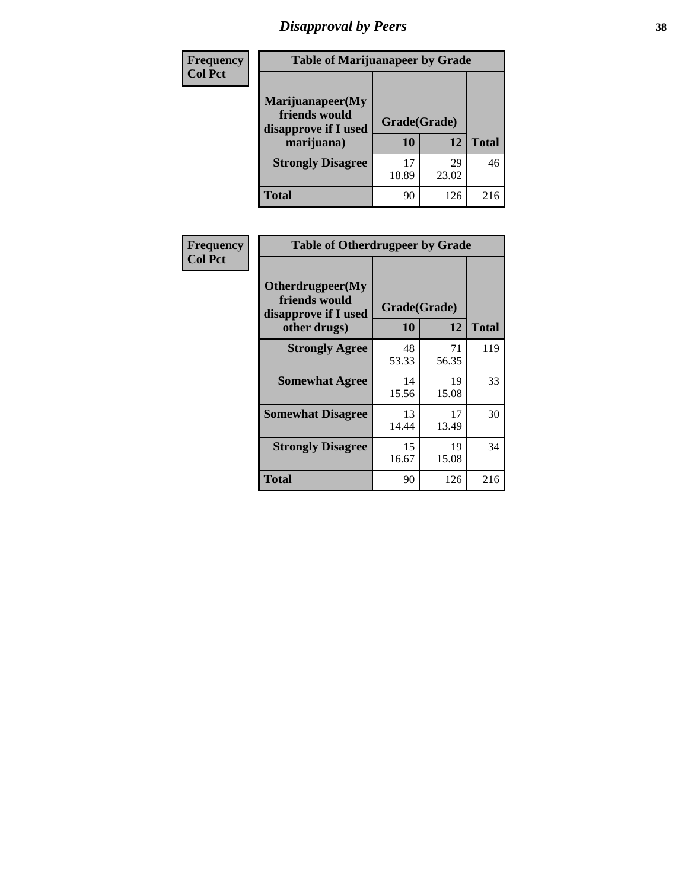# *Disapproval by Peers*

| Frequency<br>Col Pct |
|---|

**Table of Marijuanapeer by Grade**

| Marijuanapeer(My friends would disapprove if I used marijuana) | Grade(Grade) 10 | 12 | Total |
|---|---|---|---|
| **Strongly Disagree** | 17<br>18.89 | 29<br>23.02 | 46 |
| **Total** | 90 | 126 | 216 |

| Frequency<br>Col Pct |
|---|

**Table of Otherdrugpeer by Grade**

| Otherdrugpeer(My friends would disapprove if I used other drugs) | Grade(Grade) 10 | 12 | Total |
|---|---|---|---|
| **Strongly Agree** | 48<br>53.33 | 71<br>56.35 | 119 |
| **Somewhat Agree** | 14<br>15.56 | 19<br>15.08 | 33 |
| **Somewhat Disagree** | 13<br>14.44 | 17<br>13.49 | 30 |
| **Strongly Disagree** | 15<br>16.67 | 19<br>15.08 | 34 |
| **Total** | 90 | 126 | 216 |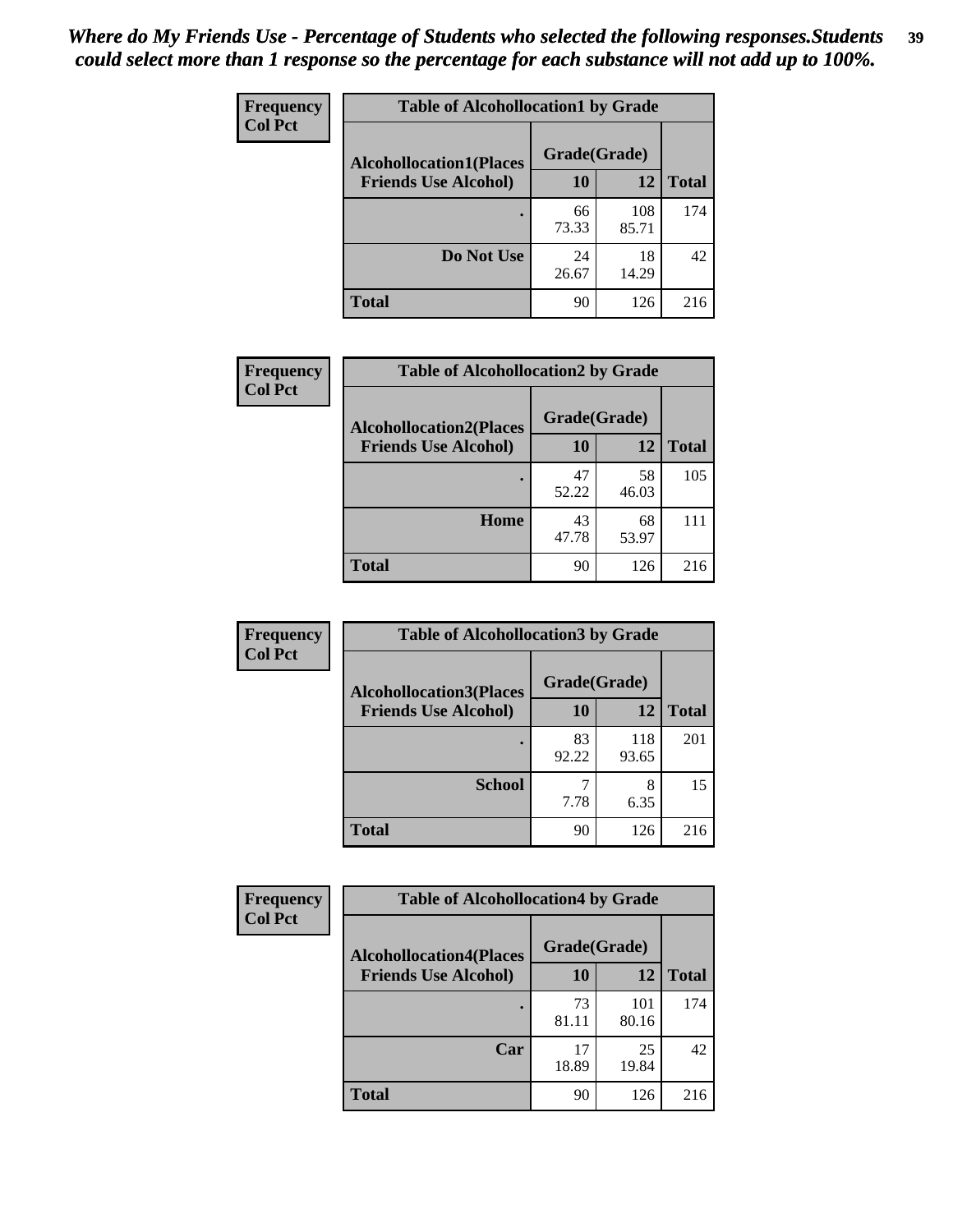*Where do My Friends Use - Percentage of Students who selected the following responses.Students could select more than 1 response so the percentage for each substance will not add up to 100%.*

**Frequency**
**Col Pct**

| Table of Alcohollocation1 by Grade | | | |
|---|---|---|---|
| **Alcohollocation1(Places Friends Use Alcohol)** | **Grade(Grade)** | | **Total** |
| | **10** | **12** | |
| **.** | 66<br>73.33 | 108<br>85.71 | 174 |
| **Do Not Use** | 24<br>26.67 | 18<br>14.29 | 42 |
| **Total** | 90 | 126 | 216 |

**Frequency**
**Col Pct**

| Table of Alcohollocation2 by Grade | | | |
|---|---|---|---|
| **Alcohollocation2(Places Friends Use Alcohol)** | **Grade(Grade)** | | **Total** |
| | **10** | **12** | |
| **.** | 47<br>52.22 | 58<br>46.03 | 105 |
| **Home** | 43<br>47.78 | 68<br>53.97 | 111 |
| **Total** | 90 | 126 | 216 |

**Frequency**
**Col Pct**

| Table of Alcohollocation3 by Grade | | | |
|---|---|---|---|
| **Alcohollocation3(Places Friends Use Alcohol)** | **Grade(Grade)** | | **Total** |
| | **10** | **12** | |
| **.** | 83<br>92.22 | 118<br>93.65 | 201 |
| **School** | 7<br>7.78 | 8<br>6.35 | 15 |
| **Total** | 90 | 126 | 216 |

**Frequency**
**Col Pct**

| Table of Alcohollocation4 by Grade | | | |
|---|---|---|---|
| **Alcohollocation4(Places Friends Use Alcohol)** | **Grade(Grade)** | | **Total** |
| | **10** | **12** | |
| **.** | 73<br>81.11 | 101<br>80.16 | 174 |
| **Car** | 17<br>18.89 | 25<br>19.84 | 42 |
| **Total** | 90 | 126 | 216 |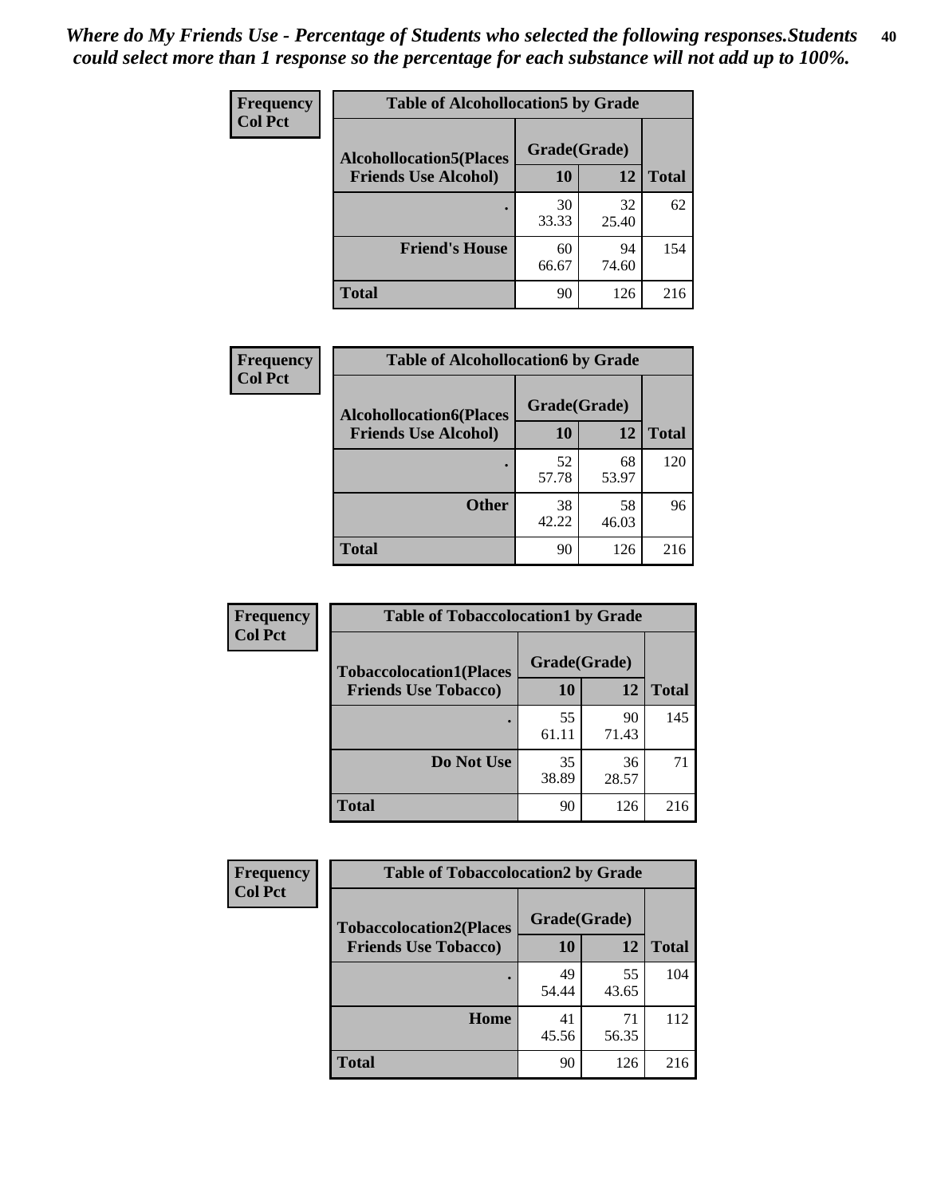*Where do My Friends Use - Percentage of Students who selected the following responses.Students could select more than 1 response so the percentage for each substance will not add up to 100%.*

**Frequency**
**Col Pct**

| Table of Alcohollocation5 by Grade | | | |
|---|---|---|---|
| **Alcohollocation5(Places Friends Use Alcohol)** | **Grade(Grade)** | | **Total** |
| | **10** | **12** | |
| **.** | 30<br>33.33 | 32<br>25.40 | 62 |
| **Friend's House** | 60<br>66.67 | 94<br>74.60 | 154 |
| **Total** | 90 | 126 | 216 |

**Frequency**
**Col Pct**

| Table of Alcohollocation6 by Grade | | | |
|---|---|---|---|
| **Alcohollocation6(Places Friends Use Alcohol)** | **Grade(Grade)** | | **Total** |
| | **10** | **12** | |
| **.** | 52<br>57.78 | 68<br>53.97 | 120 |
| **Other** | 38<br>42.22 | 58<br>46.03 | 96 |
| **Total** | 90 | 126 | 216 |

**Frequency**
**Col Pct**

| Table of Tobaccolocation1 by Grade | | | |
|---|---|---|---|
| **Tobaccolocation1(Places Friends Use Tobacco)** | **Grade(Grade)** | | **Total** |
| | **10** | **12** | |
| **.** | 55<br>61.11 | 90<br>71.43 | 145 |
| **Do Not Use** | 35<br>38.89 | 36<br>28.57 | 71 |
| **Total** | 90 | 126 | 216 |

**Frequency**
**Col Pct**

| Table of Tobaccolocation2 by Grade | | | |
|---|---|---|---|
| **Tobaccolocation2(Places Friends Use Tobacco)** | **Grade(Grade)** | | **Total** |
| | **10** | **12** | |
| **.** | 49<br>54.44 | 55<br>43.65 | 104 |
| **Home** | 41<br>45.56 | 71<br>56.35 | 112 |
| **Total** | 90 | 126 | 216 |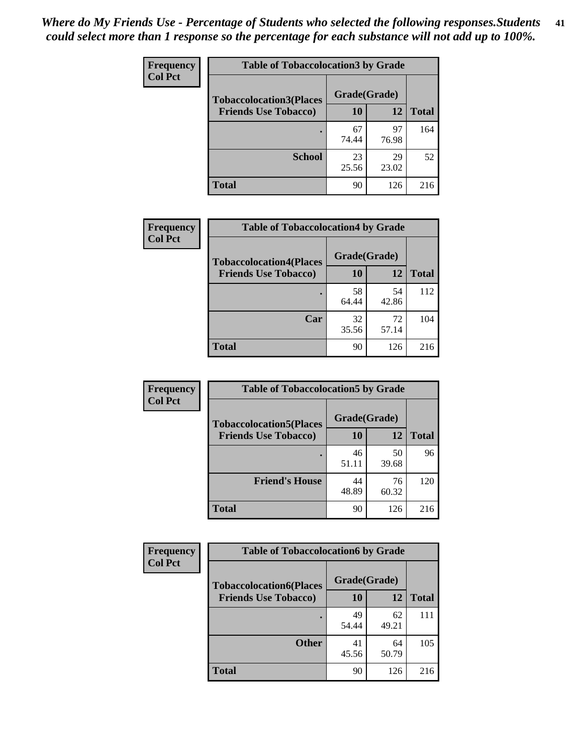*Where do My Friends Use - Percentage of Students who selected the following responses.Students could select more than 1 response so the percentage for each substance will not add up to 100%.*

**Frequency**
**Col Pct**

| Table of Tobaccolocation3 by Grade | | | |
|---|---|---|---|
| **Tobaccolocation3(Places Friends Use Tobacco)** | **Grade(Grade)** | | |
| | **10** | **12** | **Total** |
| **.** | 67<br>74.44 | 97<br>76.98 | 164 |
| **School** | 23<br>25.56 | 29<br>23.02 | 52 |
| **Total** | 90 | 126 | 216 |

**Frequency**
**Col Pct**

| Table of Tobaccolocation4 by Grade | | | |
|---|---|---|---|
| **Tobaccolocation4(Places Friends Use Tobacco)** | **Grade(Grade)** | | |
| | **10** | **12** | **Total** |
| **.** | 58<br>64.44 | 54<br>42.86 | 112 |
| **Car** | 32<br>35.56 | 72<br>57.14 | 104 |
| **Total** | 90 | 126 | 216 |

**Frequency**
**Col Pct**

| Table of Tobaccolocation5 by Grade | | | |
|---|---|---|---|
| **Tobaccolocation5(Places Friends Use Tobacco)** | **Grade(Grade)** | | |
| | **10** | **12** | **Total** |
| **.** | 46<br>51.11 | 50<br>39.68 | 96 |
| **Friend's House** | 44<br>48.89 | 76<br>60.32 | 120 |
| **Total** | 90 | 126 | 216 |

**Frequency**
**Col Pct**

| Table of Tobaccolocation6 by Grade | | | |
|---|---|---|---|
| **Tobaccolocation6(Places Friends Use Tobacco)** | **Grade(Grade)** | | |
| | **10** | **12** | **Total** |
| **.** | 49<br>54.44 | 62<br>49.21 | 111 |
| **Other** | 41<br>45.56 | 64<br>50.79 | 105 |
| **Total** | 90 | 126 | 216 |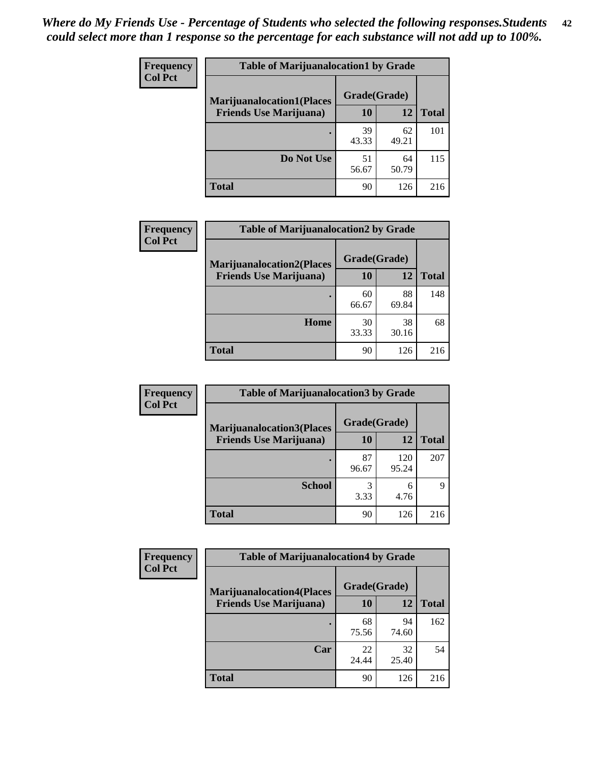*Where do My Friends Use - Percentage of Students who selected the following responses.Students could select more than 1 response so the percentage for each substance will not add up to 100%.*

| Frequency<br>Col Pct | Table of Marijuanalocation1 by Grade | | |
|---|---|---|---|
| **Marijuanalocation1(Places Friends Use Marijuana)** | **Grade(Grade)** | | |
| | **10** | **12** | **Total** |
| **.** | 39<br>43.33 | 62<br>49.21 | 101 |
| **Do Not Use** | 51<br>56.67 | 64<br>50.79 | 115 |
| **Total** | 90 | 126 | 216 |

| Frequency<br>Col Pct | Table of Marijuanalocation2 by Grade | | |
|---|---|---|---|
| **Marijuanalocation2(Places Friends Use Marijuana)** | **Grade(Grade)** | | |
| | **10** | **12** | **Total** |
| **.** | 60<br>66.67 | 88<br>69.84 | 148 |
| **Home** | 30<br>33.33 | 38<br>30.16 | 68 |
| **Total** | 90 | 126 | 216 |

| Frequency<br>Col Pct | Table of Marijuanalocation3 by Grade | | |
|---|---|---|---|
| **Marijuanalocation3(Places Friends Use Marijuana)** | **Grade(Grade)** | | |
| | **10** | **12** | **Total** |
| **.** | 87<br>96.67 | 120<br>95.24 | 207 |
| **School** | 3<br>3.33 | 6<br>4.76 | 9 |
| **Total** | 90 | 126 | 216 |

| Frequency<br>Col Pct | Table of Marijuanalocation4 by Grade | | |
|---|---|---|---|
| **Marijuanalocation4(Places Friends Use Marijuana)** | **Grade(Grade)** | | |
| | **10** | **12** | **Total** |
| **.** | 68<br>75.56 | 94<br>74.60 | 162 |
| **Car** | 22<br>24.44 | 32<br>25.40 | 54 |
| **Total** | 90 | 126 | 216 |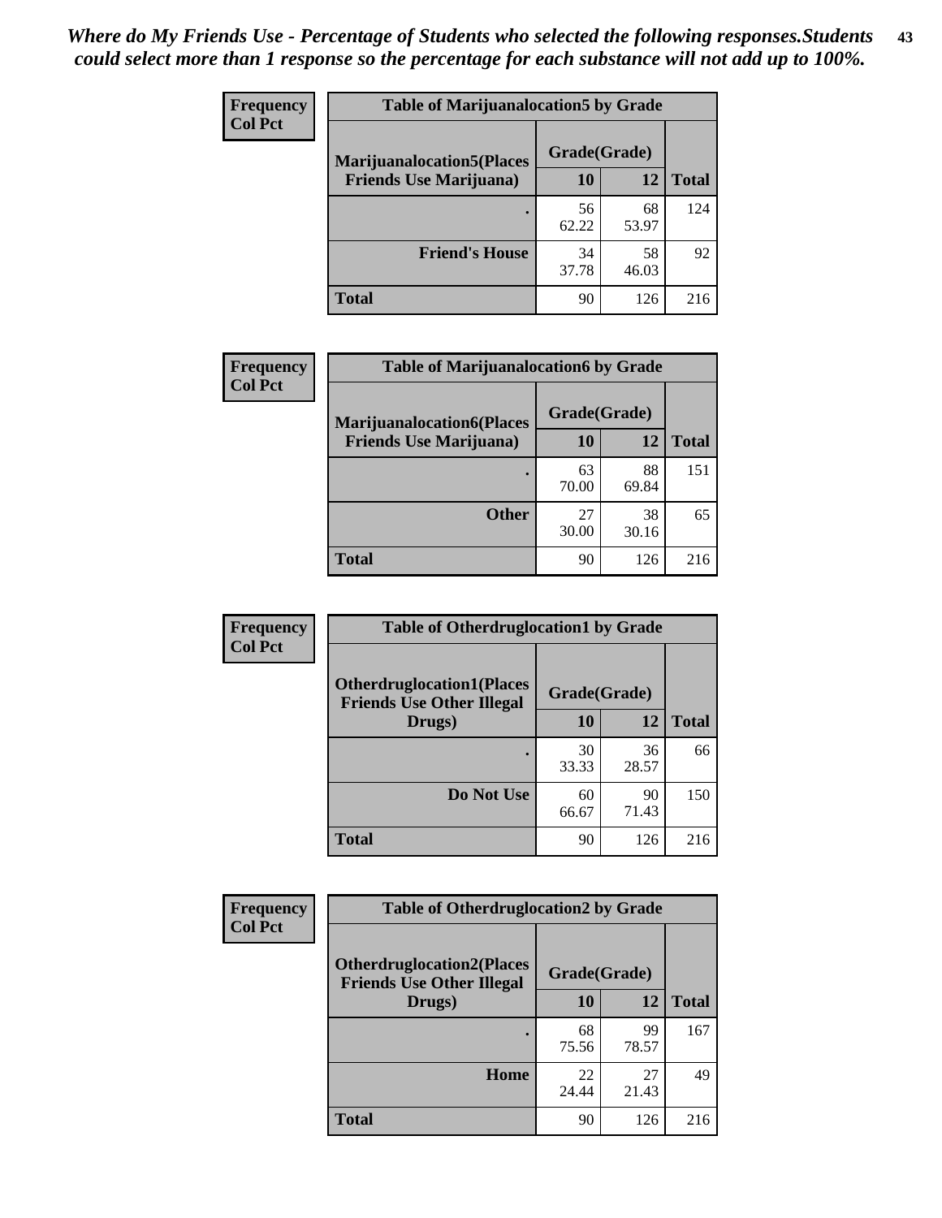*Where do My Friends Use - Percentage of Students who selected the following responses.Students could select more than 1 response so the percentage for each substance will not add up to 100%.*

**Frequency**
**Col Pct**

| Table of Marijuanalocation5 by Grade | | | |
|---|---|---|---|
| **Marijuanalocation5(Places Friends Use Marijuana)** | **Grade(Grade)** | | |
| | **10** | **12** | **Total** |
| . | 56<br>62.22 | 68<br>53.97 | 124 |
| **Friend's House** | 34<br>37.78 | 58<br>46.03 | 92 |
| **Total** | 90 | 126 | 216 |

**Frequency**
**Col Pct**

| Table of Marijuanalocation6 by Grade | | | |
|---|---|---|---|
| **Marijuanalocation6(Places Friends Use Marijuana)** | **Grade(Grade)** | | |
| | **10** | **12** | **Total** |
| . | 63<br>70.00 | 88<br>69.84 | 151 |
| **Other** | 27<br>30.00 | 38<br>30.16 | 65 |
| **Total** | 90 | 126 | 216 |

**Frequency**
**Col Pct**

| Table of Otherdruglocation1 by Grade | | | |
|---|---|---|---|
| **Otherdruglocation1(Places Friends Use Other Illegal Drugs)** | **Grade(Grade)** | | |
| | **10** | **12** | **Total** |
| . | 30<br>33.33 | 36<br>28.57 | 66 |
| **Do Not Use** | 60<br>66.67 | 90<br>71.43 | 150 |
| **Total** | 90 | 126 | 216 |

**Frequency**
**Col Pct**

| Table of Otherdruglocation2 by Grade | | | |
|---|---|---|---|
| **Otherdruglocation2(Places Friends Use Other Illegal Drugs)** | **Grade(Grade)** | | |
| | **10** | **12** | **Total** |
| . | 68<br>75.56 | 99<br>78.57 | 167 |
| **Home** | 22<br>24.44 | 27<br>21.43 | 49 |
| **Total** | 90 | 126 | 216 |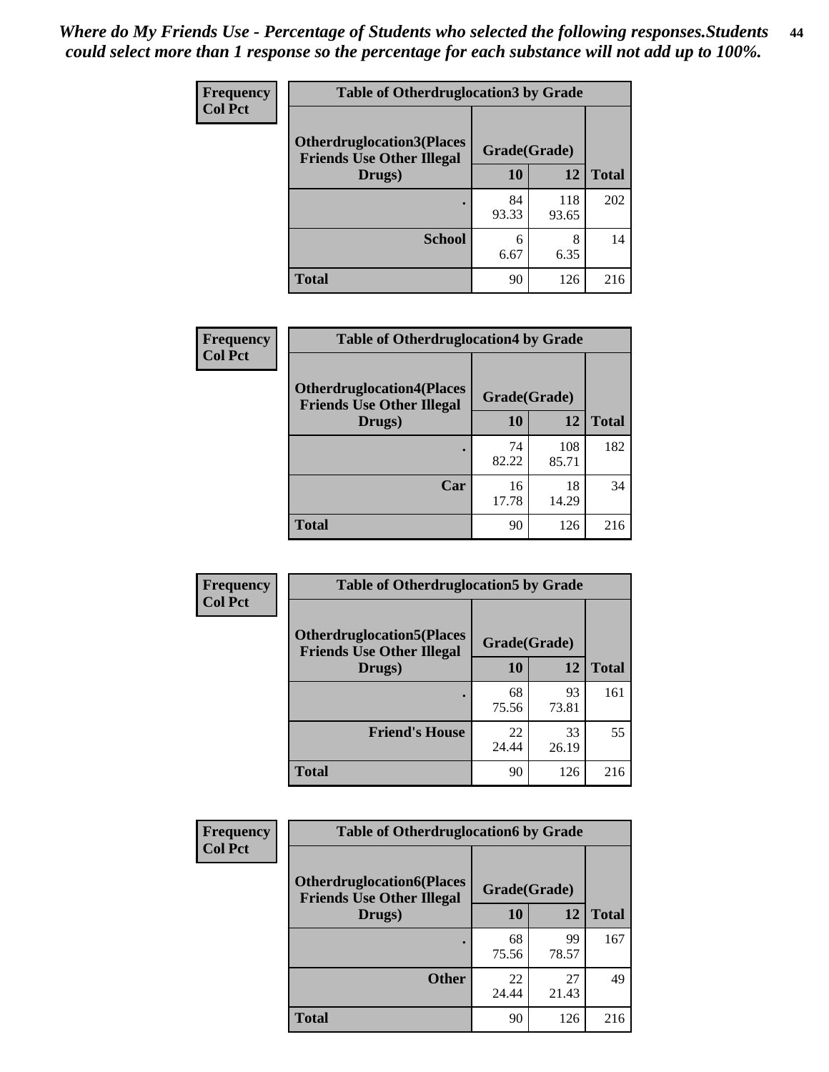*Where do My Friends Use - Percentage of Students who selected the following responses.Students could select more than 1 response so the percentage for each substance will not add up to 100%.*

| Frequency<br>Col Pct | Table of Otherdruglocation3 by Grade | | |
|---|---|---|---|
| Otherdruglocation3(Places Friends Use Other Illegal Drugs) | Grade(Grade) | | |
| | 10 | 12 | Total |
| . | 84<br>93.33 | 118<br>93.65 | 202 |
| School | 6<br>6.67 | 8<br>6.35 | 14 |
| Total | 90 | 126 | 216 |

| Frequency<br>Col Pct | Table of Otherdruglocation4 by Grade | | |
|---|---|---|---|
| Otherdruglocation4(Places Friends Use Other Illegal Drugs) | Grade(Grade) | | |
| | 10 | 12 | Total |
| . | 74<br>82.22 | 108<br>85.71 | 182 |
| Car | 16<br>17.78 | 18<br>14.29 | 34 |
| Total | 90 | 126 | 216 |

| Frequency<br>Col Pct | Table of Otherdruglocation5 by Grade | | |
|---|---|---|---|
| Otherdruglocation5(Places Friends Use Other Illegal Drugs) | Grade(Grade) | | |
| | 10 | 12 | Total |
| . | 68<br>75.56 | 93<br>73.81 | 161 |
| Friend's House | 22<br>24.44 | 33<br>26.19 | 55 |
| Total | 90 | 126 | 216 |

| Frequency<br>Col Pct | Table of Otherdruglocation6 by Grade | | |
|---|---|---|---|
| Otherdruglocation6(Places Friends Use Other Illegal Drugs) | Grade(Grade) | | |
| | 10 | 12 | Total |
| . | 68<br>75.56 | 99<br>78.57 | 167 |
| Other | 22<br>24.44 | 27<br>21.43 | 49 |
| Total | 90 | 126 | 216 |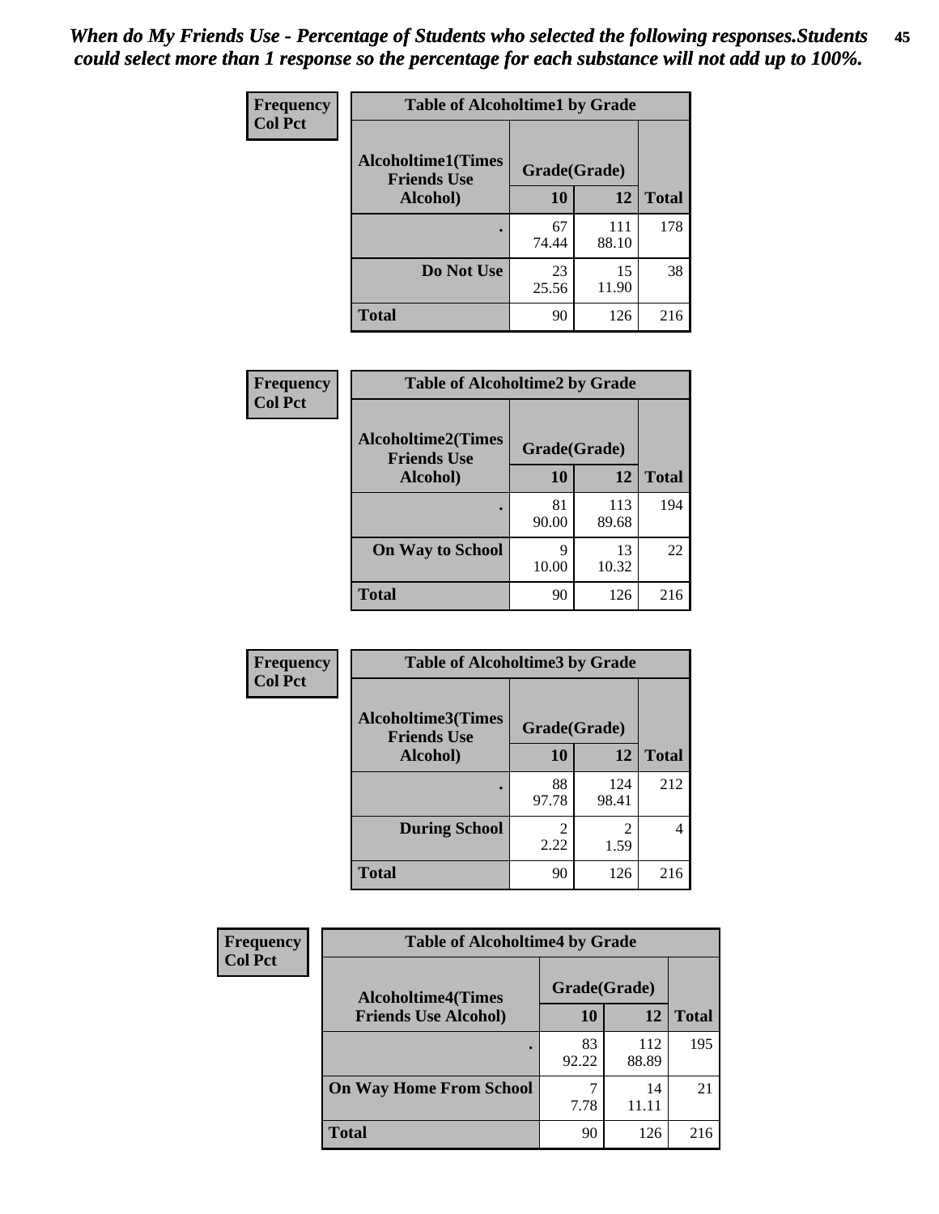*When do My Friends Use - Percentage of Students who selected the following responses.Students could select more than 1 response so the percentage for each substance will not add up to 100%.*

**Frequency**
**Col Pct**

| Table of Alcoholtime1 by Grade | | | |
|---|---|---|---|
| **Alcoholtime1(Times Friends Use Alcohol)** | **Grade(Grade)** | | **Total** |
| | **10** | **12** | |
| **.** | 67<br>74.44 | 111<br>88.10 | 178 |
| **Do Not Use** | 23<br>25.56 | 15<br>11.90 | 38 |
| **Total** | 90 | 126 | 216 |

**Frequency**
**Col Pct**

| Table of Alcoholtime2 by Grade | | | |
|---|---|---|---|
| **Alcoholtime2(Times Friends Use Alcohol)** | **Grade(Grade)** | | **Total** |
| | **10** | **12** | |
| **.** | 81<br>90.00 | 113<br>89.68 | 194 |
| **On Way to School** | 9<br>10.00 | 13<br>10.32 | 22 |
| **Total** | 90 | 126 | 216 |

**Frequency**
**Col Pct**

| Table of Alcoholtime3 by Grade | | | |
|---|---|---|---|
| **Alcoholtime3(Times Friends Use Alcohol)** | **Grade(Grade)** | | **Total** |
| | **10** | **12** | |
| **.** | 88<br>97.78 | 124<br>98.41 | 212 |
| **During School** | 2<br>2.22 | 2<br>1.59 | 4 |
| **Total** | 90 | 126 | 216 |

**Frequency**
**Col Pct**

| Table of Alcoholtime4 by Grade | | | |
|---|---|---|---|
| **Alcoholtime4(Times Friends Use Alcohol)** | **Grade(Grade)** | | **Total** |
| | **10** | **12** | |
| **.** | 83<br>92.22 | 112<br>88.89 | 195 |
| **On Way Home From School** | 7<br>7.78 | 14<br>11.11 | 21 |
| **Total** | 90 | 126 | 216 |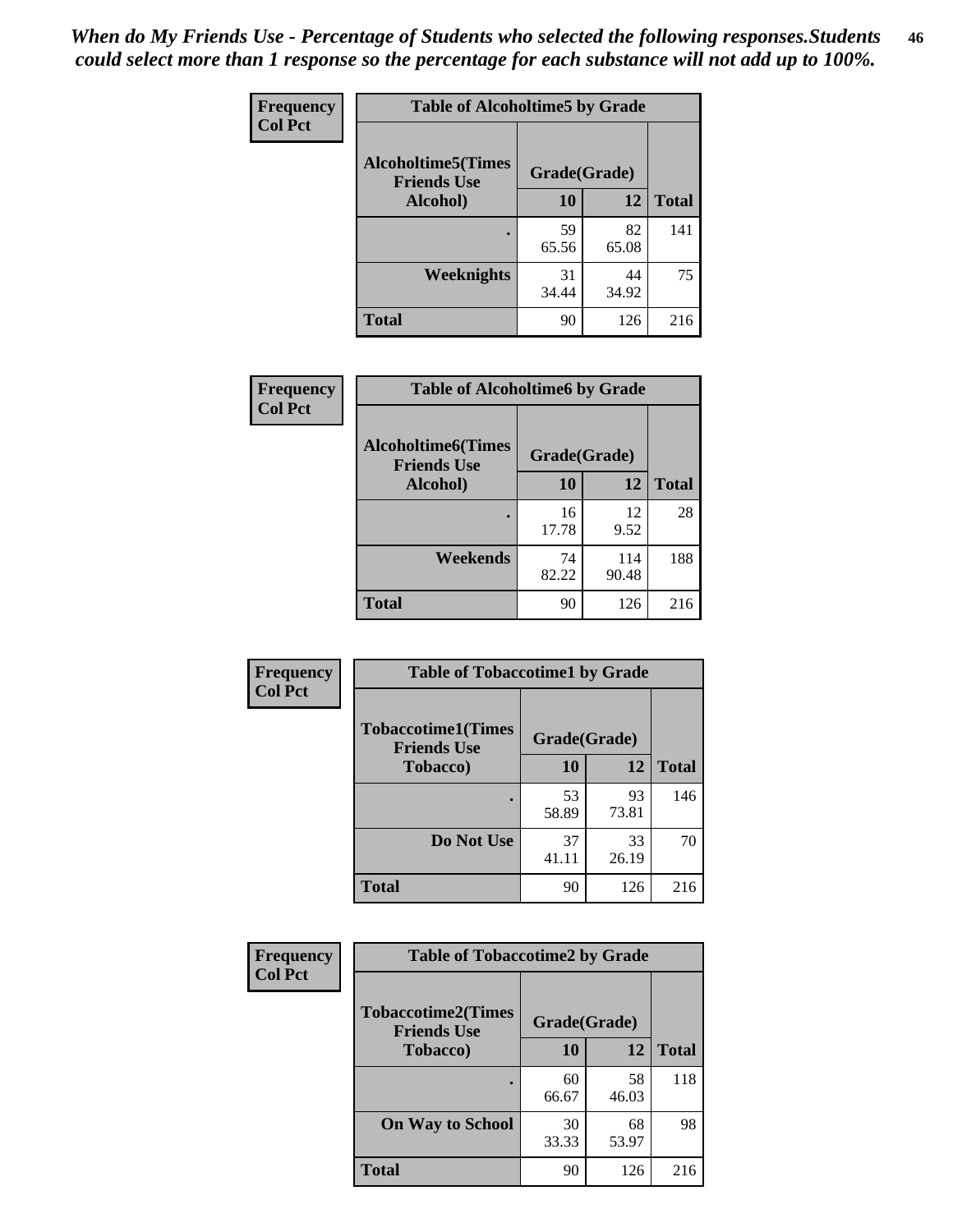*When do My Friends Use - Percentage of Students who selected the following responses.Students could select more than 1 response so the percentage for each substance will not add up to 100%.*

**Frequency**
**Col Pct**

| Table of Alcoholtime5 by Grade | | | |
|---|---|---|---|
| **Alcoholtime5(Times Friends Use Alcohol)** | **Grade(Grade)** | | |
| | **10** | **12** | **Total** |
| **.** | 59<br>65.56 | 82<br>65.08 | 141 |
| **Weeknights** | 31<br>34.44 | 44<br>34.92 | 75 |
| **Total** | 90 | 126 | 216 |

**Frequency**
**Col Pct**

| Table of Alcoholtime6 by Grade | | | |
|---|---|---|---|
| **Alcoholtime6(Times Friends Use Alcohol)** | **Grade(Grade)** | | |
| | **10** | **12** | **Total** |
| **.** | 16<br>17.78 | 12<br>9.52 | 28 |
| **Weekends** | 74<br>82.22 | 114<br>90.48 | 188 |
| **Total** | 90 | 126 | 216 |

**Frequency**
**Col Pct**

| Table of Tobaccotime1 by Grade | | | |
|---|---|---|---|
| **Tobaccotime1(Times Friends Use Tobacco)** | **Grade(Grade)** | | |
| | **10** | **12** | **Total** |
| **.** | 53<br>58.89 | 93<br>73.81 | 146 |
| **Do Not Use** | 37<br>41.11 | 33<br>26.19 | 70 |
| **Total** | 90 | 126 | 216 |

**Frequency**
**Col Pct**

| Table of Tobaccotime2 by Grade | | | |
|---|---|---|---|
| **Tobaccotime2(Times Friends Use Tobacco)** | **Grade(Grade)** | | |
| | **10** | **12** | **Total** |
| **.** | 60<br>66.67 | 58<br>46.03 | 118 |
| **On Way to School** | 30<br>33.33 | 68<br>53.97 | 98 |
| **Total** | 90 | 126 | 216 |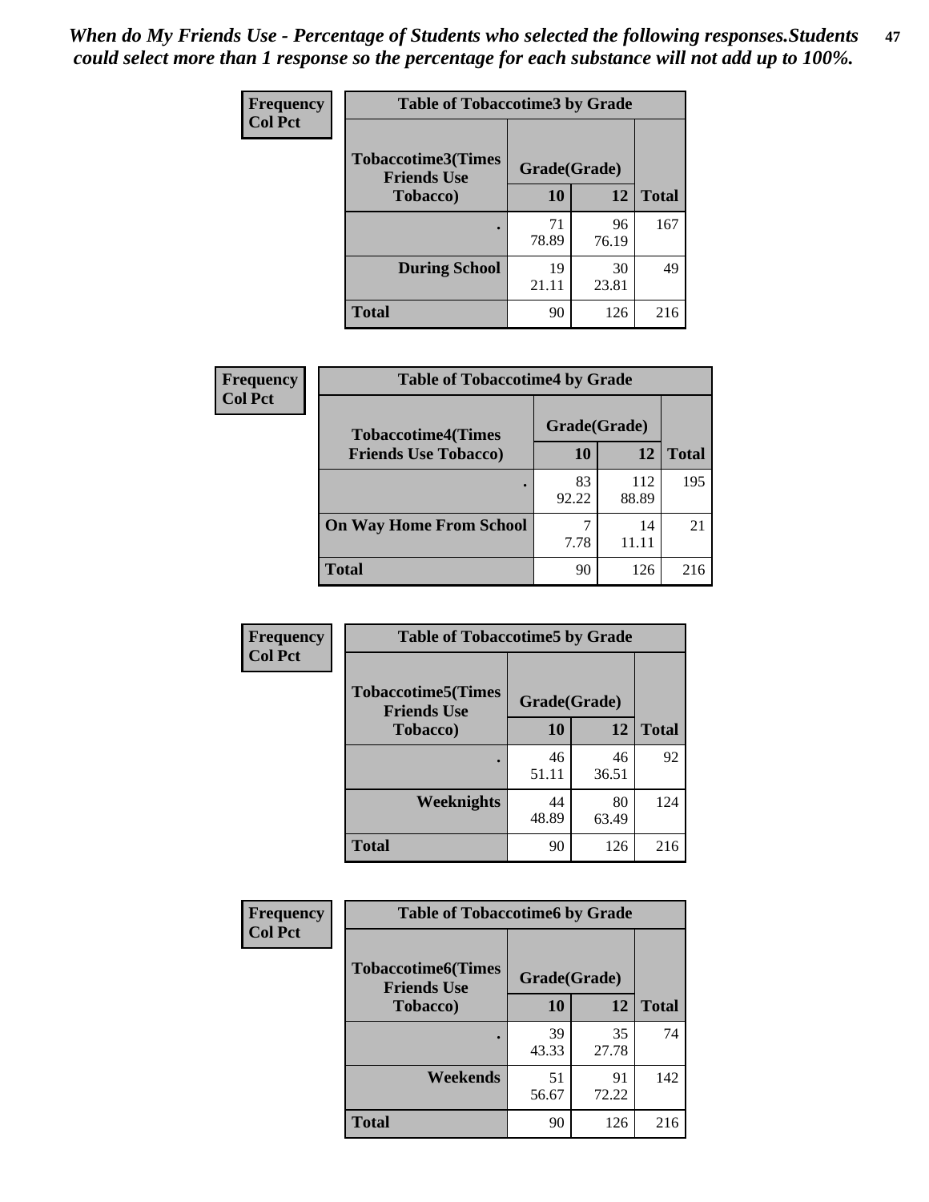*When do My Friends Use - Percentage of Students who selected the following responses.Students could select more than 1 response so the percentage for each substance will not add up to 100%.*

**Frequency**
**Col Pct**

| Table of Tobaccotime3 by Grade | | | |
|---|---|---|---|
| **Tobaccotime3(Times Friends Use Tobacco)** | **Grade(Grade)** | | **Total** |
| | **10** | **12** | |
| **.** | 71<br>78.89 | 96<br>76.19 | 167 |
| **During School** | 19<br>21.11 | 30<br>23.81 | 49 |
| **Total** | 90 | 126 | 216 |

**Frequency**
**Col Pct**

| Table of Tobaccotime4 by Grade | | | |
|---|---|---|---|
| **Tobaccotime4(Times Friends Use Tobacco)** | **Grade(Grade)** | | **Total** |
| | **10** | **12** | |
| **.** | 83<br>92.22 | 112<br>88.89 | 195 |
| **On Way Home From School** | 7<br>7.78 | 14<br>11.11 | 21 |
| **Total** | 90 | 126 | 216 |

**Frequency**
**Col Pct**

| Table of Tobaccotime5 by Grade | | | |
|---|---|---|---|
| **Tobaccotime5(Times Friends Use Tobacco)** | **Grade(Grade)** | | **Total** |
| | **10** | **12** | |
| **.** | 46<br>51.11 | 46<br>36.51 | 92 |
| **Weeknights** | 44<br>48.89 | 80<br>63.49 | 124 |
| **Total** | 90 | 126 | 216 |

**Frequency**
**Col Pct**

| Table of Tobaccotime6 by Grade | | | |
|---|---|---|---|
| **Tobaccotime6(Times Friends Use Tobacco)** | **Grade(Grade)** | | **Total** |
| | **10** | **12** | |
| **.** | 39<br>43.33 | 35<br>27.78 | 74 |
| **Weekends** | 51<br>56.67 | 91<br>72.22 | 142 |
| **Total** | 90 | 126 | 216 |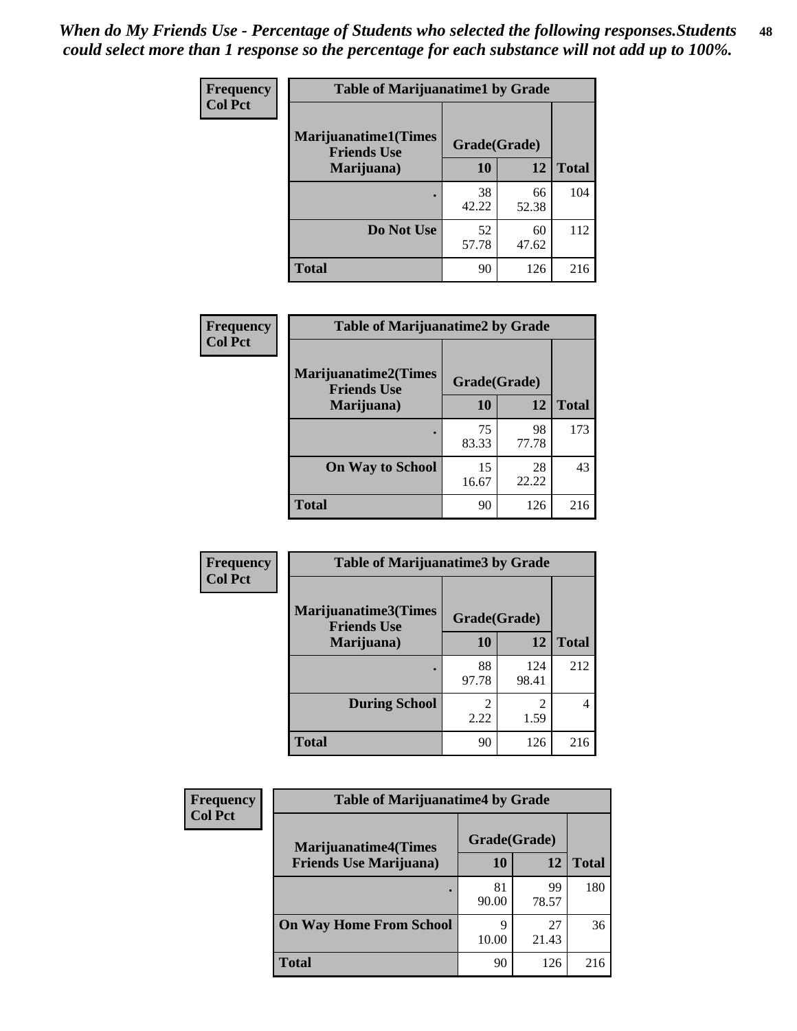*When do My Friends Use - Percentage of Students who selected the following responses.Students could select more than 1 response so the percentage for each substance will not add up to 100%.*

**Frequency**
**Col Pct**

| Table of Marijuanatime1 by Grade | | | |
|---|---|---|---|
| **Marijuanatime1(Times Friends Use Marijuana)** | **Grade(Grade)** | | **Total** |
| | **10** | **12** | |
| . | 38<br>42.22 | 66<br>52.38 | 104 |
| **Do Not Use** | 52<br>57.78 | 60<br>47.62 | 112 |
| **Total** | 90 | 126 | 216 |

**Frequency**
**Col Pct**

| Table of Marijuanatime2 by Grade | | | |
|---|---|---|---|
| **Marijuanatime2(Times Friends Use Marijuana)** | **Grade(Grade)** | | **Total** |
| | **10** | **12** | |
| . | 75<br>83.33 | 98<br>77.78 | 173 |
| **On Way to School** | 15<br>16.67 | 28<br>22.22 | 43 |
| **Total** | 90 | 126 | 216 |

**Frequency**
**Col Pct**

| Table of Marijuanatime3 by Grade | | | |
|---|---|---|---|
| **Marijuanatime3(Times Friends Use Marijuana)** | **Grade(Grade)** | | **Total** |
| | **10** | **12** | |
| . | 88<br>97.78 | 124<br>98.41 | 212 |
| **During School** | 2<br>2.22 | 2<br>1.59 | 4 |
| **Total** | 90 | 126 | 216 |

**Frequency**
**Col Pct**

| Table of Marijuanatime4 by Grade | | | |
|---|---|---|---|
| **Marijuanatime4(Times Friends Use Marijuana)** | **Grade(Grade)** | | **Total** |
| | **10** | **12** | |
| . | 81<br>90.00 | 99<br>78.57 | 180 |
| **On Way Home From School** | 9<br>10.00 | 27<br>21.43 | 36 |
| **Total** | 90 | 126 | 216 |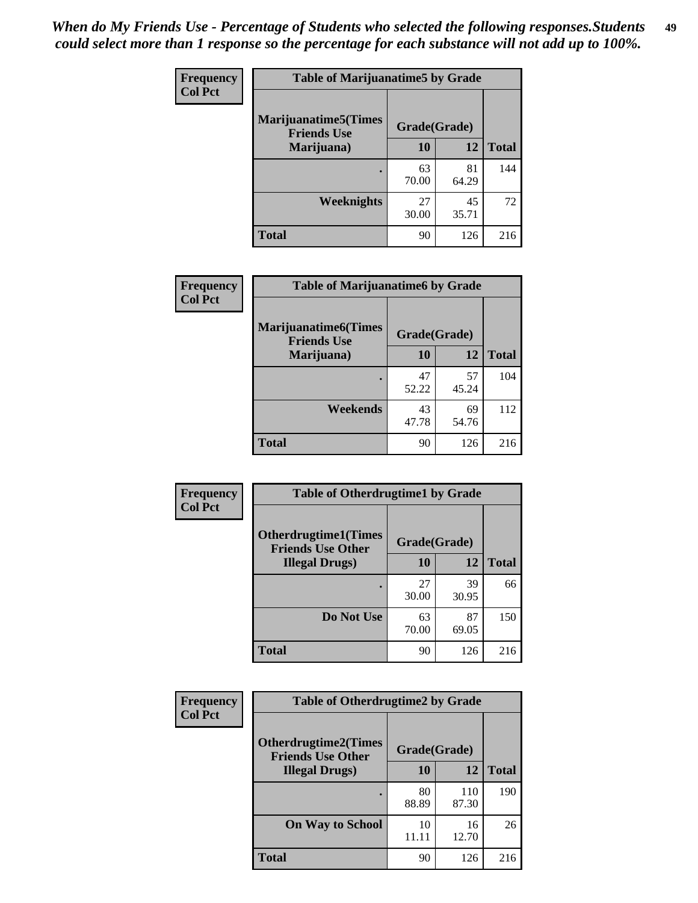*When do My Friends Use - Percentage of Students who selected the following responses.Students could select more than 1 response so the percentage for each substance will not add up to 100%.*

**Frequency**
**Col Pct**

| Table of Marijuanatime5 by Grade | | | |
|---|---|---|---|
| **Marijuanatime5(Times Friends Use Marijuana)** | **Grade(Grade)** | | |
| | **10** | **12** | **Total** |
| **.** | 63<br>70.00 | 81<br>64.29 | 144 |
| **Weeknights** | 27<br>30.00 | 45<br>35.71 | 72 |
| **Total** | 90 | 126 | 216 |

**Frequency**
**Col Pct**

| Table of Marijuanatime6 by Grade | | | |
|---|---|---|---|
| **Marijuanatime6(Times Friends Use Marijuana)** | **Grade(Grade)** | | |
| | **10** | **12** | **Total** |
| **.** | 47<br>52.22 | 57<br>45.24 | 104 |
| **Weekends** | 43<br>47.78 | 69<br>54.76 | 112 |
| **Total** | 90 | 126 | 216 |

**Frequency**
**Col Pct**

| Table of Otherdrugtime1 by Grade | | | |
|---|---|---|---|
| **Otherdrugtime1(Times Friends Use Other Illegal Drugs)** | **Grade(Grade)** | | |
| | **10** | **12** | **Total** |
| **.** | 27<br>30.00 | 39<br>30.95 | 66 |
| **Do Not Use** | 63<br>70.00 | 87<br>69.05 | 150 |
| **Total** | 90 | 126 | 216 |

**Frequency**
**Col Pct**

| Table of Otherdrugtime2 by Grade | | | |
|---|---|---|---|
| **Otherdrugtime2(Times Friends Use Other Illegal Drugs)** | **Grade(Grade)** | | |
| | **10** | **12** | **Total** |
| **.** | 80<br>88.89 | 110<br>87.30 | 190 |
| **On Way to School** | 10<br>11.11 | 16<br>12.70 | 26 |
| **Total** | 90 | 126 | 216 |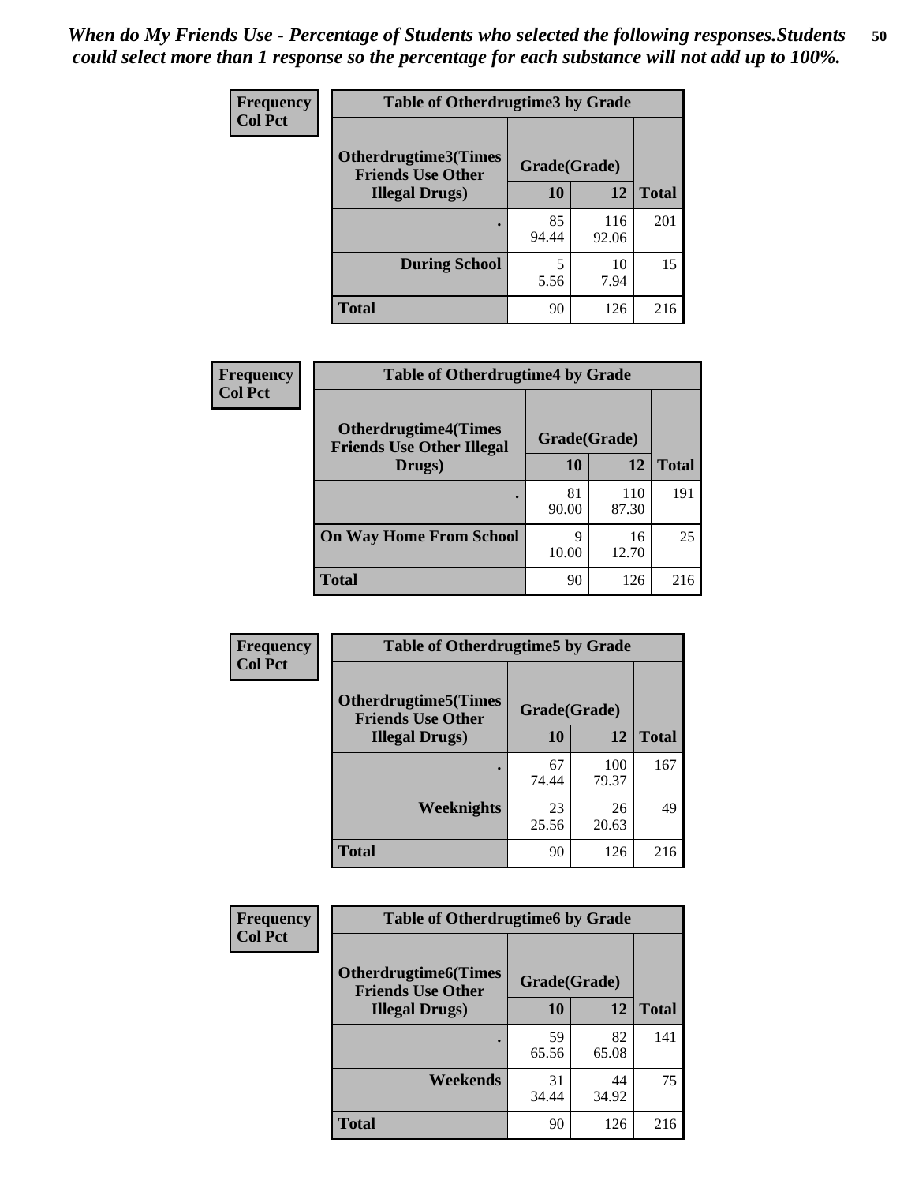*When do My Friends Use - Percentage of Students who selected the following responses.Students could select more than 1 response so the percentage for each substance will not add up to 100%.*

**Frequency**
**Col Pct**

| Table of Otherdrugtime3 by Grade | | | |
|---|---|---|---|
| Otherdrugtime3(Times Friends Use Other Illegal Drugs) | Grade(Grade) | | |
| | 10 | 12 | Total |
| . | 85<br>94.44 | 116<br>92.06 | 201 |
| During School | 5<br>5.56 | 10<br>7.94 | 15 |
| Total | 90 | 126 | 216 |

**Frequency**
**Col Pct**

| Table of Otherdrugtime4 by Grade | | | |
|---|---|---|---|
| Otherdrugtime4(Times Friends Use Other Illegal Drugs) | Grade(Grade) | | |
| | 10 | 12 | Total |
| . | 81<br>90.00 | 110<br>87.30 | 191 |
| On Way Home From School | 9<br>10.00 | 16<br>12.70 | 25 |
| Total | 90 | 126 | 216 |

**Frequency**
**Col Pct**

| Table of Otherdrugtime5 by Grade | | | |
|---|---|---|---|
| Otherdrugtime5(Times Friends Use Other Illegal Drugs) | Grade(Grade) | | |
| | 10 | 12 | Total |
| . | 67<br>74.44 | 100<br>79.37 | 167 |
| Weeknights | 23<br>25.56 | 26<br>20.63 | 49 |
| Total | 90 | 126 | 216 |

**Frequency**
**Col Pct**

| Table of Otherdrugtime6 by Grade | | | |
|---|---|---|---|
| Otherdrugtime6(Times Friends Use Other Illegal Drugs) | Grade(Grade) | | |
| | 10 | 12 | Total |
| . | 59<br>65.56 | 82<br>65.08 | 141 |
| Weekends | 31<br>34.44 | 44<br>34.92 | 75 |
| Total | 90 | 126 | 216 |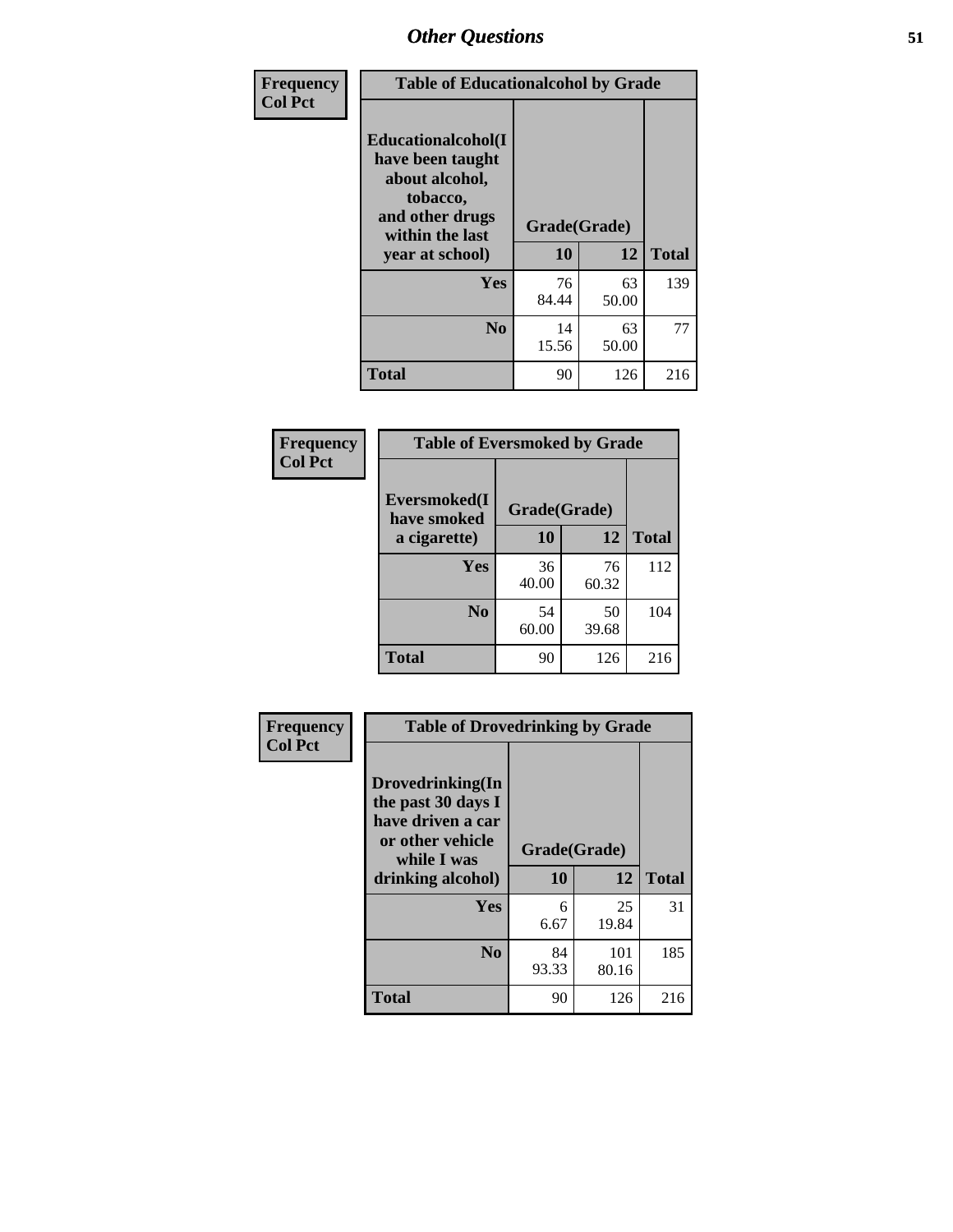# Other Questions

| Frequency<br>Col Pct | Table of Educationalalcohol by Grade | | |
|---|---|---|---|
| Educationalalcohol(I have been taught about alcohol, tobacco, and other drugs within the last year at school) | Grade(Grade) | | |
| | 10 | 12 | Total |
| Yes | 76<br>84.44 | 63<br>50.00 | 139 |
| No | 14<br>15.56 | 63<br>50.00 | 77 |
| Total | 90 | 126 | 216 |

| Frequency<br>Col Pct | Table of Eversmoked by Grade | | |
|---|---|---|---|
| Eversmoked(I have smoked a cigarette) | Grade(Grade) | | |
| | 10 | 12 | Total |
| Yes | 36<br>40.00 | 76<br>60.32 | 112 |
| No | 54<br>60.00 | 50<br>39.68 | 104 |
| Total | 90 | 126 | 216 |

| Frequency<br>Col Pct | Table of Drovedrinking by Grade | | |
|---|---|---|---|
| Drovedrinking(In the past 30 days I have driven a car or other vehicle while I was drinking alcohol) | Grade(Grade) | | |
| | 10 | 12 | Total |
| Yes | 6<br>6.67 | 25<br>19.84 | 31 |
| No | 84<br>93.33 | 101<br>80.16 | 185 |
| Total | 90 | 126 | 216 |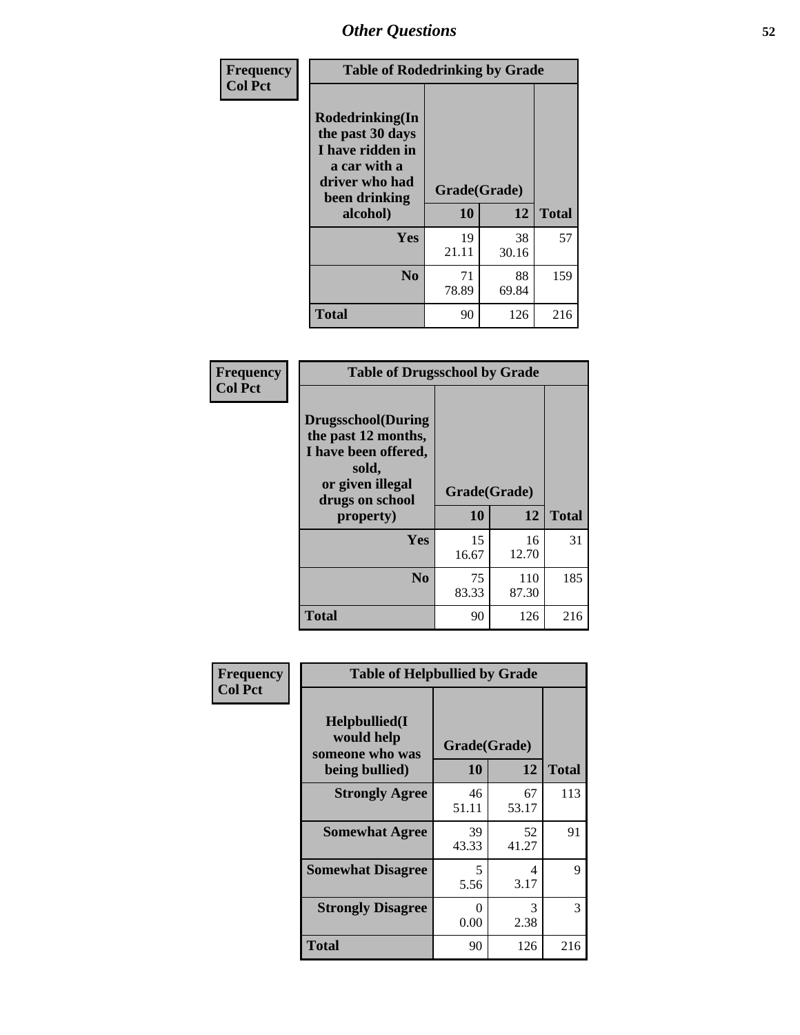## Other Questions

**Frequency**
**Col Pct**

| Table of Rodedrinking by Grade | | | |
|---|---|---|---|
| **Rodedrinking(In the past 30 days I have ridden in a car with a driver who had been drinking alcohol)** | **Grade(Grade)** | | |
| | **10** | **12** | **Total** |
| **Yes** | 19<br>21.11 | 38<br>30.16 | 57 |
| **No** | 71<br>78.89 | 88<br>69.84 | 159 |
| **Total** | 90 | 126 | 216 |

**Frequency**
**Col Pct**

| Table of Drugsschool by Grade | | | |
|---|---|---|---|
| **Drugsschool(During the past 12 months, I have been offered, sold, or given illegal drugs on school property)** | **Grade(Grade)** | | |
| | **10** | **12** | **Total** |
| **Yes** | 15<br>16.67 | 16<br>12.70 | 31 |
| **No** | 75<br>83.33 | 110<br>87.30 | 185 |
| **Total** | 90 | 126 | 216 |

**Frequency**
**Col Pct**

| Table of Helpbullied by Grade | | | |
|---|---|---|---|
| **Helpbullied(I would help someone who was being bullied)** | **Grade(Grade)** | | |
| | **10** | **12** | **Total** |
| **Strongly Agree** | 46<br>51.11 | 67<br>53.17 | 113 |
| **Somewhat Agree** | 39<br>43.33 | 52<br>41.27 | 91 |
| **Somewhat Disagree** | 5<br>5.56 | 4<br>3.17 | 9 |
| **Strongly Disagree** | 0<br>0.00 | 3<br>2.38 | 3 |
| **Total** | 90 | 126 | 216 |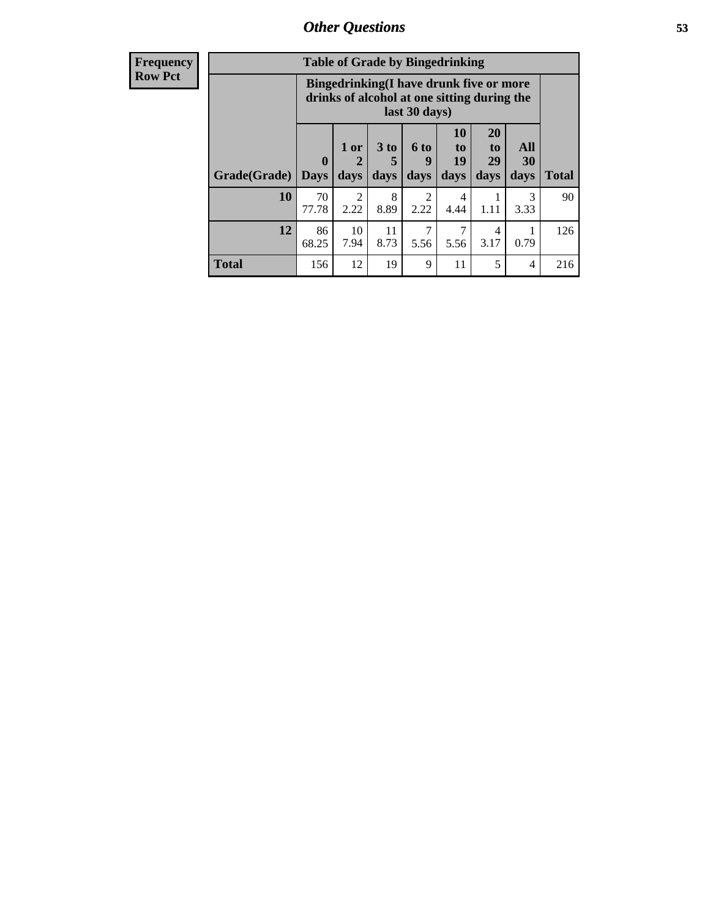# Other Questions

| Frequency Row Pct |
|---|

**Table of Grade by Bingedrinking**

| Grade(Grade) | Bingedrinking(I have drunk five or more drinks of alcohol at one sitting during the last 30 days) | | | | | | | Total |
|---|---|---|---|---|---|---|---|---|
| | 0 Days | 1 or 2 days | 3 to 5 days | 6 to 9 days | 10 to 19 days | 20 to 29 days | All 30 days | |
| 10 | 70<br>77.78 | 2<br>2.22 | 8<br>8.89 | 2<br>2.22 | 4<br>4.44 | 1<br>1.11 | 3<br>3.33 | 90 |
| 12 | 86<br>68.25 | 10<br>7.94 | 11<br>8.73 | 7<br>5.56 | 7<br>5.56 | 4<br>3.17 | 1<br>0.79 | 126 |
| Total | 156 | 12 | 19 | 9 | 11 | 5 | 4 | 216 |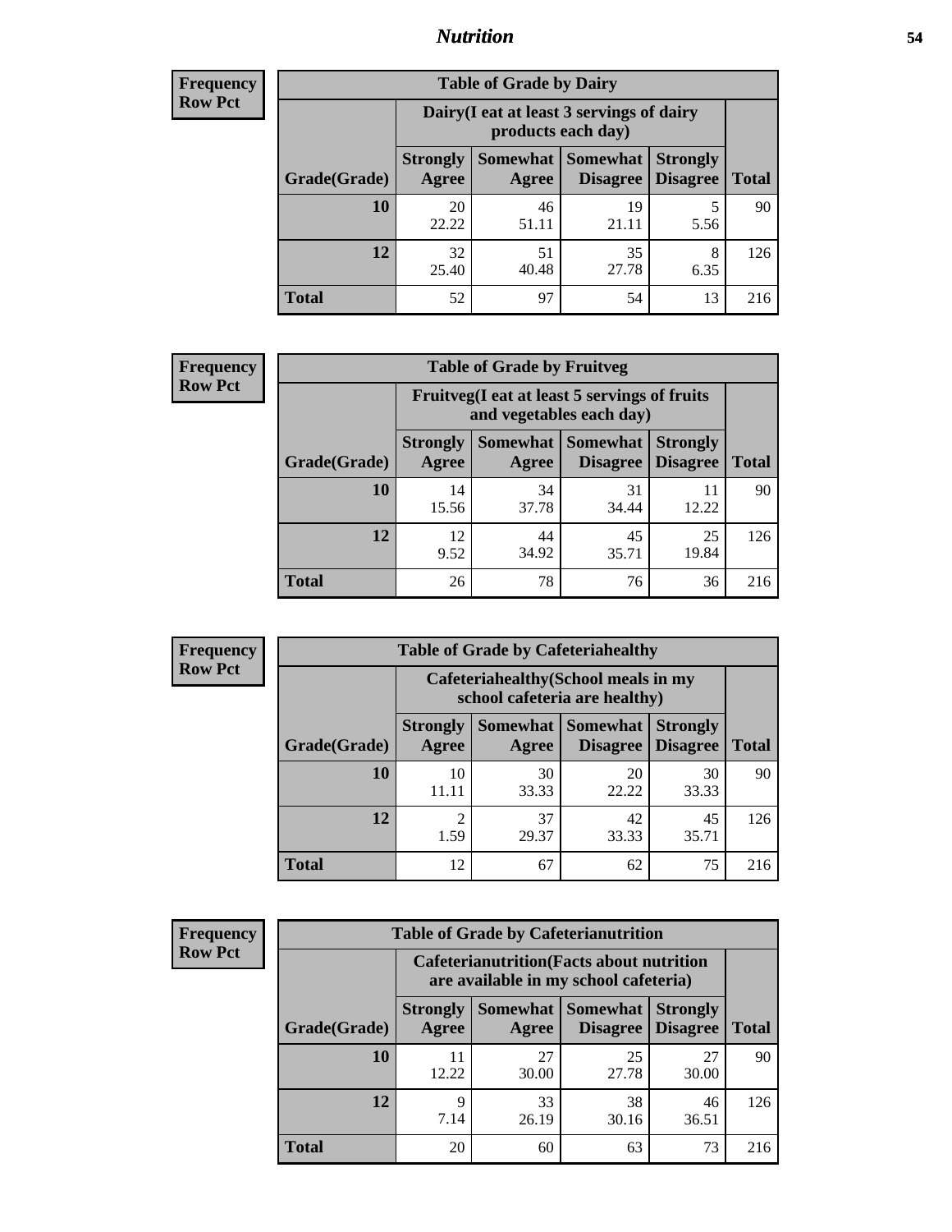## Nutrition

**Frequency**
**Row Pct**

| Table of Grade by Dairy | | | | | |
|---|---|---|---|---|---|
| | Dairy(I eat at least 3 servings of dairy products each day) | | | | |
| Grade(Grade) | Strongly Agree | Somewhat Agree | Somewhat Disagree | Strongly Disagree | Total |
| 10 | 20<br>22.22 | 46<br>51.11 | 19<br>21.11 | 5<br>5.56 | 90 |
| 12 | 32<br>25.40 | 51<br>40.48 | 35<br>27.78 | 8<br>6.35 | 126 |
| Total | 52 | 97 | 54 | 13 | 216 |

**Frequency**
**Row Pct**

| Table of Grade by Fruitveg | | | | | |
|---|---|---|---|---|---|
| | Fruitveg(I eat at least 5 servings of fruits and vegetables each day) | | | | |
| Grade(Grade) | Strongly Agree | Somewhat Agree | Somewhat Disagree | Strongly Disagree | Total |
| 10 | 14<br>15.56 | 34<br>37.78 | 31<br>34.44 | 11<br>12.22 | 90 |
| 12 | 12<br>9.52 | 44<br>34.92 | 45<br>35.71 | 25<br>19.84 | 126 |
| Total | 26 | 78 | 76 | 36 | 216 |

**Frequency**
**Row Pct**

| Table of Grade by Cafeteriahealthy | | | | | |
|---|---|---|---|---|---|
| | Cafeteriahealthy(School meals in my school cafeteria are healthy) | | | | |
| Grade(Grade) | Strongly Agree | Somewhat Agree | Somewhat Disagree | Strongly Disagree | Total |
| 10 | 10<br>11.11 | 30<br>33.33 | 20<br>22.22 | 30<br>33.33 | 90 |
| 12 | 2<br>1.59 | 37<br>29.37 | 42<br>33.33 | 45<br>35.71 | 126 |
| Total | 12 | 67 | 62 | 75 | 216 |

**Frequency**
**Row Pct**

| Table of Grade by Cafeterianutrition | | | | | |
|---|---|---|---|---|---|
| | Cafeterianutrition(Facts about nutrition are available in my school cafeteria) | | | | |
| Grade(Grade) | Strongly Agree | Somewhat Agree | Somewhat Disagree | Strongly Disagree | Total |
| 10 | 11<br>12.22 | 27<br>30.00 | 25<br>27.78 | 27<br>30.00 | 90 |
| 12 | 9<br>7.14 | 33<br>26.19 | 38<br>30.16 | 46<br>36.51 | 126 |
| Total | 20 | 60 | 63 | 73 | 216 |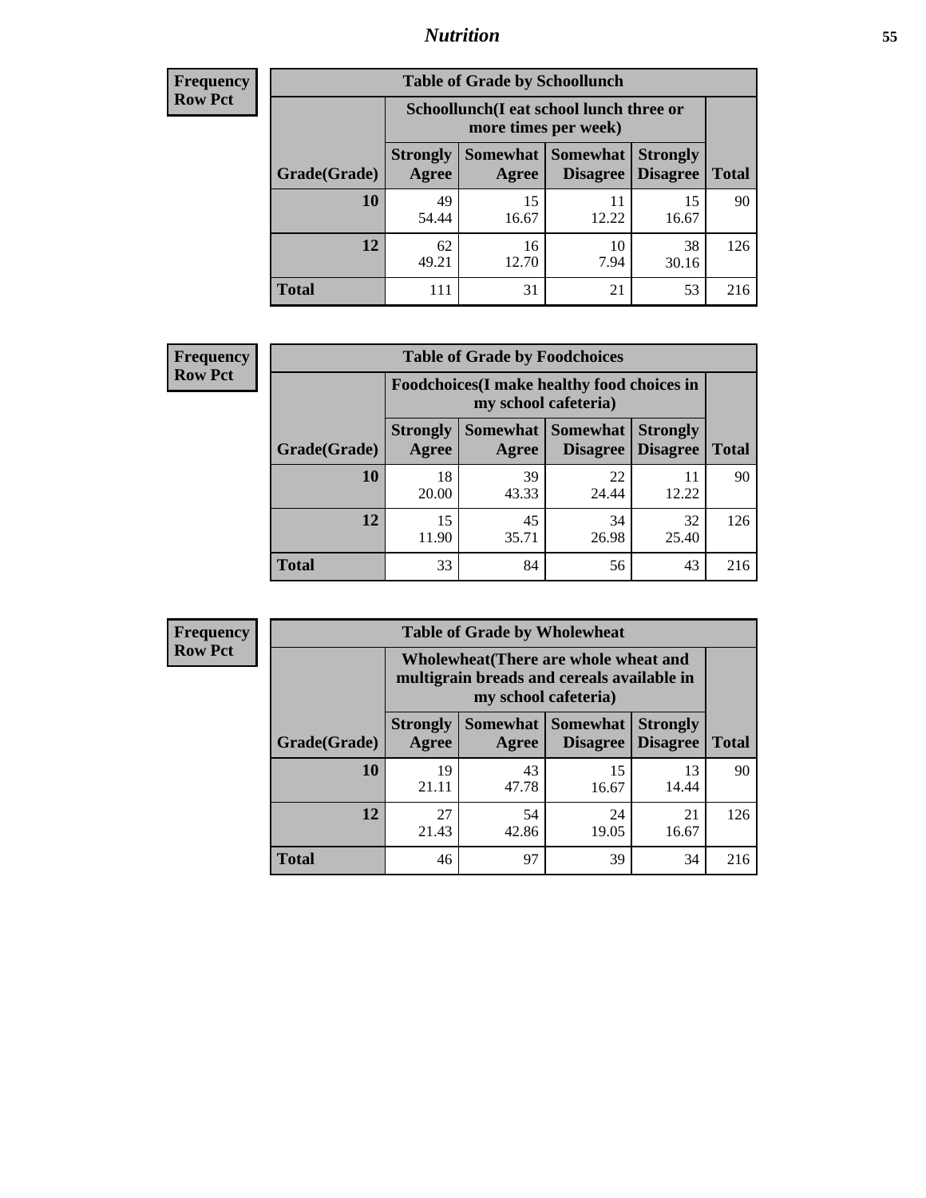**Frequency**
**Row Pct**

| Table of Grade by Schoollunch | | | | | |
|---|---|---|---|---|---|
| | Schoollunch(I eat school lunch three or more times per week) | | | | |
| Grade(Grade) | Strongly Agree | Somewhat Agree | Somewhat Disagree | Strongly Disagree | Total |
| **10** | 49<br>54.44 | 15<br>16.67 | 11<br>12.22 | 15<br>16.67 | 90 |
| **12** | 62<br>49.21 | 16<br>12.70 | 10<br>7.94 | 38<br>30.16 | 126 |
| **Total** | 111 | 31 | 21 | 53 | 216 |

**Frequency**
**Row Pct**

| Table of Grade by Foodchoices | | | | | |
|---|---|---|---|---|---|
| | Foodchoices(I make healthy food choices in my school cafeteria) | | | | |
| Grade(Grade) | Strongly Agree | Somewhat Agree | Somewhat Disagree | Strongly Disagree | Total |
| **10** | 18<br>20.00 | 39<br>43.33 | 22<br>24.44 | 11<br>12.22 | 90 |
| **12** | 15<br>11.90 | 45<br>35.71 | 34<br>26.98 | 32<br>25.40 | 126 |
| **Total** | 33 | 84 | 56 | 43 | 216 |

**Frequency**
**Row Pct**

| Table of Grade by Wholewheat | | | | | |
|---|---|---|---|---|---|
| | Wholewheat(There are whole wheat and multigrain breads and cereals available in my school cafeteria) | | | | |
| Grade(Grade) | Strongly Agree | Somewhat Agree | Somewhat Disagree | Strongly Disagree | Total |
| **10** | 19<br>21.11 | 43<br>47.78 | 15<br>16.67 | 13<br>14.44 | 90 |
| **12** | 27<br>21.43 | 54<br>42.86 | 24<br>19.05 | 21<br>16.67 | 126 |
| **Total** | 46 | 97 | 39 | 34 | 216 |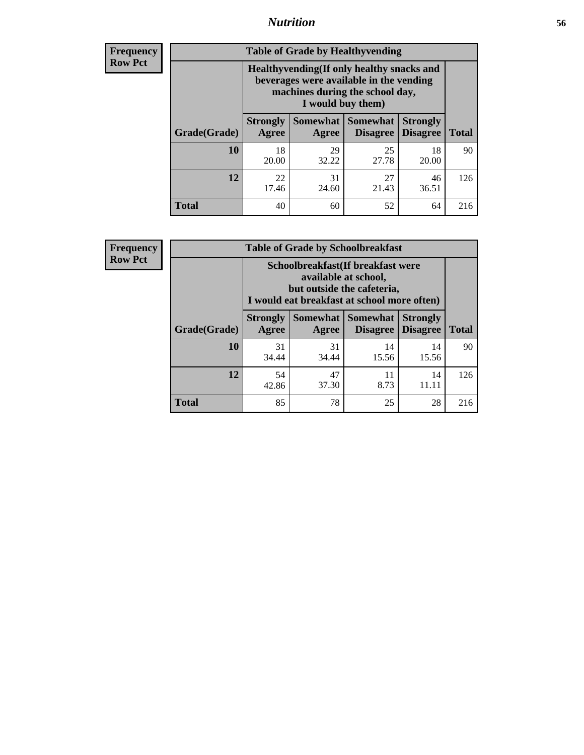## Nutrition

**Frequency / Row Pct**

| Table of Grade by Healthyvending | | | | | |
|---|---|---|---|---|---|
| | Healthyvending(If only healthy snacks and beverages were available in the vending machines during the school day, I would buy them) | | | | |
| Grade(Grade) | Strongly Agree | Somewhat Agree | Somewhat Disagree | Strongly Disagree | Total |
| **10** | 18<br>20.00 | 29<br>32.22 | 25<br>27.78 | 18<br>20.00 | 90 |
| **12** | 22<br>17.46 | 31<br>24.60 | 27<br>21.43 | 46<br>36.51 | 126 |
| **Total** | 40 | 60 | 52 | 64 | 216 |

**Frequency / Row Pct**

| Table of Grade by Schoolbreakfast | | | | | |
|---|---|---|---|---|---|
| | Schoolbreakfast(If breakfast were available at school, but outside the cafeteria, I would eat breakfast at school more often) | | | | |
| Grade(Grade) | Strongly Agree | Somewhat Agree | Somewhat Disagree | Strongly Disagree | Total |
| **10** | 31<br>34.44 | 31<br>34.44 | 14<br>15.56 | 14<br>15.56 | 90 |
| **12** | 54<br>42.86 | 47<br>37.30 | 11<br>8.73 | 14<br>11.11 | 126 |
| **Total** | 85 | 78 | 25 | 28 | 216 |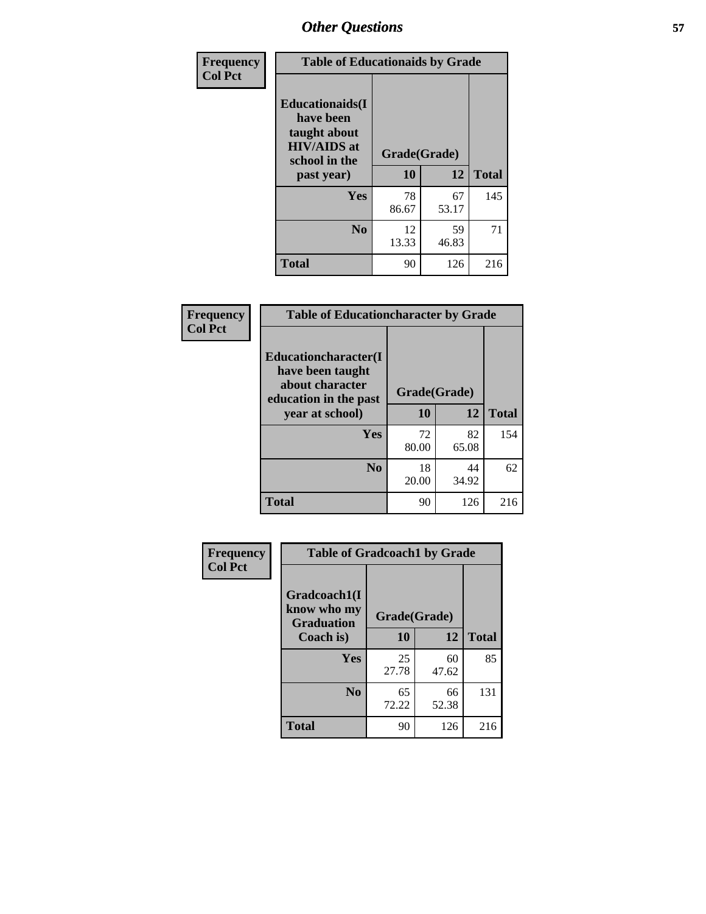## Other Questions

| Frequency<br>Col Pct | | | |
|---|---|---|---|

**Table of Educationaids by Grade**

| Educationaids(I have been taught about HIV/AIDS at school in the past year) | Grade(Grade) | | Total |
|---|---|---|---|
| | 10 | 12 | |
| Yes | 78<br>86.67 | 67<br>53.17 | 145 |
| No | 12<br>13.33 | 59<br>46.83 | 71 |
| Total | 90 | 126 | 216 |

**Table of Educationcharacter by Grade**

| Educationcharacter(I have been taught about character education in the past year at school) | Grade(Grade) | | Total |
|---|---|---|---|
| | 10 | 12 | |
| Yes | 72<br>80.00 | 82<br>65.08 | 154 |
| No | 18<br>20.00 | 44<br>34.92 | 62 |
| Total | 90 | 126 | 216 |

**Table of Gradcoach1 by Grade**

| Gradcoach1(I know who my Graduation Coach is) | Grade(Grade) | | Total |
|---|---|---|---|
| | 10 | 12 | |
| Yes | 25<br>27.78 | 60<br>47.62 | 85 |
| No | 65<br>72.22 | 66<br>52.38 | 131 |
| Total | 90 | 126 | 216 |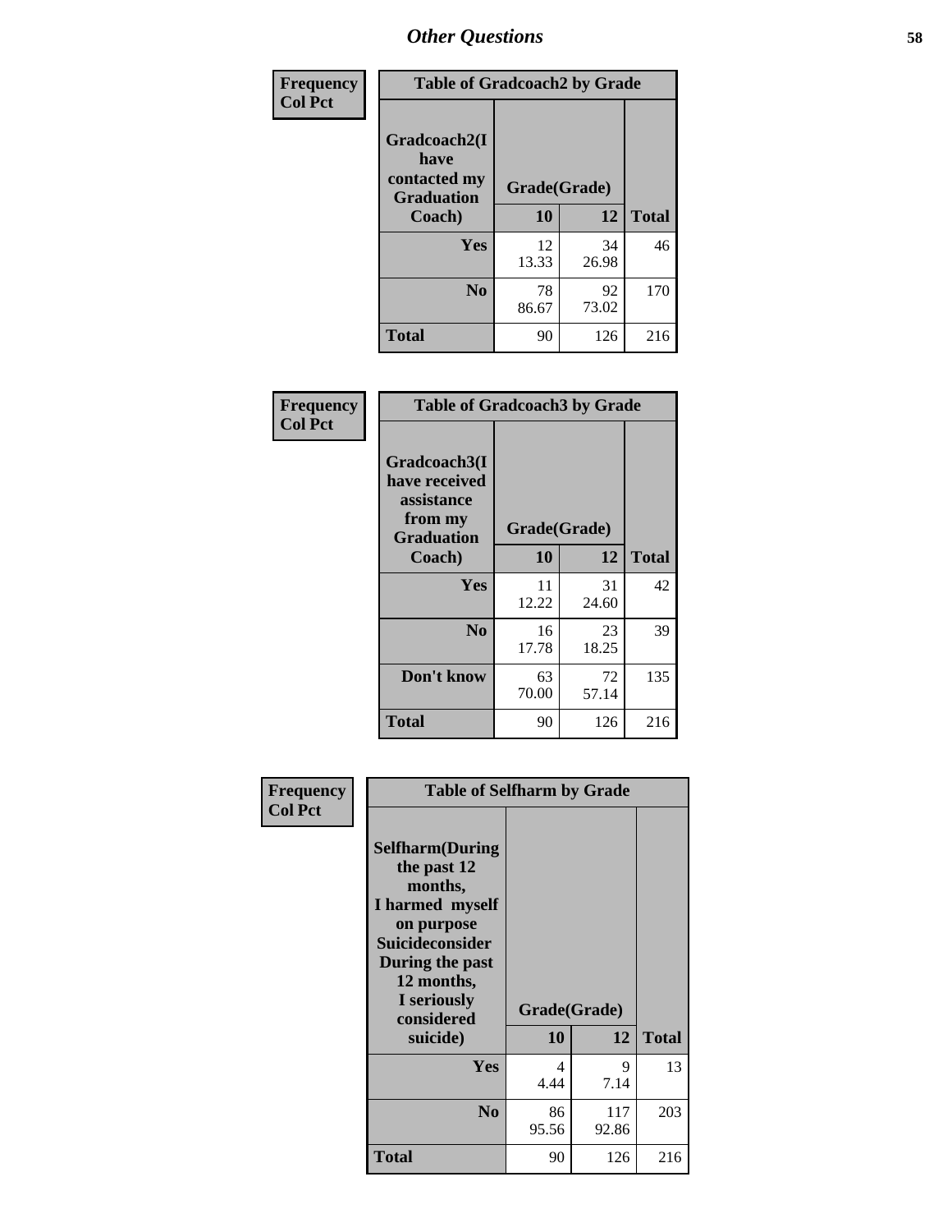# Other Questions

**Frequency**
**Col Pct**

| Table of Gradcoach2 by Grade | | | |
|---|---|---|---|
| Gradcoach2(I have contacted my Graduation Coach) | Grade(Grade) | | |
| | 10 | 12 | Total |
| Yes | 12<br>13.33 | 34<br>26.98 | 46 |
| No | 78<br>86.67 | 92<br>73.02 | 170 |
| Total | 90 | 126 | 216 |

**Frequency**
**Col Pct**

| Table of Gradcoach3 by Grade | | | |
|---|---|---|---|
| Gradcoach3(I have received assistance from my Graduation Coach) | Grade(Grade) | | |
| | 10 | 12 | Total |
| Yes | 11<br>12.22 | 31<br>24.60 | 42 |
| No | 16<br>17.78 | 23<br>18.25 | 39 |
| Don't know | 63<br>70.00 | 72<br>57.14 | 135 |
| Total | 90 | 126 | 216 |

**Frequency**
**Col Pct**

| Table of Selfharm by Grade | | | |
|---|---|---|---|
| Selfharm(During the past 12 months, I harmed myself on purpose Suicideconsider During the past 12 months, I seriously considered suicide) | Grade(Grade) | | |
| | 10 | 12 | Total |
| Yes | 4<br>4.44 | 9<br>7.14 | 13 |
| No | 86<br>95.56 | 117<br>92.86 | 203 |
| Total | 90 | 126 | 216 |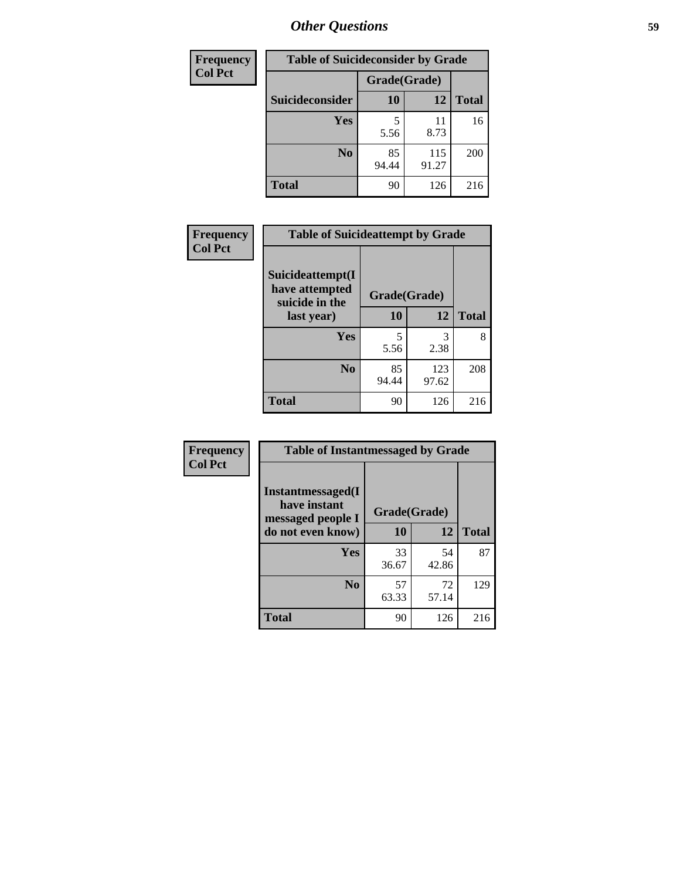# Other Questions

| Frequency<br>Col Pct | Table of Suicideconsider by Grade | | |
|---|---|---|---|
| | Grade(Grade) | | |
| Suicideconsider | 10 | 12 | Total |
| Yes | 5<br>5.56 | 11<br>8.73 | 16 |
| No | 85<br>94.44 | 115<br>91.27 | 200 |
| Total | 90 | 126 | 216 |

| Frequency<br>Col Pct | Table of Suicideattempt by Grade | | |
|---|---|---|---|
| Suicideattempt(I have attempted suicide in the last year) | Grade(Grade) | | |
| | 10 | 12 | Total |
| Yes | 5<br>5.56 | 3<br>2.38 | 8 |
| No | 85<br>94.44 | 123<br>97.62 | 208 |
| Total | 90 | 126 | 216 |

| Frequency<br>Col Pct | Table of Instantmessaged by Grade | | |
|---|---|---|---|
| Instantmessaged(I have instant messaged people I do not even know) | Grade(Grade) | | |
| | 10 | 12 | Total |
| Yes | 33<br>36.67 | 54<br>42.86 | 87 |
| No | 57<br>63.33 | 72<br>57.14 | 129 |
| Total | 90 | 126 | 216 |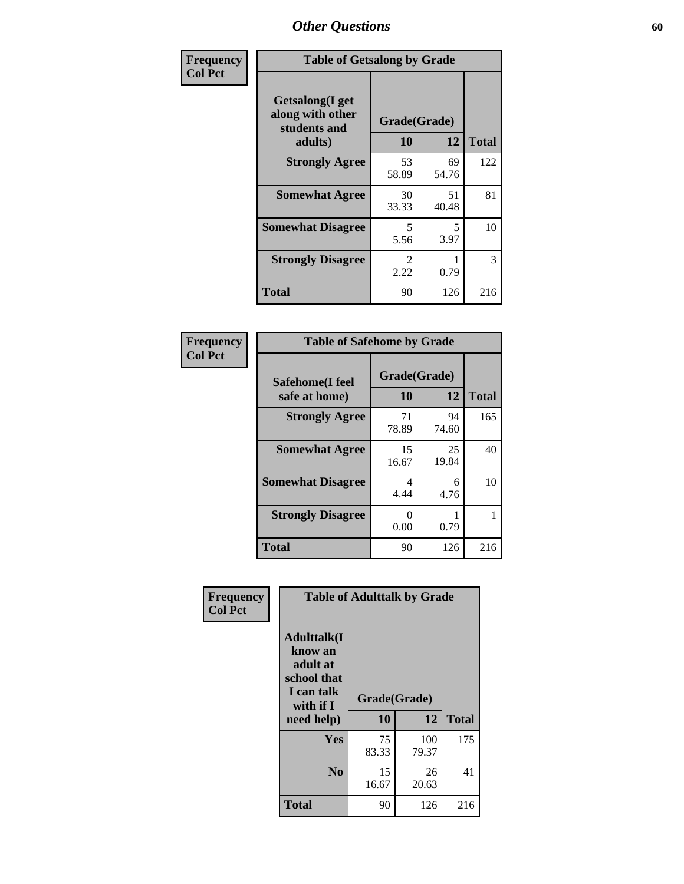## Other Questions

**Frequency**
**Col Pct**

| Table of Getsalong by Grade | | | |
|---|---|---|---|
| **Getsalong(I get along with other students and adults)** | **Grade(Grade)** | | |
| | **10** | **12** | **Total** |
| **Strongly Agree** | 53<br>58.89 | 69<br>54.76 | 122 |
| **Somewhat Agree** | 30<br>33.33 | 51<br>40.48 | 81 |
| **Somewhat Disagree** | 5<br>5.56 | 5<br>3.97 | 10 |
| **Strongly Disagree** | 2<br>2.22 | 1<br>0.79 | 3 |
| **Total** | 90 | 126 | 216 |

**Frequency**
**Col Pct**

| Table of Safehome by Grade | | | |
|---|---|---|---|
| **Safehome(I feel safe at home)** | **Grade(Grade)** | | |
| | **10** | **12** | **Total** |
| **Strongly Agree** | 71<br>78.89 | 94<br>74.60 | 165 |
| **Somewhat Agree** | 15<br>16.67 | 25<br>19.84 | 40 |
| **Somewhat Disagree** | 4<br>4.44 | 6<br>4.76 | 10 |
| **Strongly Disagree** | 0<br>0.00 | 1<br>0.79 | 1 |
| **Total** | 90 | 126 | 216 |

**Frequency**
**Col Pct**

| Table of Adulttalk by Grade | | | |
|---|---|---|---|
| **Adulttalk(I know an adult at school that I can talk with if I need help)** | **Grade(Grade)** | | |
| | **10** | **12** | **Total** |
| **Yes** | 75<br>83.33 | 100<br>79.37 | 175 |
| **No** | 15<br>16.67 | 26<br>20.63 | 41 |
| **Total** | 90 | 126 | 216 |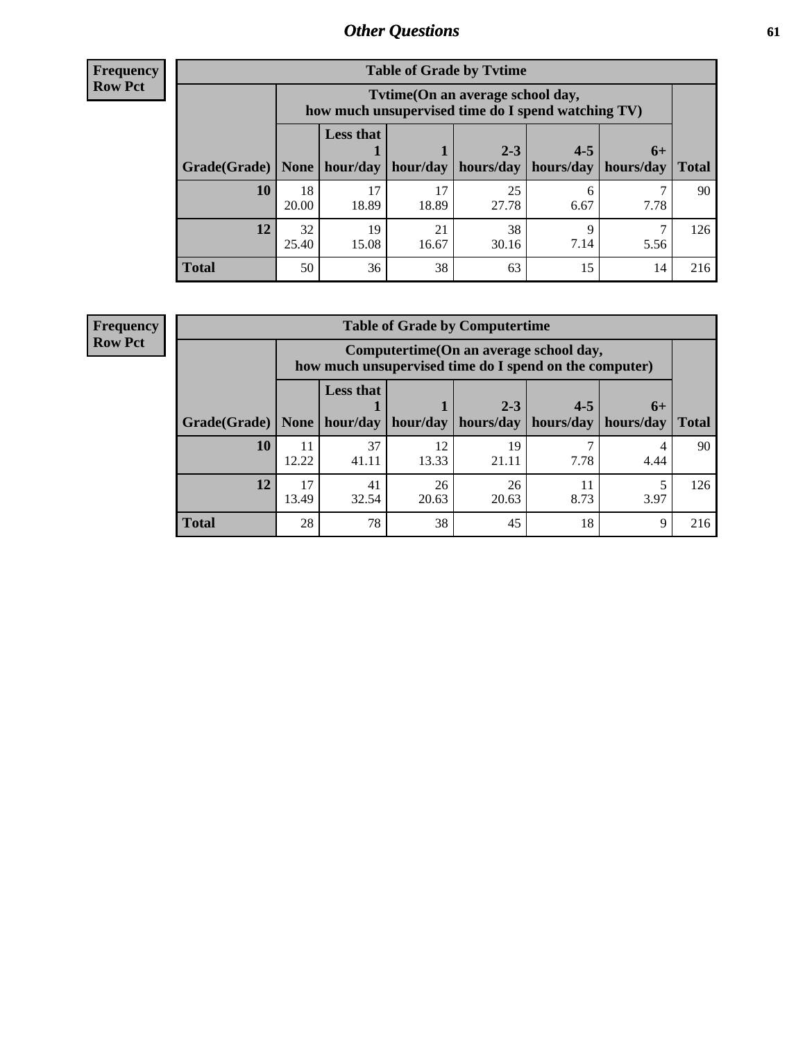# Other Questions

**Frequency**
**Row Pct**

**Table of Grade by Tvtime**

| Grade(Grade) | Tvtime(On an average school day, how much unsupervised time do I spend watching TV) | | | | | | Total |
|---|---|---|---|---|---|---|---|
| | None | Less that 1 hour/day | 1 hour/day | 2-3 hours/day | 4-5 hours/day | 6+ hours/day | |
| **10** | 18<br>20.00 | 17<br>18.89 | 17<br>18.89 | 25<br>27.78 | 6<br>6.67 | 7<br>7.78 | 90 |
| **12** | 32<br>25.40 | 19<br>15.08 | 21<br>16.67 | 38<br>30.16 | 9<br>7.14 | 7<br>5.56 | 126 |
| **Total** | 50 | 36 | 38 | 63 | 15 | 14 | 216 |

**Frequency**
**Row Pct**

**Table of Grade by Computertime**

| Grade(Grade) | Computertime(On an average school day, how much unsupervised time do I spend on the computer) | | | | | | Total |
|---|---|---|---|---|---|---|---|
| | None | Less that 1 hour/day | 1 hour/day | 2-3 hours/day | 4-5 hours/day | 6+ hours/day | |
| **10** | 11<br>12.22 | 37<br>41.11 | 12<br>13.33 | 19<br>21.11 | 7<br>7.78 | 4<br>4.44 | 90 |
| **12** | 17<br>13.49 | 41<br>32.54 | 26<br>20.63 | 26<br>20.63 | 11<br>8.73 | 5<br>3.97 | 126 |
| **Total** | 28 | 78 | 38 | 45 | 18 | 9 | 216 |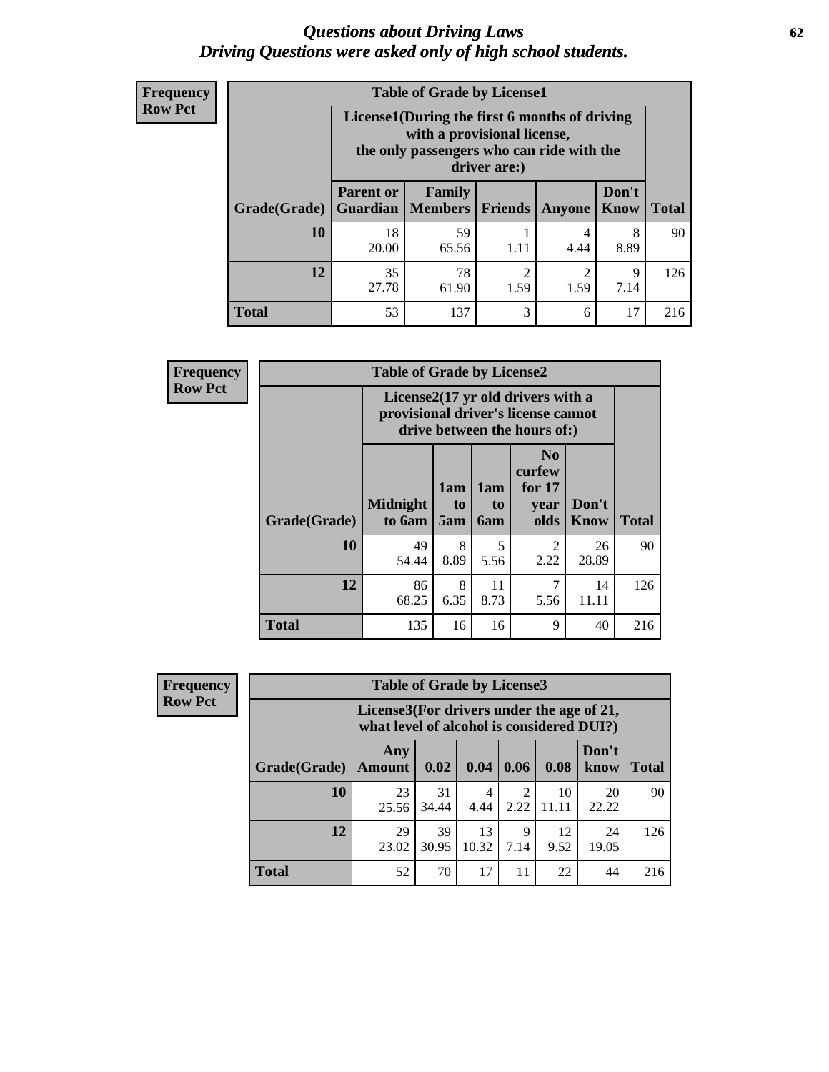# *Questions about Driving Laws*
## *Driving Questions were asked only of high school students.*

**Frequency**
**Row Pct**

**Table of Grade by License1**

| Grade(Grade) | License1(During the first 6 months of driving with a provisional license, the only passengers who can ride with the driver are:) | | | | | Total |
|---|---|---|---|---|---|---|
| | Parent or Guardian | Family Members | Friends | Anyone | Don't Know | |
| **10** | 18<br>20.00 | 59<br>65.56 | 1<br>1.11 | 4<br>4.44 | 8<br>8.89 | 90 |
| **12** | 35<br>27.78 | 78<br>61.90 | 2<br>1.59 | 2<br>1.59 | 9<br>7.14 | 126 |
| **Total** | 53 | 137 | 3 | 6 | 17 | 216 |

**Frequency**
**Row Pct**

**Table of Grade by License2**

| Grade(Grade) | License2(17 yr old drivers with a provisional driver's license cannot drive between the hours of:) | | | | | Total |
|---|---|---|---|---|---|---|
| | Midnight to 6am | 1am to 5am | 1am to 6am | No curfew for 17 year olds | Don't Know | |
| **10** | 49<br>54.44 | 8<br>8.89 | 5<br>5.56 | 2<br>2.22 | 26<br>28.89 | 90 |
| **12** | 86<br>68.25 | 8<br>6.35 | 11<br>8.73 | 7<br>5.56 | 14<br>11.11 | 126 |
| **Total** | 135 | 16 | 16 | 9 | 40 | 216 |

**Frequency**
**Row Pct**

**Table of Grade by License3**

| Grade(Grade) | License3(For drivers under the age of 21, what level of alcohol is considered DUI?) | | | | | | Total |
|---|---|---|---|---|---|---|---|
| | Any Amount | 0.02 | 0.04 | 0.06 | 0.08 | Don't know | |
| **10** | 23<br>25.56 | 31<br>34.44 | 4<br>4.44 | 2<br>2.22 | 10<br>11.11 | 20<br>22.22 | 90 |
| **12** | 29<br>23.02 | 39<br>30.95 | 13<br>10.32 | 9<br>7.14 | 12<br>9.52 | 24<br>19.05 | 126 |
| **Total** | 52 | 70 | 17 | 11 | 22 | 44 | 216 |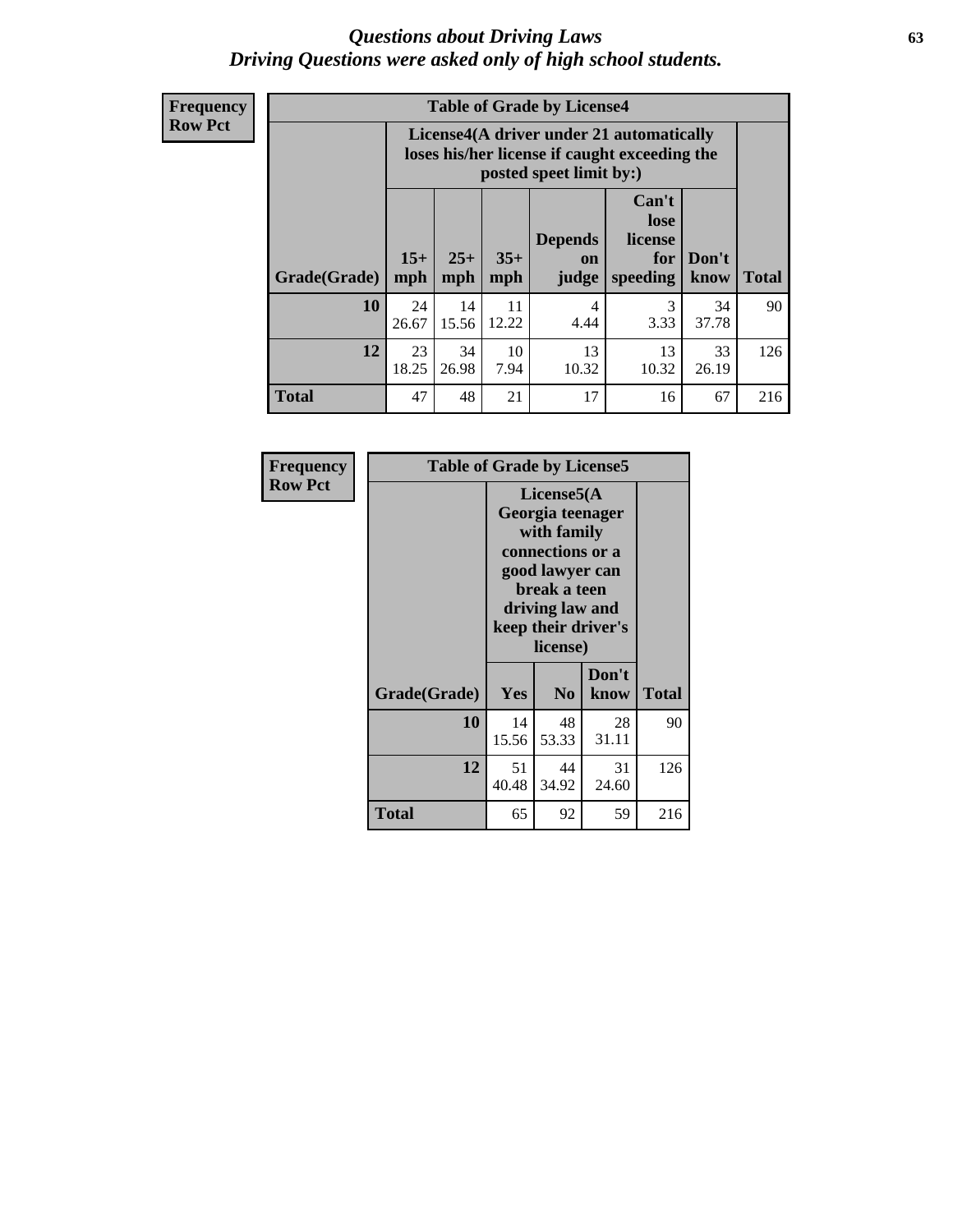# *Questions about Driving Laws*
# *Driving Questions were asked only of high school students.*

**Frequency**
**Row Pct**

**Table of Grade by License4**

| Grade(Grade) | License4(A driver under 21 automatically loses his/her license if caught exceeding the posted speet limit by:) | | | | | | Total |
|---|---|---|---|---|---|---|---|
| | 15+ mph | 25+ mph | 35+ mph | Depends on judge | Can't lose license for speeding | Don't know | |
| **10** | 24<br>26.67 | 14<br>15.56 | 11<br>12.22 | 4<br>4.44 | 3<br>3.33 | 34<br>37.78 | 90 |
| **12** | 23<br>18.25 | 34<br>26.98 | 10<br>7.94 | 13<br>10.32 | 13<br>10.32 | 33<br>26.19 | 126 |
| **Total** | 47 | 48 | 21 | 17 | 16 | 67 | 216 |

**Frequency**
**Row Pct**

**Table of Grade by License5**

| Grade(Grade) | License5(A Georgia teenager with family connections or a good lawyer can break a teen driving law and keep their driver's license) | | | Total |
|---|---|---|---|---|
| | Yes | No | Don't know | |
| **10** | 14<br>15.56 | 48<br>53.33 | 28<br>31.11 | 90 |
| **12** | 51<br>40.48 | 44<br>34.92 | 31<br>24.60 | 126 |
| **Total** | 65 | 92 | 59 | 216 |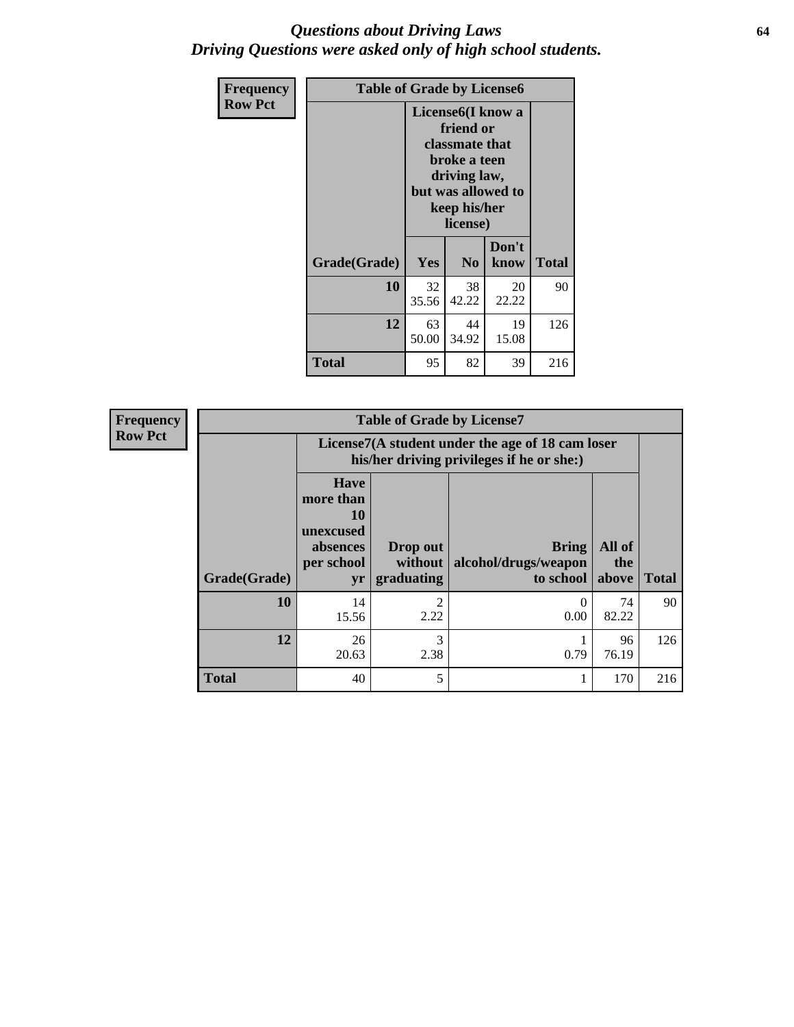# *Questions about Driving Laws*
# *Driving Questions were asked only of high school students.*

| Frequency<br>Row Pct | Table of Grade by License6 | | | |
|---|---|---|---|---|
| | License6(I know a friend or classmate that broke a teen driving law, but was allowed to keep his/her license) | | | |
| **Grade(Grade)** | **Yes** | **No** | **Don't know** | **Total** |
| **10** | 32<br>35.56 | 38<br>42.22 | 20<br>22.22 | 90 |
| **12** | 63<br>50.00 | 44<br>34.92 | 19<br>15.08 | 126 |
| **Total** | 95 | 82 | 39 | 216 |

| Frequency<br>Row Pct | Table of Grade by License7 | | | | |
|---|---|---|---|---|---|
| | License7(A student under the age of 18 cam loser his/her driving privileges if he or she:) | | | | |
| **Grade(Grade)** | **Have more than 10 unexcused absences per school yr** | **Drop out without graduating** | **Bring alcohol/drugs/weapon to school** | **All of the above** | **Total** |
| **10** | 14<br>15.56 | 2<br>2.22 | 0<br>0.00 | 74<br>82.22 | 90 |
| **12** | 26<br>20.63 | 3<br>2.38 | 1<br>0.79 | 96<br>76.19 | 126 |
| **Total** | 40 | 5 | 1 | 170 | 216 |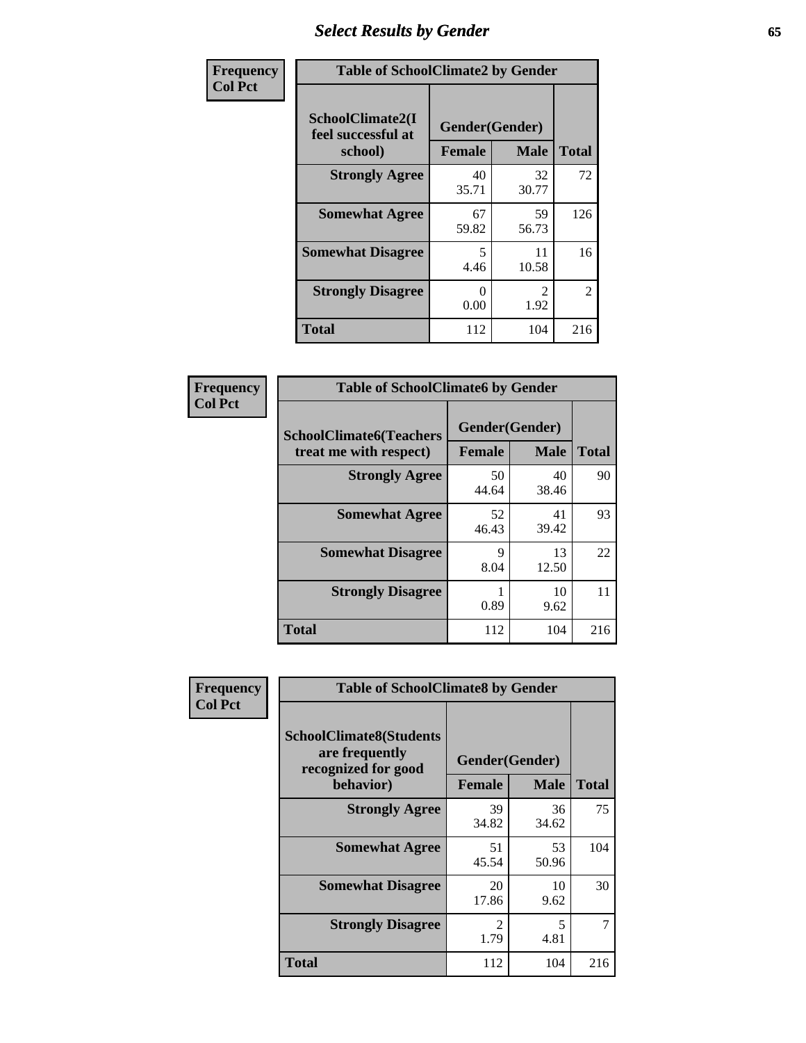## Select Results by Gender

**Frequency / Col Pct**

**Table of SchoolClimate2 by Gender**

| SchoolClimate2(I feel successful at school) | Gender(Gender) | | Total |
|---|---|---|---|
| | Female | Male | |
| Strongly Agree | 40<br>35.71 | 32<br>30.77 | 72 |
| Somewhat Agree | 67<br>59.82 | 59<br>56.73 | 126 |
| Somewhat Disagree | 5<br>4.46 | 11<br>10.58 | 16 |
| Strongly Disagree | 0<br>0.00 | 2<br>1.92 | 2 |
| Total | 112 | 104 | 216 |

**Frequency / Col Pct**

**Table of SchoolClimate6 by Gender**

| SchoolClimate6(Teachers treat me with respect) | Gender(Gender) | | Total |
|---|---|---|---|
| | Female | Male | |
| Strongly Agree | 50<br>44.64 | 40<br>38.46 | 90 |
| Somewhat Agree | 52<br>46.43 | 41<br>39.42 | 93 |
| Somewhat Disagree | 9<br>8.04 | 13<br>12.50 | 22 |
| Strongly Disagree | 1<br>0.89 | 10<br>9.62 | 11 |
| Total | 112 | 104 | 216 |

**Frequency / Col Pct**

**Table of SchoolClimate8 by Gender**

| SchoolClimate8(Students are frequently recognized for good behavior) | Gender(Gender) | | Total |
|---|---|---|---|
| | Female | Male | |
| Strongly Agree | 39<br>34.82 | 36<br>34.62 | 75 |
| Somewhat Agree | 51<br>45.54 | 53<br>50.96 | 104 |
| Somewhat Disagree | 20<br>17.86 | 10<br>9.62 | 30 |
| Strongly Disagree | 2<br>1.79 | 5<br>4.81 | 7 |
| Total | 112 | 104 | 216 |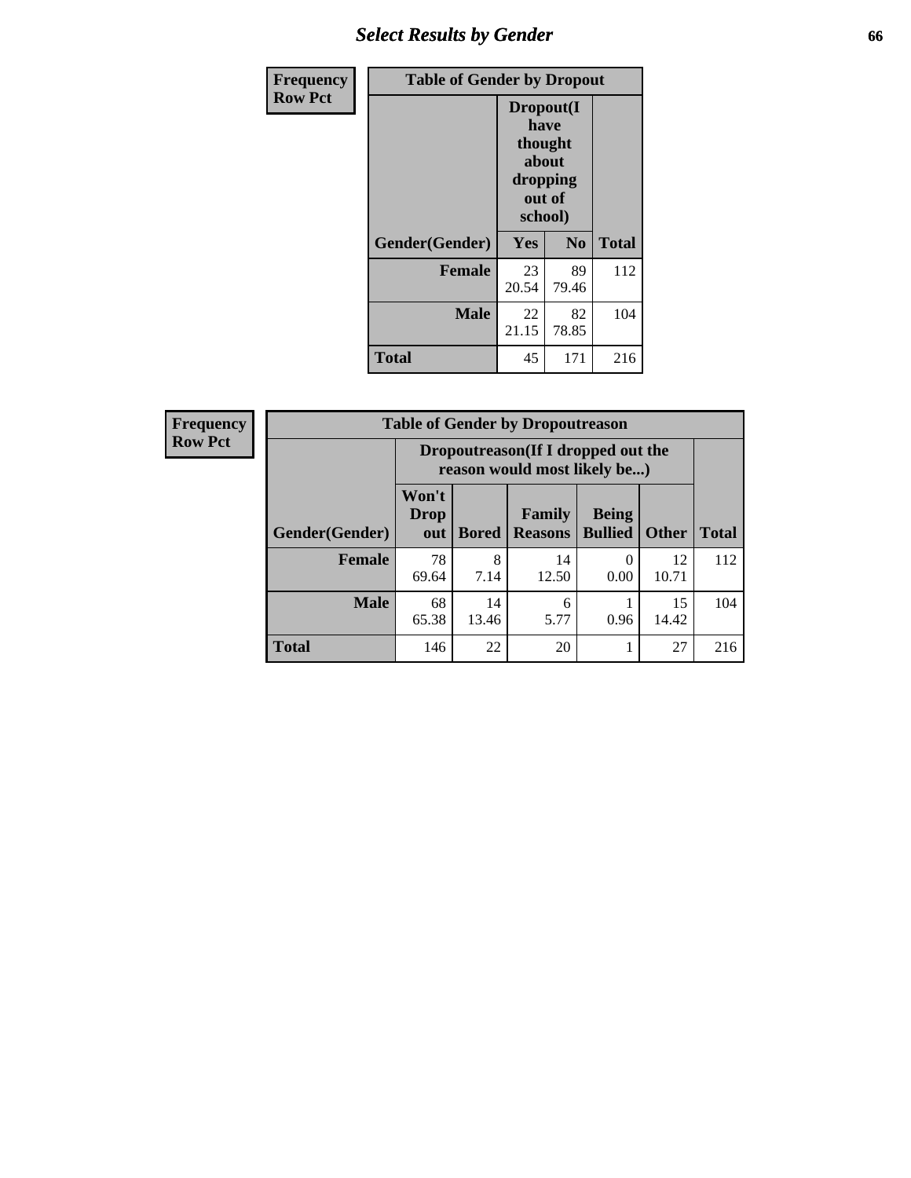| Frequency<br>Row Pct |
|---|

| Table of Gender by Dropout | | | |
|---|---|---|---|
| | Dropout(I have thought about dropping out of school) | | |
| Gender(Gender) | Yes | No | Total |
| Female | 23<br>20.54 | 89<br>79.46 | 112 |
| Male | 22<br>21.15 | 82<br>78.85 | 104 |
| Total | 45 | 171 | 216 |

| Frequency<br>Row Pct |
|---|

| Table of Gender by Dropoutreason | | | | | | |
|---|---|---|---|---|---|---|
| | Dropoutreason(If I dropped out the reason would most likely be...) | | | | | |
| Gender(Gender) | Won't Drop out | Bored | Family Reasons | Being Bullied | Other | Total |
| Female | 78<br>69.64 | 8<br>7.14 | 14<br>12.50 | 0<br>0.00 | 12<br>10.71 | 112 |
| Male | 68<br>65.38 | 14<br>13.46 | 6<br>5.77 | 1<br>0.96 | 15<br>14.42 | 104 |
| Total | 146 | 22 | 20 | 1 | 27 | 216 |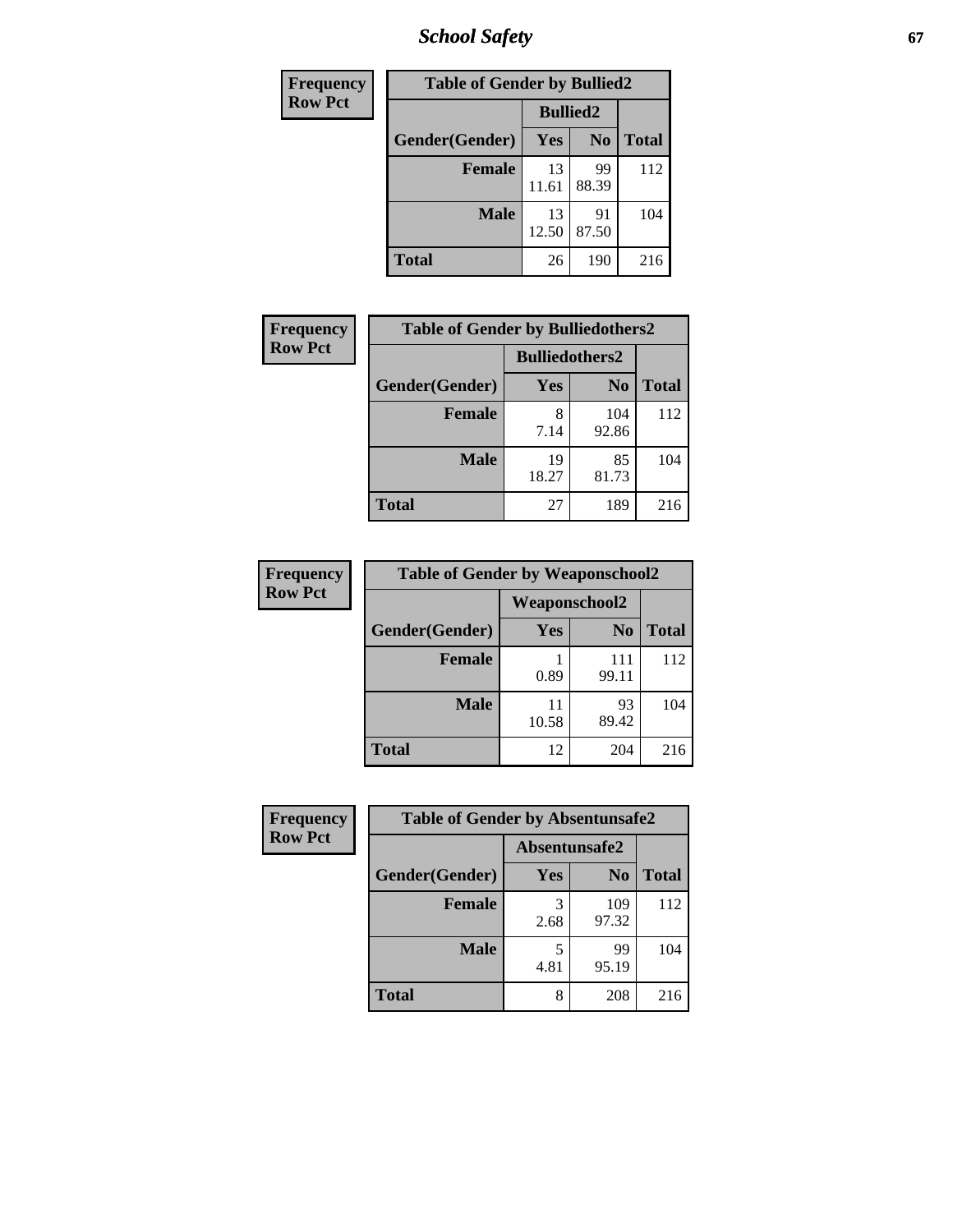| Frequency Row Pct | Table of Gender by Bullied2 | | |
|---|---|---|---|
| | Bullied2 | | |
| Gender(Gender) | Yes | No | Total |
| Female | 13<br>11.61 | 99<br>88.39 | 112 |
| Male | 13<br>12.50 | 91<br>87.50 | 104 |
| Total | 26 | 190 | 216 |

| Frequency Row Pct | Table of Gender by Bulliedothers2 | | |
|---|---|---|---|
| | Bulliedothers2 | | |
| Gender(Gender) | Yes | No | Total |
| Female | 8<br>7.14 | 104<br>92.86 | 112 |
| Male | 19<br>18.27 | 85<br>81.73 | 104 |
| Total | 27 | 189 | 216 |

| Frequency Row Pct | Table of Gender by Weaponschool2 | | |
|---|---|---|---|
| | Weaponschool2 | | |
| Gender(Gender) | Yes | No | Total |
| Female | 1<br>0.89 | 111<br>99.11 | 112 |
| Male | 11<br>10.58 | 93<br>89.42 | 104 |
| Total | 12 | 204 | 216 |

| Frequency Row Pct | Table of Gender by Absentunsafe2 | | |
|---|---|---|---|
| | Absentunsafe2 | | |
| Gender(Gender) | Yes | No | Total |
| Female | 3<br>2.68 | 109<br>97.32 | 112 |
| Male | 5<br>4.81 | 99<br>95.19 | 104 |
| Total | 8 | 208 | 216 |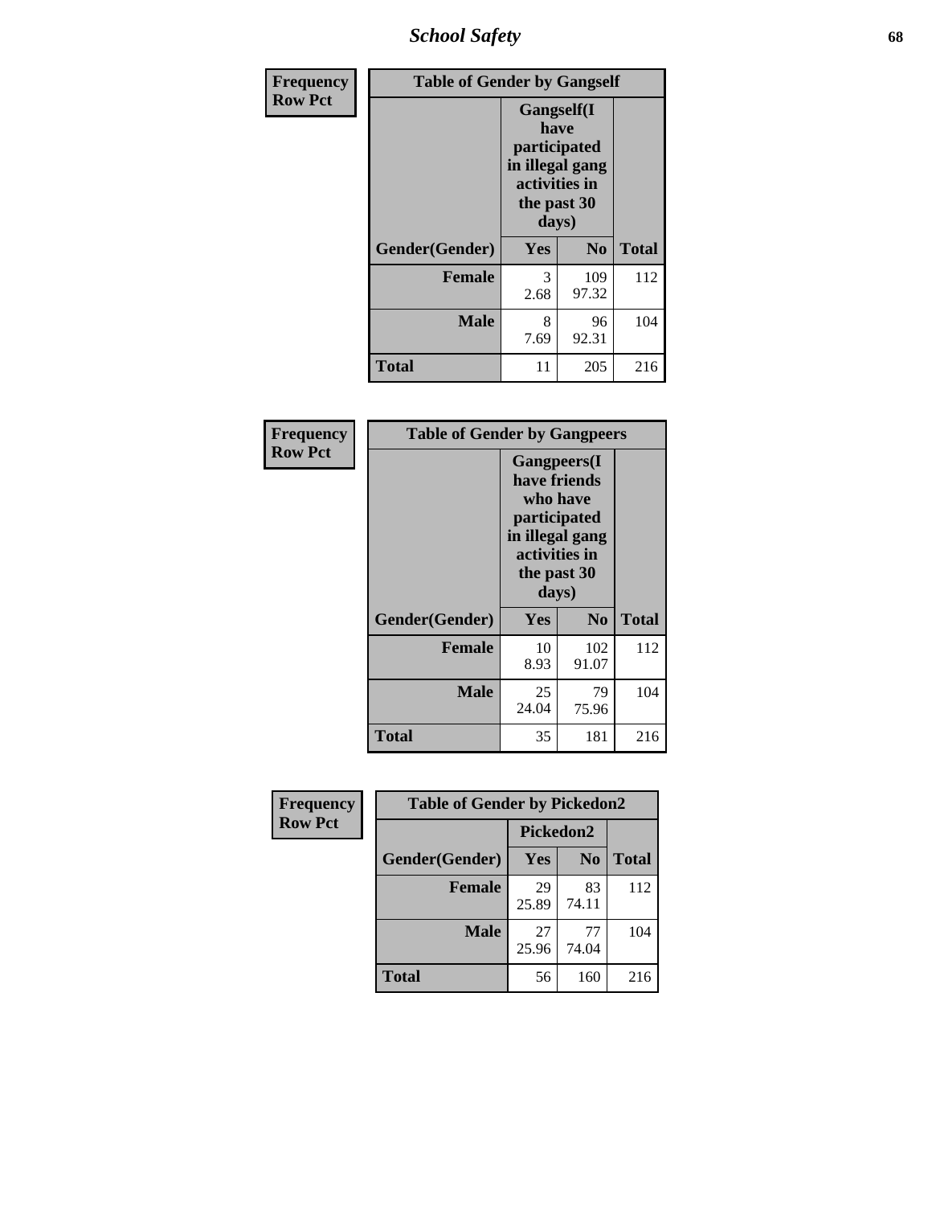| Frequency Row Pct | Table of Gender by Gangself | | |
|---|---|---|---|
| | Gangself(I have participated in illegal gang activities in the past 30 days) | | |
| Gender(Gender) | Yes | No | Total |
| Female | 3<br>2.68 | 109<br>97.32 | 112 |
| Male | 8<br>7.69 | 96<br>92.31 | 104 |
| Total | 11 | 205 | 216 |

| Frequency Row Pct | Table of Gender by Gangpeers | | |
|---|---|---|---|
| | Gangpeers(I have friends who have participated in illegal gang activities in the past 30 days) | | |
| Gender(Gender) | Yes | No | Total |
| Female | 10<br>8.93 | 102<br>91.07 | 112 |
| Male | 25<br>24.04 | 79<br>75.96 | 104 |
| Total | 35 | 181 | 216 |

| Frequency Row Pct | Table of Gender by Pickedon2 | | |
|---|---|---|---|
| | Pickedon2 | | |
| Gender(Gender) | Yes | No | Total |
| Female | 29<br>25.89 | 83<br>74.11 | 112 |
| Male | 27<br>25.96 | 77<br>74.04 | 104 |
| Total | 56 | 160 | 216 |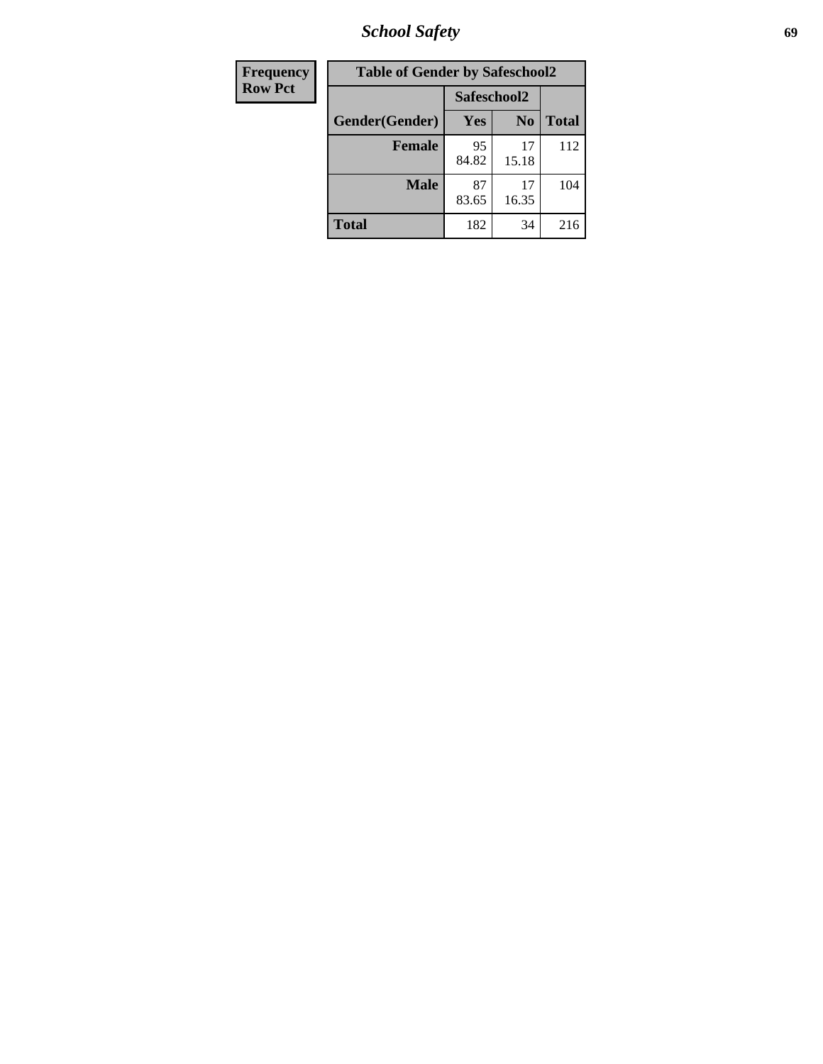| Frequency<br>Row Pct | Table of Gender by Safeschool2 | | | |
|---|---|---|---|---|
| | | Safeschool2 | | |
| | Gender(Gender) | Yes | No | Total |
| | **Female** | 95<br>84.82 | 17<br>15.18 | 112 |
| | **Male** | 87<br>83.65 | 17<br>16.35 | 104 |
| | **Total** | 182 | 34 | 216 |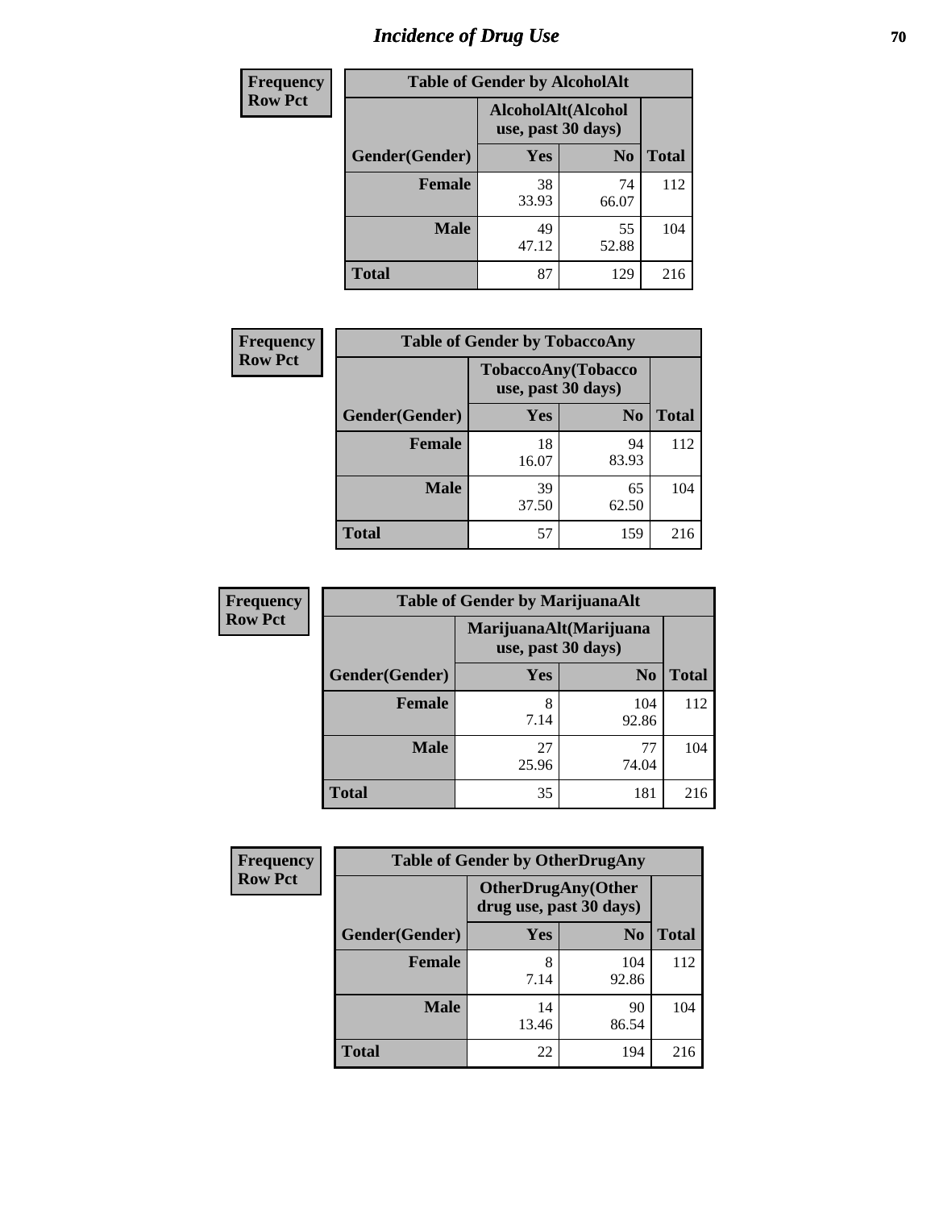# Incidence of Drug Use

| Frequency Row Pct | Table of Gender by AlcoholAlt | | |
|---|---|---|---|
| | AlcoholAlt(Alcohol use, past 30 days) | | |
| Gender(Gender) | Yes | No | Total |
| Female | 38<br>33.93 | 74<br>66.07 | 112 |
| Male | 49<br>47.12 | 55<br>52.88 | 104 |
| Total | 87 | 129 | 216 |

| Frequency Row Pct | Table of Gender by TobaccoAny | | |
|---|---|---|---|
| | TobaccoAny(Tobacco use, past 30 days) | | |
| Gender(Gender) | Yes | No | Total |
| Female | 18<br>16.07 | 94<br>83.93 | 112 |
| Male | 39<br>37.50 | 65<br>62.50 | 104 |
| Total | 57 | 159 | 216 |

| Frequency Row Pct | Table of Gender by MarijuanaAlt | | |
|---|---|---|---|
| | MarijuanaAlt(Marijuana use, past 30 days) | | |
| Gender(Gender) | Yes | No | Total |
| Female | 8<br>7.14 | 104<br>92.86 | 112 |
| Male | 27<br>25.96 | 77<br>74.04 | 104 |
| Total | 35 | 181 | 216 |

| Frequency Row Pct | Table of Gender by OtherDrugAny | | |
|---|---|---|---|
| | OtherDrugAny(Other drug use, past 30 days) | | |
| Gender(Gender) | Yes | No | Total |
| Female | 8<br>7.14 | 104<br>92.86 | 112 |
| Male | 14<br>13.46 | 90<br>86.54 | 104 |
| Total | 22 | 194 | 216 |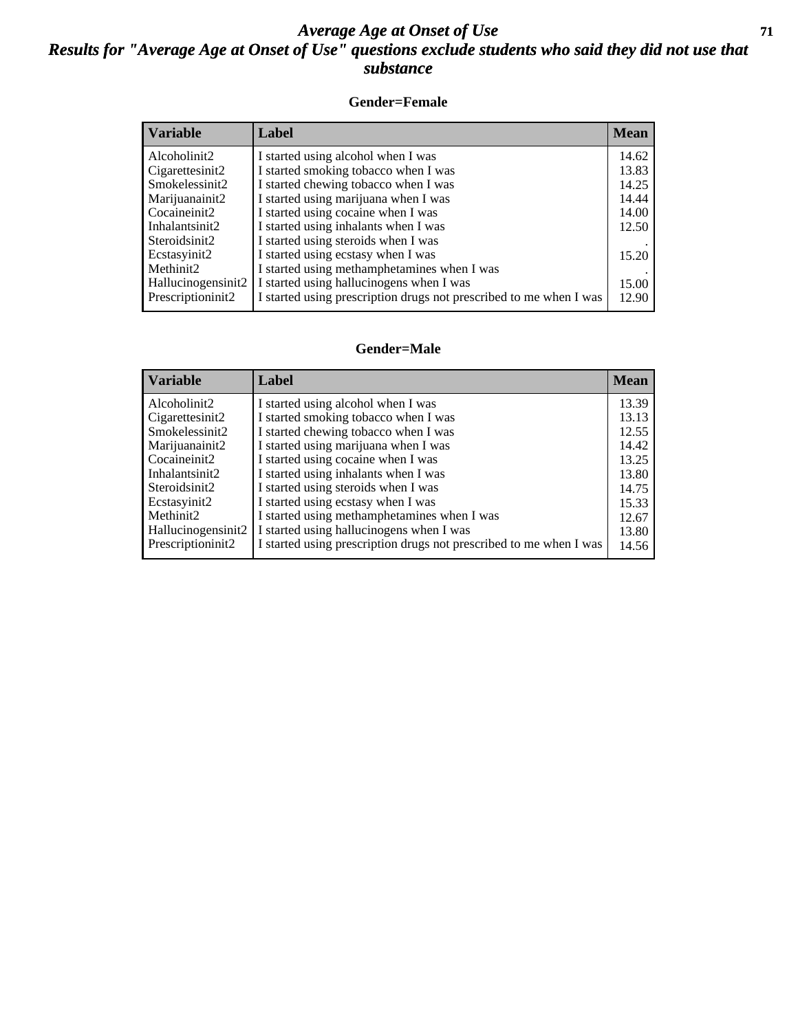# *Average Age at Onset of Use*

## *Results for "Average Age at Onset of Use" questions exclude students who said they did not use that substance*

### Gender=Female

| Variable | Label | Mean |
|---|---|---|
| Alcoholinit2 | I started using alcohol when I was | 14.62 |
| Cigarettesinit2 | I started smoking tobacco when I was | 13.83 |
| Smokelessinit2 | I started chewing tobacco when I was | 14.25 |
| Marijuanainit2 | I started using marijuana when I was | 14.44 |
| Cocaineinit2 | I started using cocaine when I was | 14.00 |
| Inhalantsinit2 | I started using inhalants when I was | 12.50 |
| Steroidsinit2 | I started using steroids when I was | . |
| Ecstasyinit2 | I started using ecstasy when I was | 15.20 |
| Methinit2 | I started using methamphetamines when I was | . |
| Hallucinogensinit2 | I started using hallucinogens when I was | 15.00 |
| Prescriptioninit2 | I started using prescription drugs not prescribed to me when I was | 12.90 |

### Gender=Male

| Variable | Label | Mean |
|---|---|---|
| Alcoholinit2 | I started using alcohol when I was | 13.39 |
| Cigarettesinit2 | I started smoking tobacco when I was | 13.13 |
| Smokelessinit2 | I started chewing tobacco when I was | 12.55 |
| Marijuanainit2 | I started using marijuana when I was | 14.42 |
| Cocaineinit2 | I started using cocaine when I was | 13.25 |
| Inhalantsinit2 | I started using inhalants when I was | 13.80 |
| Steroidsinit2 | I started using steroids when I was | 14.75 |
| Ecstasyinit2 | I started using ecstasy when I was | 15.33 |
| Methinit2 | I started using methamphetamines when I was | 12.67 |
| Hallucinogensinit2 | I started using hallucinogens when I was | 13.80 |
| Prescriptioninit2 | I started using prescription drugs not prescribed to me when I was | 14.56 |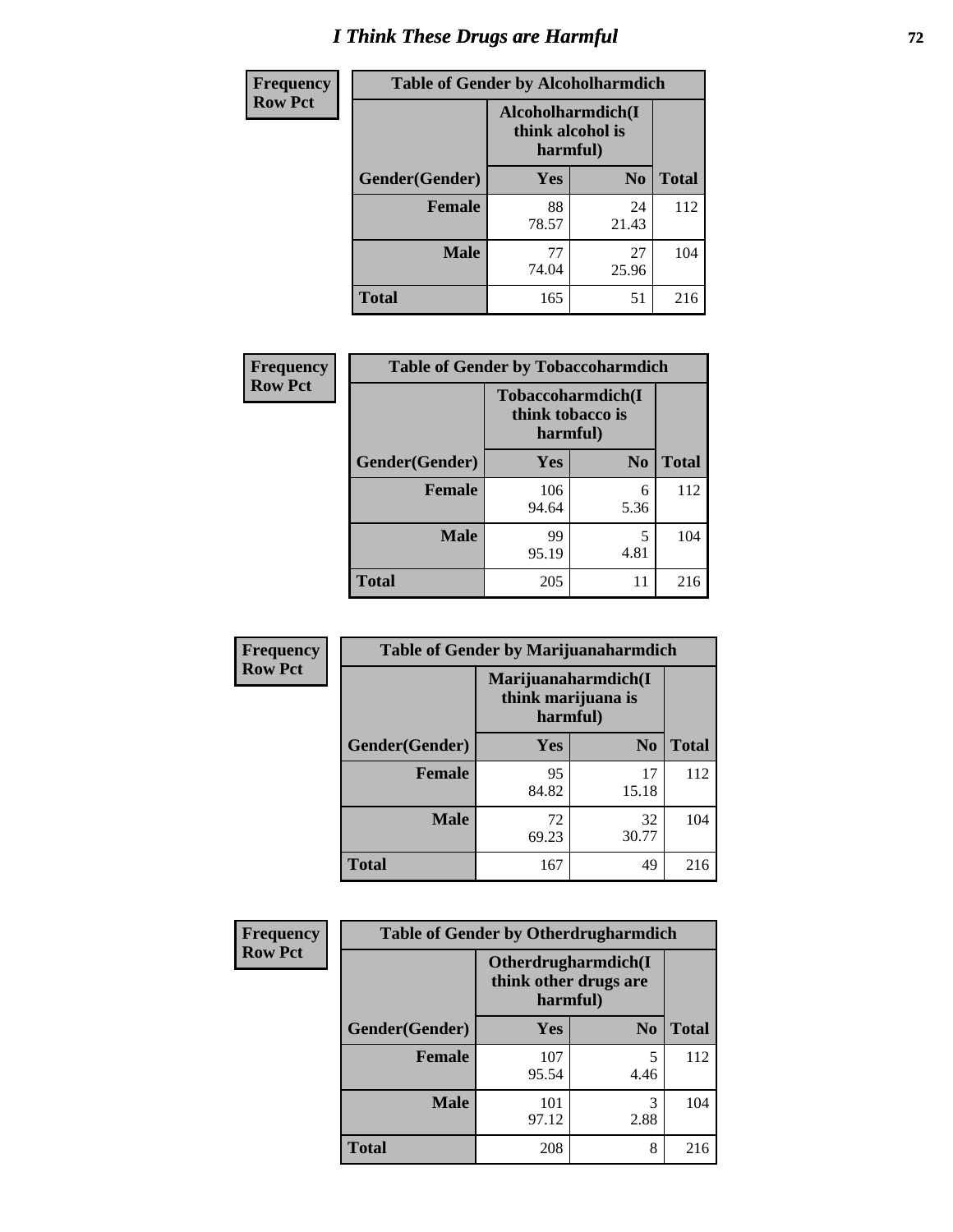# I Think These Drugs are Harmful

| Frequency Row Pct | Table of Gender by Alcoholharmdich | | |
|---|---|---|---|
| | Alcoholharmdich(I think alcohol is harmful) | | |
| Gender(Gender) | Yes | No | Total |
| Female | 88<br>78.57 | 24<br>21.43 | 112 |
| Male | 77<br>74.04 | 27<br>25.96 | 104 |
| Total | 165 | 51 | 216 |

| Frequency Row Pct | Table of Gender by Tobaccoharmdich | | |
|---|---|---|---|
| | Tobaccoharmdich(I think tobacco is harmful) | | |
| Gender(Gender) | Yes | No | Total |
| Female | 106<br>94.64 | 6<br>5.36 | 112 |
| Male | 99<br>95.19 | 5<br>4.81 | 104 |
| Total | 205 | 11 | 216 |

| Frequency Row Pct | Table of Gender by Marijuanaharmdich | | |
|---|---|---|---|
| | Marijuanaharmdich(I think marijuana is harmful) | | |
| Gender(Gender) | Yes | No | Total |
| Female | 95<br>84.82 | 17<br>15.18 | 112 |
| Male | 72<br>69.23 | 32<br>30.77 | 104 |
| Total | 167 | 49 | 216 |

| Frequency Row Pct | Table of Gender by Otherdrugharmdich | | |
|---|---|---|---|
| | Otherdrugharmdich(I think other drugs are harmful) | | |
| Gender(Gender) | Yes | No | Total |
| Female | 107<br>95.54 | 5<br>4.46 | 112 |
| Male | 101<br>97.12 | 3<br>2.88 | 104 |
| Total | 208 | 8 | 216 |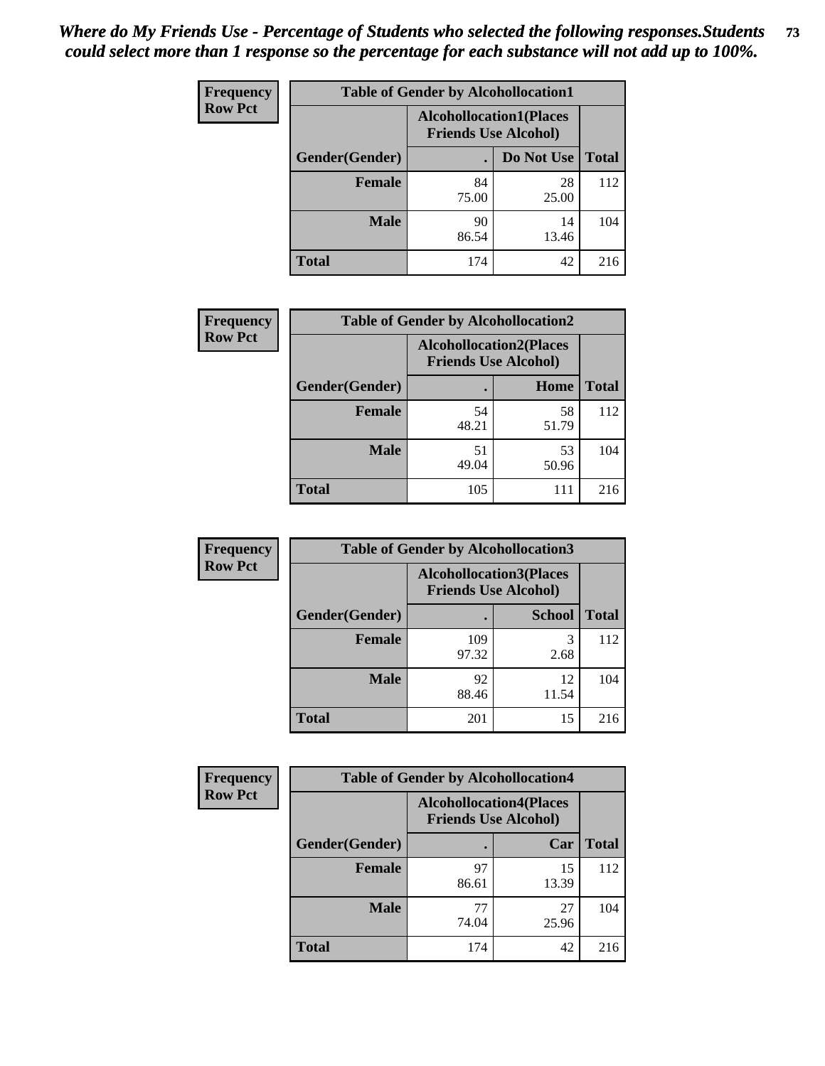*Where do My Friends Use - Percentage of Students who selected the following responses.Students could select more than 1 response so the percentage for each substance will not add up to 100%.*

**Frequency**
**Row Pct**

**Table of Gender by Alcohollocation1**

| Gender(Gender) | Alcohollocation1(Places Friends Use Alcohol) | | Total |
|---|---|---|---|
| | . | Do Not Use | |
| **Female** | 84<br>75.00 | 28<br>25.00 | 112 |
| **Male** | 90<br>86.54 | 14<br>13.46 | 104 |
| **Total** | 174 | 42 | 216 |

**Frequency**
**Row Pct**

**Table of Gender by Alcohollocation2**

| Gender(Gender) | Alcohollocation2(Places Friends Use Alcohol) | | Total |
|---|---|---|---|
| | . | Home | |
| **Female** | 54<br>48.21 | 58<br>51.79 | 112 |
| **Male** | 51<br>49.04 | 53<br>50.96 | 104 |
| **Total** | 105 | 111 | 216 |

**Frequency**
**Row Pct**

**Table of Gender by Alcohollocation3**

| Gender(Gender) | Alcohollocation3(Places Friends Use Alcohol) | | Total |
|---|---|---|---|
| | . | School | |
| **Female** | 109<br>97.32 | 3<br>2.68 | 112 |
| **Male** | 92<br>88.46 | 12<br>11.54 | 104 |
| **Total** | 201 | 15 | 216 |

**Frequency**
**Row Pct**

**Table of Gender by Alcohollocation4**

| Gender(Gender) | Alcohollocation4(Places Friends Use Alcohol) | | Total |
|---|---|---|---|
| | . | Car | |
| **Female** | 97<br>86.61 | 15<br>13.39 | 112 |
| **Male** | 77<br>74.04 | 27<br>25.96 | 104 |
| **Total** | 174 | 42 | 216 |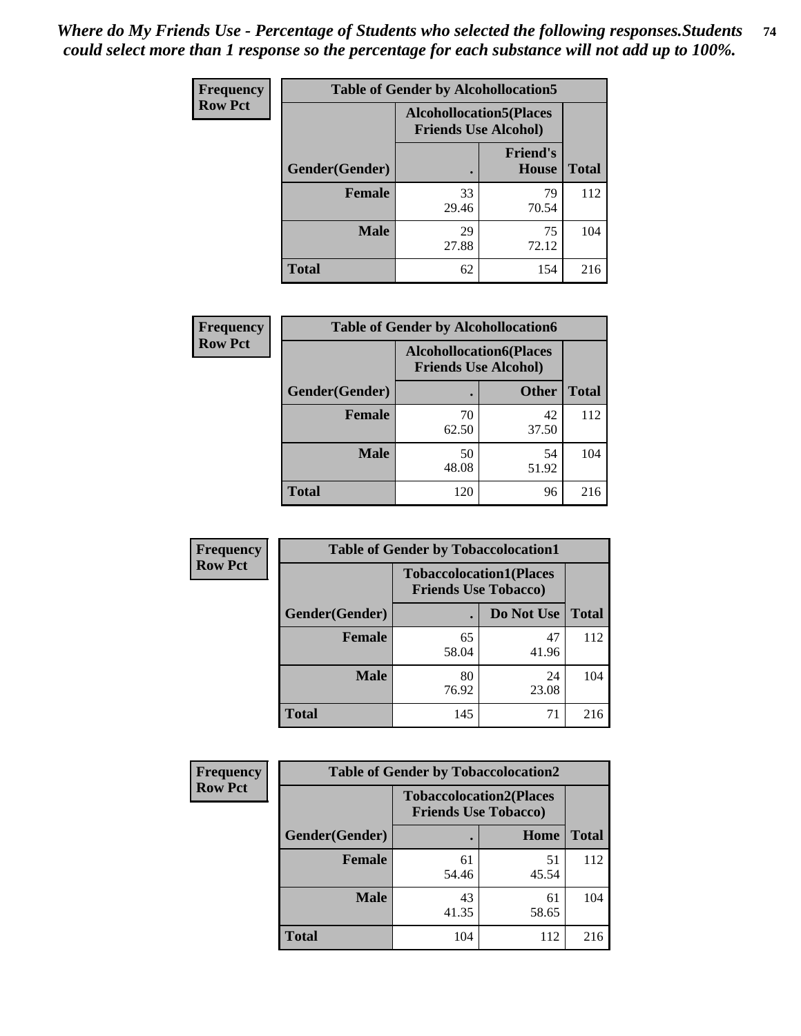*Where do My Friends Use - Percentage of Students who selected the following responses.Students could select more than 1 response so the percentage for each substance will not add up to 100%.*

**Frequency / Row Pct**

| Table of Gender by Alcohollocation5 | | | |
|---|---|---|---|
| | Alcohollocation5(Places Friends Use Alcohol) | | |
| Gender(Gender) | . | Friend's House | Total |
| **Female** | 33<br>29.46 | 79<br>70.54 | 112 |
| **Male** | 29<br>27.88 | 75<br>72.12 | 104 |
| **Total** | 62 | 154 | 216 |

**Frequency / Row Pct**

| Table of Gender by Alcohollocation6 | | | |
|---|---|---|---|
| | Alcohollocation6(Places Friends Use Alcohol) | | |
| Gender(Gender) | . | Other | Total |
| **Female** | 70<br>62.50 | 42<br>37.50 | 112 |
| **Male** | 50<br>48.08 | 54<br>51.92 | 104 |
| **Total** | 120 | 96 | 216 |

**Frequency / Row Pct**

| Table of Gender by Tobaccolocation1 | | | |
|---|---|---|---|
| | Tobaccolocation1(Places Friends Use Tobacco) | | |
| Gender(Gender) | . | Do Not Use | Total |
| **Female** | 65<br>58.04 | 47<br>41.96 | 112 |
| **Male** | 80<br>76.92 | 24<br>23.08 | 104 |
| **Total** | 145 | 71 | 216 |

**Frequency / Row Pct**

| Table of Gender by Tobaccolocation2 | | | |
|---|---|---|---|
| | Tobaccolocation2(Places Friends Use Tobacco) | | |
| Gender(Gender) | . | Home | Total |
| **Female** | 61<br>54.46 | 51<br>45.54 | 112 |
| **Male** | 43<br>41.35 | 61<br>58.65 | 104 |
| **Total** | 104 | 112 | 216 |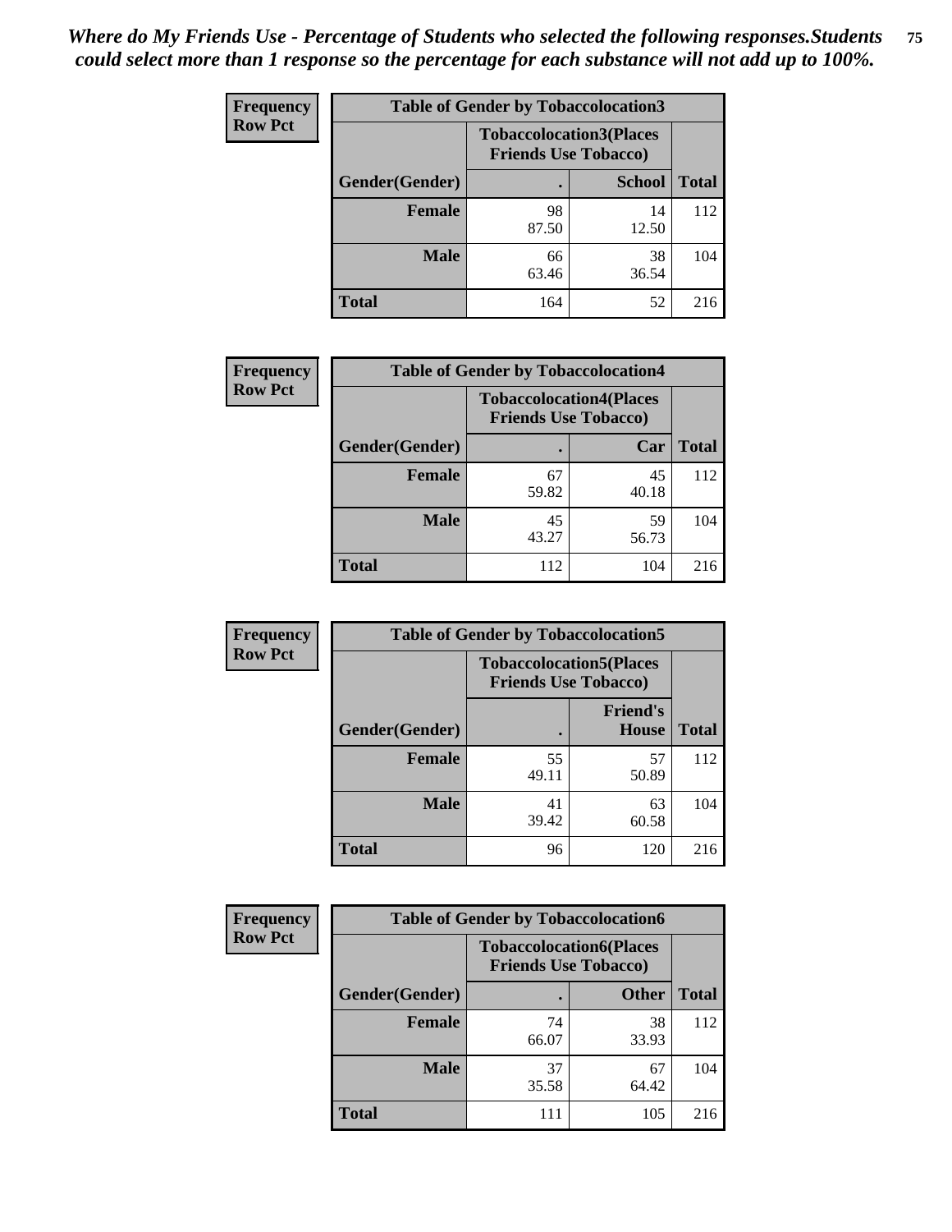*Where do My Friends Use - Percentage of Students who selected the following responses.Students could select more than 1 response so the percentage for each substance will not add up to 100%.*

**Frequency / Row Pct**

| Table of Gender by Tobaccolocation3 | | | |
|---|---|---|---|
| | Tobaccolocation3(Places Friends Use Tobacco) | | |
| Gender(Gender) | . | School | Total |
| Female | 98<br>87.50 | 14<br>12.50 | 112 |
| Male | 66<br>63.46 | 38<br>36.54 | 104 |
| Total | 164 | 52 | 216 |

**Frequency / Row Pct**

| Table of Gender by Tobaccolocation4 | | | |
|---|---|---|---|
| | Tobaccolocation4(Places Friends Use Tobacco) | | |
| Gender(Gender) | . | Car | Total |
| Female | 67<br>59.82 | 45<br>40.18 | 112 |
| Male | 45<br>43.27 | 59<br>56.73 | 104 |
| Total | 112 | 104 | 216 |

**Frequency / Row Pct**

| Table of Gender by Tobaccolocation5 | | | |
|---|---|---|---|
| | Tobaccolocation5(Places Friends Use Tobacco) | | |
| Gender(Gender) | . | Friend's House | Total |
| Female | 55<br>49.11 | 57<br>50.89 | 112 |
| Male | 41<br>39.42 | 63<br>60.58 | 104 |
| Total | 96 | 120 | 216 |

**Frequency / Row Pct**

| Table of Gender by Tobaccolocation6 | | | |
|---|---|---|---|
| | Tobaccolocation6(Places Friends Use Tobacco) | | |
| Gender(Gender) | . | Other | Total |
| Female | 74<br>66.07 | 38<br>33.93 | 112 |
| Male | 37<br>35.58 | 67<br>64.42 | 104 |
| Total | 111 | 105 | 216 |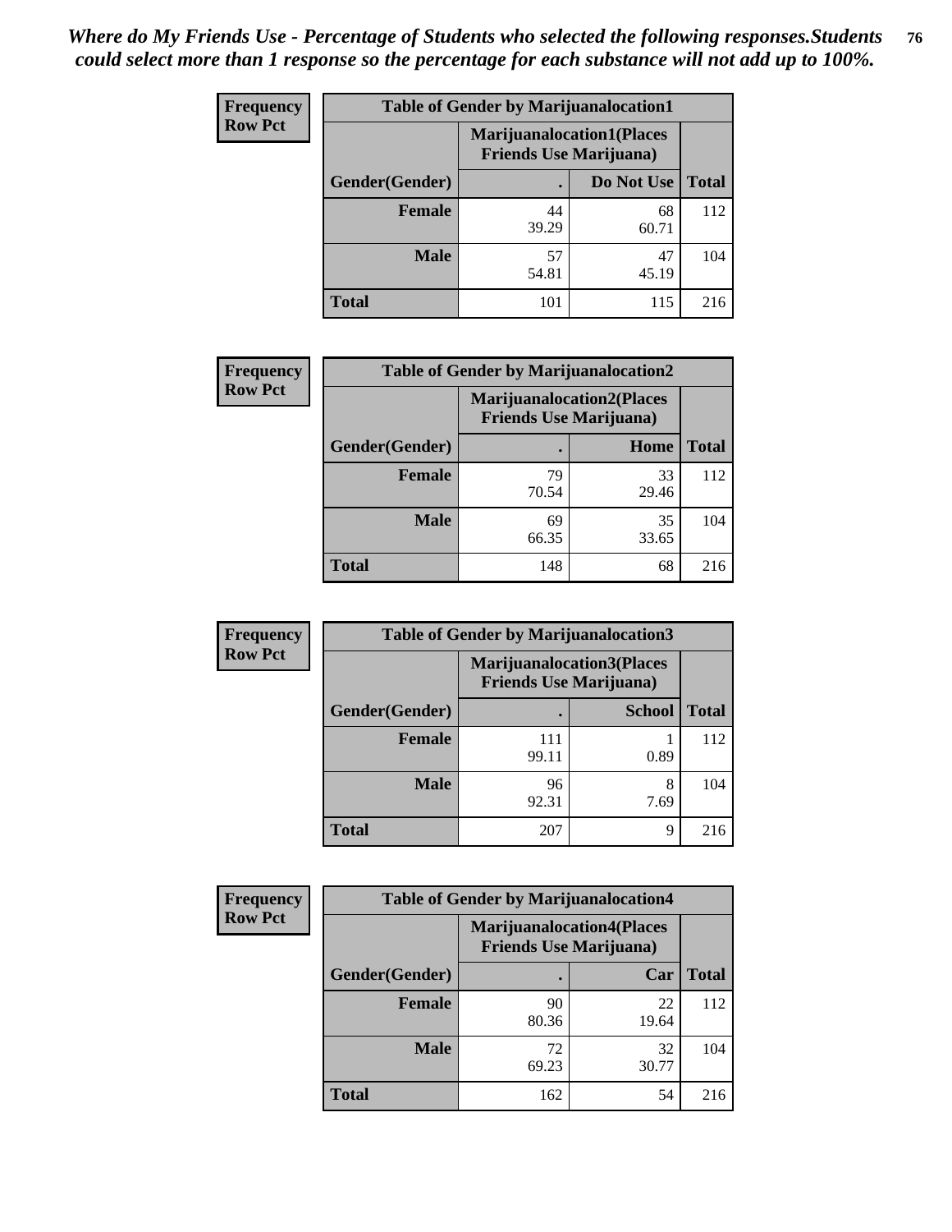*Where do My Friends Use - Percentage of Students who selected the following responses.Students could select more than 1 response so the percentage for each substance will not add up to 100%.*

**Frequency**
**Row Pct**

| Table of Gender by Marijuanalocation1 | | | |
|---|---|---|---|
| | Marijuanalocation1(Places Friends Use Marijuana) | | |
| Gender(Gender) | . | Do Not Use | Total |
| **Female** | 44<br>39.29 | 68<br>60.71 | 112 |
| **Male** | 57<br>54.81 | 47<br>45.19 | 104 |
| **Total** | 101 | 115 | 216 |

**Frequency**
**Row Pct**

| Table of Gender by Marijuanalocation2 | | | |
|---|---|---|---|
| | Marijuanalocation2(Places Friends Use Marijuana) | | |
| Gender(Gender) | . | Home | Total |
| **Female** | 79<br>70.54 | 33<br>29.46 | 112 |
| **Male** | 69<br>66.35 | 35<br>33.65 | 104 |
| **Total** | 148 | 68 | 216 |

**Frequency**
**Row Pct**

| Table of Gender by Marijuanalocation3 | | | |
|---|---|---|---|
| | Marijuanalocation3(Places Friends Use Marijuana) | | |
| Gender(Gender) | . | School | Total |
| **Female** | 111<br>99.11 | 1<br>0.89 | 112 |
| **Male** | 96<br>92.31 | 8<br>7.69 | 104 |
| **Total** | 207 | 9 | 216 |

**Frequency**
**Row Pct**

| Table of Gender by Marijuanalocation4 | | | |
|---|---|---|---|
| | Marijuanalocation4(Places Friends Use Marijuana) | | |
| Gender(Gender) | . | Car | Total |
| **Female** | 90<br>80.36 | 22<br>19.64 | 112 |
| **Male** | 72<br>69.23 | 32<br>30.77 | 104 |
| **Total** | 162 | 54 | 216 |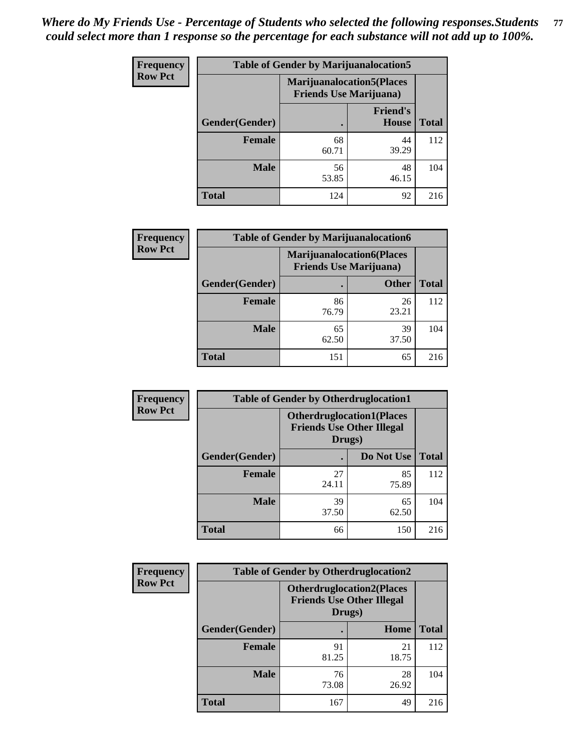*Where do My Friends Use - Percentage of Students who selected the following responses.Students could select more than 1 response so the percentage for each substance will not add up to 100%.*

**Frequency Row Pct**

| Table of Gender by Marijuanalocation5 | | | |
|---|---|---|---|
| | Marijuanalocation5(Places Friends Use Marijuana) | | |
| Gender(Gender) | . | Friend's House | Total |
| **Female** | 68<br>60.71 | 44<br>39.29 | 112 |
| **Male** | 56<br>53.85 | 48<br>46.15 | 104 |
| **Total** | 124 | 92 | 216 |

**Frequency Row Pct**

| Table of Gender by Marijuanalocation6 | | | |
|---|---|---|---|
| | Marijuanalocation6(Places Friends Use Marijuana) | | |
| Gender(Gender) | . | Other | Total |
| **Female** | 86<br>76.79 | 26<br>23.21 | 112 |
| **Male** | 65<br>62.50 | 39<br>37.50 | 104 |
| **Total** | 151 | 65 | 216 |

**Frequency Row Pct**

| Table of Gender by Otherdruglocation1 | | | |
|---|---|---|---|
| | Otherdruglocation1(Places Friends Use Other Illegal Drugs) | | |
| Gender(Gender) | . | Do Not Use | Total |
| **Female** | 27<br>24.11 | 85<br>75.89 | 112 |
| **Male** | 39<br>37.50 | 65<br>62.50 | 104 |
| **Total** | 66 | 150 | 216 |

**Frequency Row Pct**

| Table of Gender by Otherdruglocation2 | | | |
|---|---|---|---|
| | Otherdruglocation2(Places Friends Use Other Illegal Drugs) | | |
| Gender(Gender) | . | Home | Total |
| **Female** | 91<br>81.25 | 21<br>18.75 | 112 |
| **Male** | 76<br>73.08 | 28<br>26.92 | 104 |
| **Total** | 167 | 49 | 216 |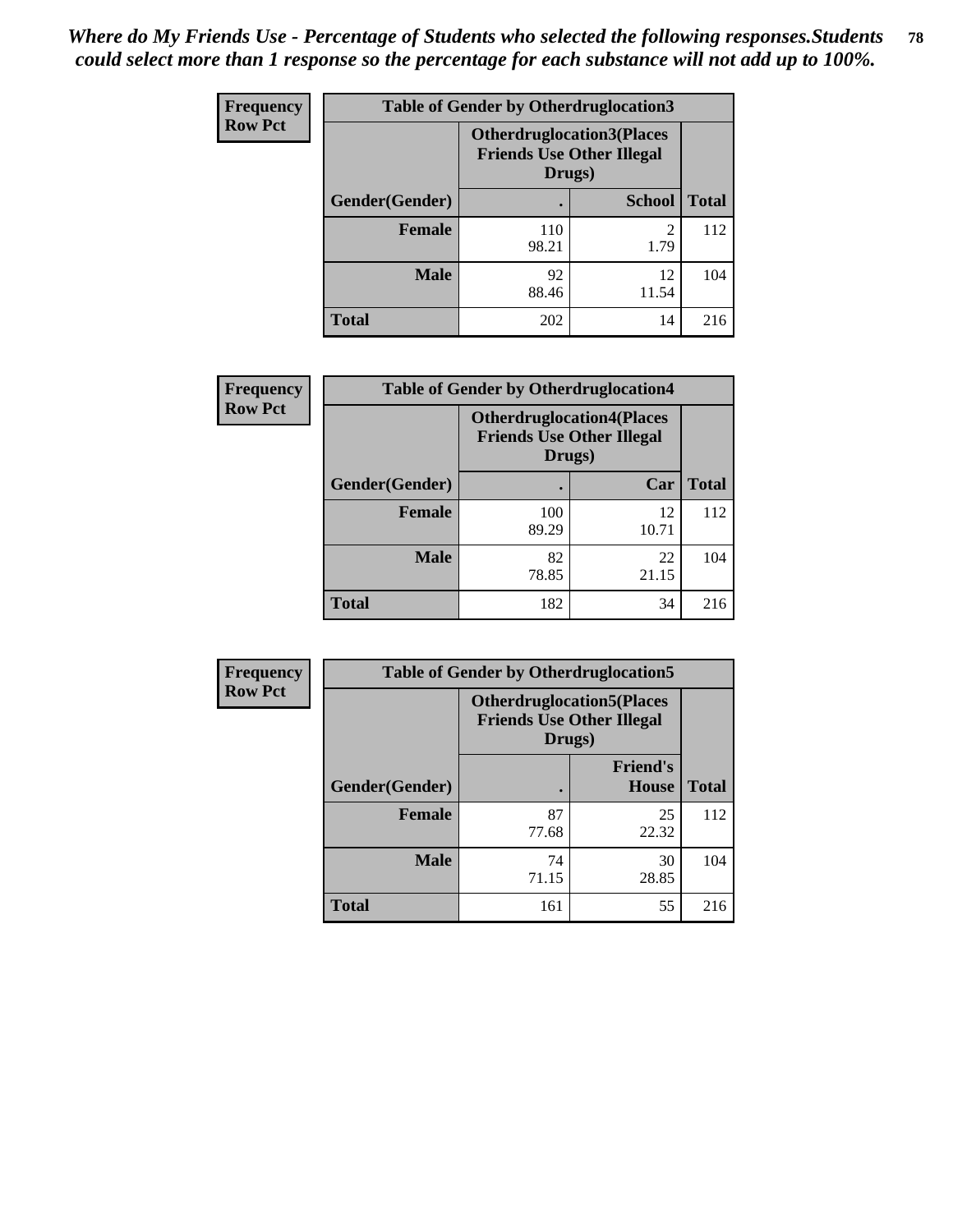*Where do My Friends Use - Percentage of Students who selected the following responses.Students could select more than 1 response so the percentage for each substance will not add up to 100%.*

**Frequency**
**Row Pct**

| Table of Gender by Otherdruglocation3 | | | |
|---|---|---|---|
| | Otherdruglocation3(Places Friends Use Other Illegal Drugs) | | |
| Gender(Gender) | . | School | Total |
| Female | 110<br>98.21 | 2<br>1.79 | 112 |
| Male | 92<br>88.46 | 12<br>11.54 | 104 |
| Total | 202 | 14 | 216 |

**Frequency**
**Row Pct**

| Table of Gender by Otherdruglocation4 | | | |
|---|---|---|---|
| | Otherdruglocation4(Places Friends Use Other Illegal Drugs) | | |
| Gender(Gender) | . | Car | Total |
| Female | 100<br>89.29 | 12<br>10.71 | 112 |
| Male | 82<br>78.85 | 22<br>21.15 | 104 |
| Total | 182 | 34 | 216 |

**Frequency**
**Row Pct**

| Table of Gender by Otherdruglocation5 | | | |
|---|---|---|---|
| | Otherdruglocation5(Places Friends Use Other Illegal Drugs) | | |
| Gender(Gender) | . | Friend's House | Total |
| Female | 87<br>77.68 | 25<br>22.32 | 112 |
| Male | 74<br>71.15 | 30<br>28.85 | 104 |
| Total | 161 | 55 | 216 |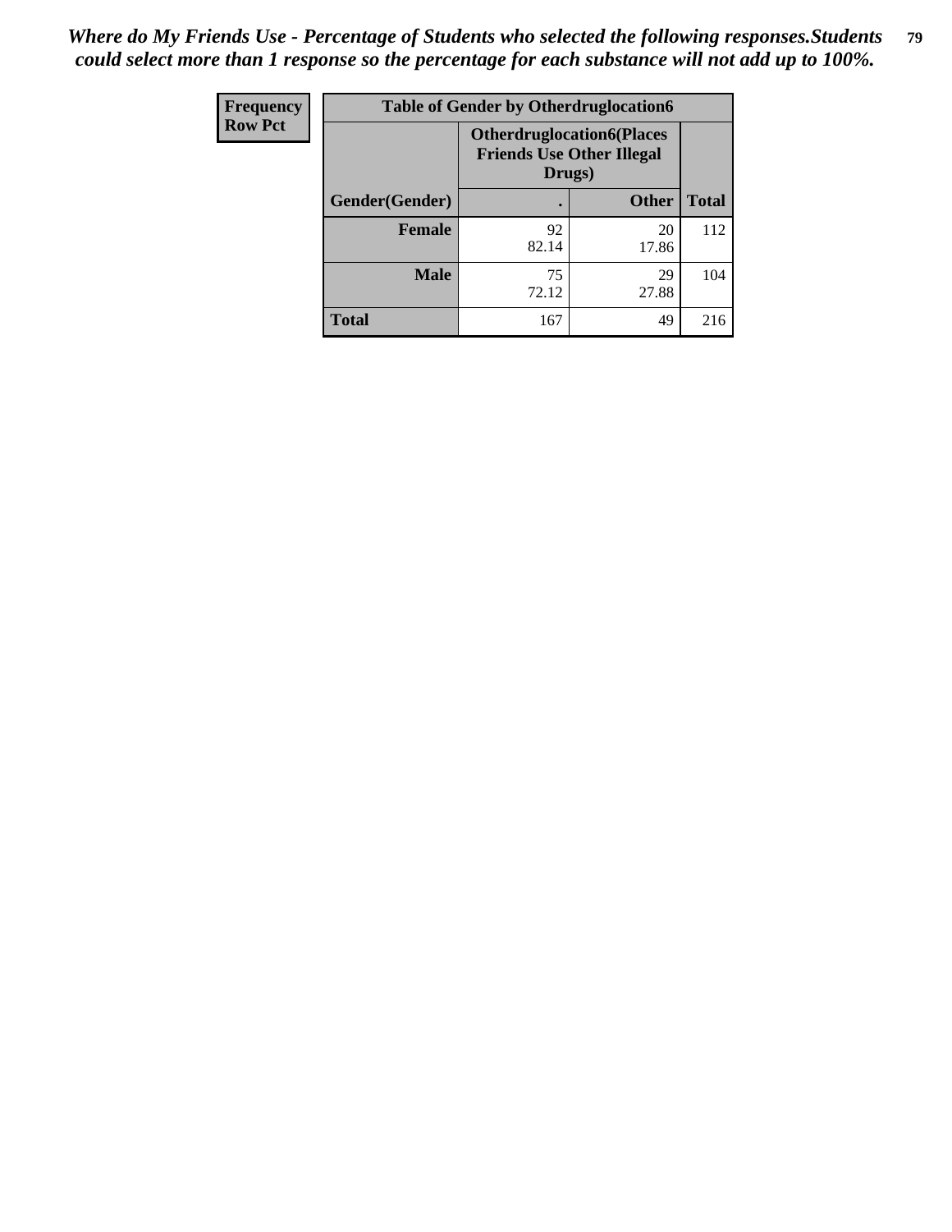*Where do My Friends Use - Percentage of Students who selected the following responses.Students could select more than 1 response so the percentage for each substance will not add up to 100%.*

| Frequency<br>Row Pct | Table of Gender by Otherdruglocation6 | | |
|---|---|---|---|
| | Otherdruglocation6(Places Friends Use Other Illegal Drugs) | | |
| Gender(Gender) | . | Other | Total |
| Female | 92<br>82.14 | 20<br>17.86 | 112 |
| Male | 75<br>72.12 | 29<br>27.88 | 104 |
| Total | 167 | 49 | 216 |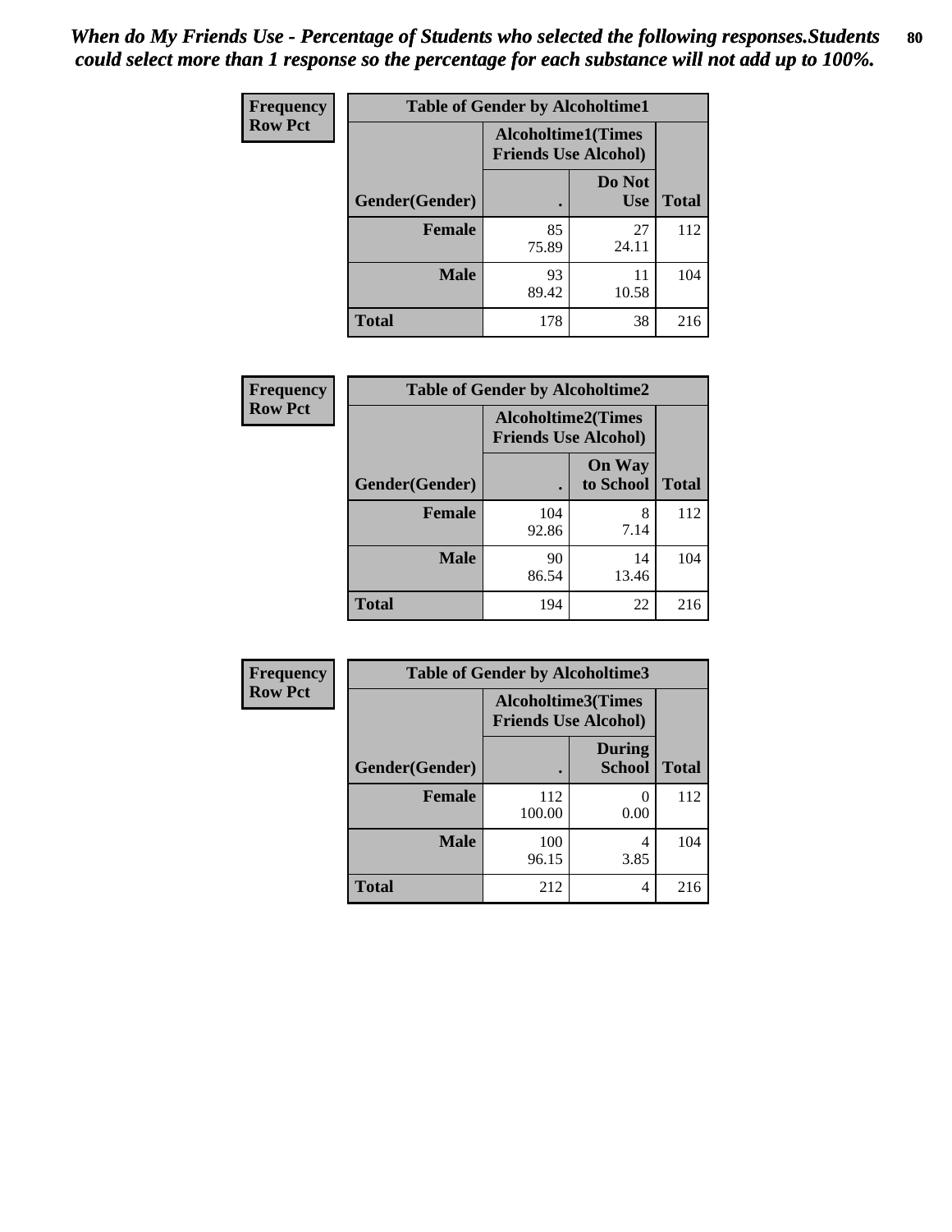*When do My Friends Use - Percentage of Students who selected the following responses.Students could select more than 1 response so the percentage for each substance will not add up to 100%.*

**Frequency**
**Row Pct**

| Table of Gender by Alcoholtime1 | | | |
|---|---|---|---|
| | Alcoholtime1(Times Friends Use Alcohol) | | |
| Gender(Gender) | . | Do Not Use | Total |
| **Female** | 85<br>75.89 | 27<br>24.11 | 112 |
| **Male** | 93<br>89.42 | 11<br>10.58 | 104 |
| **Total** | 178 | 38 | 216 |

**Frequency**
**Row Pct**

| Table of Gender by Alcoholtime2 | | | |
|---|---|---|---|
| | Alcoholtime2(Times Friends Use Alcohol) | | |
| Gender(Gender) | . | On Way to School | Total |
| **Female** | 104<br>92.86 | 8<br>7.14 | 112 |
| **Male** | 90<br>86.54 | 14<br>13.46 | 104 |
| **Total** | 194 | 22 | 216 |

**Frequency**
**Row Pct**

| Table of Gender by Alcoholtime3 | | | |
|---|---|---|---|
| | Alcoholtime3(Times Friends Use Alcohol) | | |
| Gender(Gender) | . | During School | Total |
| **Female** | 112<br>100.00 | 0<br>0.00 | 112 |
| **Male** | 100<br>96.15 | 4<br>3.85 | 104 |
| **Total** | 212 | 4 | 216 |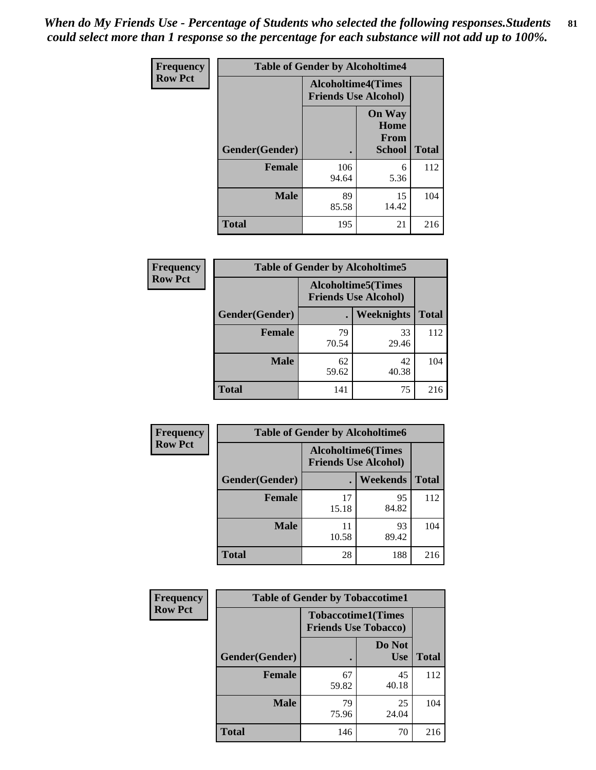*When do My Friends Use - Percentage of Students who selected the following responses.Students could select more than 1 response so the percentage for each substance will not add up to 100%.*

**Frequency**
**Row Pct**

| Table of Gender by Alcoholtime4 | | | |
|---|---|---|---|
| | Alcoholtime4(Times Friends Use Alcohol) | | |
| Gender(Gender) | . | On Way Home From School | Total |
| **Female** | 106<br>94.64 | 6<br>5.36 | 112 |
| **Male** | 89<br>85.58 | 15<br>14.42 | 104 |
| **Total** | 195 | 21 | 216 |

**Frequency**
**Row Pct**

| Table of Gender by Alcoholtime5 | | | |
|---|---|---|---|
| | Alcoholtime5(Times Friends Use Alcohol) | | |
| Gender(Gender) | . | Weeknights | Total |
| **Female** | 79<br>70.54 | 33<br>29.46 | 112 |
| **Male** | 62<br>59.62 | 42<br>40.38 | 104 |
| **Total** | 141 | 75 | 216 |

**Frequency**
**Row Pct**

| Table of Gender by Alcoholtime6 | | | |
|---|---|---|---|
| | Alcoholtime6(Times Friends Use Alcohol) | | |
| Gender(Gender) | . | Weekends | Total |
| **Female** | 17<br>15.18 | 95<br>84.82 | 112 |
| **Male** | 11<br>10.58 | 93<br>89.42 | 104 |
| **Total** | 28 | 188 | 216 |

**Frequency**
**Row Pct**

| Table of Gender by Tobaccotime1 | | | |
|---|---|---|---|
| | Tobaccotime1(Times Friends Use Tobacco) | | |
| Gender(Gender) | . | Do Not Use | Total |
| **Female** | 67<br>59.82 | 45<br>40.18 | 112 |
| **Male** | 79<br>75.96 | 25<br>24.04 | 104 |
| **Total** | 146 | 70 | 216 |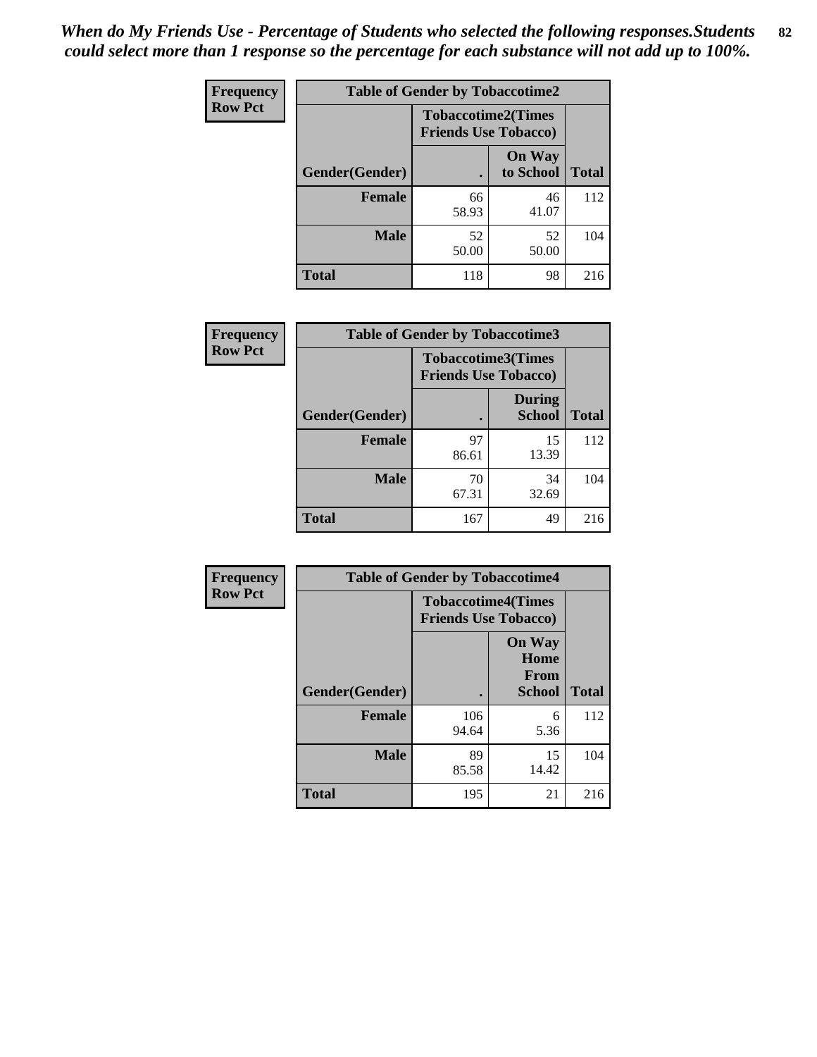*When do My Friends Use - Percentage of Students who selected the following responses.Students could select more than 1 response so the percentage for each substance will not add up to 100%.*

**Frequency**
**Row Pct**

| Table of Gender by Tobaccotime2 | | | |
|---|---|---|---|
| | Tobaccotime2(Times Friends Use Tobacco) | | |
| Gender(Gender) | . | On Way to School | Total |
| **Female** | 66<br>58.93 | 46<br>41.07 | 112 |
| **Male** | 52<br>50.00 | 52<br>50.00 | 104 |
| **Total** | 118 | 98 | 216 |

**Frequency**
**Row Pct**

| Table of Gender by Tobaccotime3 | | | |
|---|---|---|---|
| | Tobaccotime3(Times Friends Use Tobacco) | | |
| Gender(Gender) | . | During School | Total |
| **Female** | 97<br>86.61 | 15<br>13.39 | 112 |
| **Male** | 70<br>67.31 | 34<br>32.69 | 104 |
| **Total** | 167 | 49 | 216 |

**Frequency**
**Row Pct**

| Table of Gender by Tobaccotime4 | | | |
|---|---|---|---|
| | Tobaccotime4(Times Friends Use Tobacco) | | |
| Gender(Gender) | . | On Way Home From School | Total |
| **Female** | 106<br>94.64 | 6<br>5.36 | 112 |
| **Male** | 89<br>85.58 | 15<br>14.42 | 104 |
| **Total** | 195 | 21 | 216 |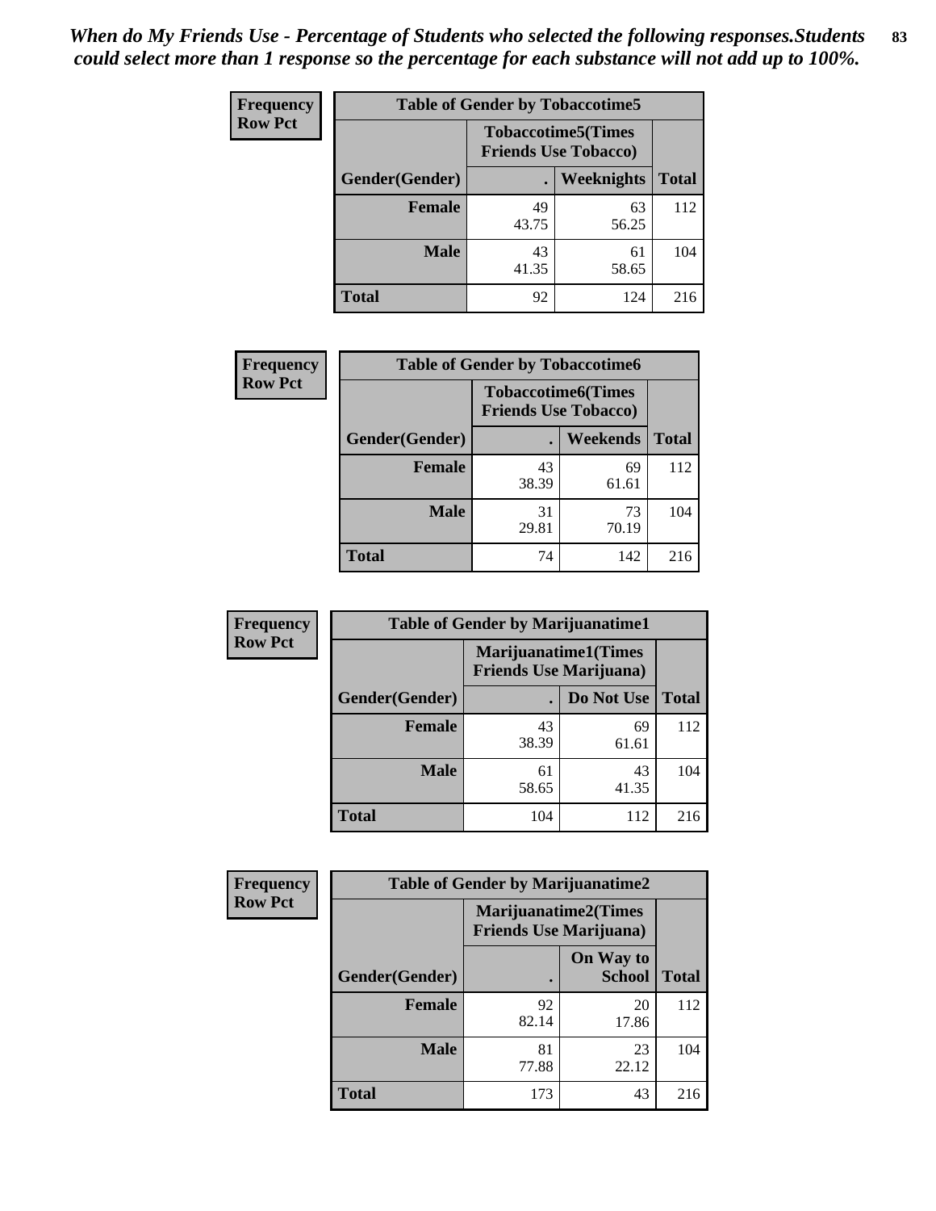*When do My Friends Use - Percentage of Students who selected the following responses.Students could select more than 1 response so the percentage for each substance will not add up to 100%.*

**Frequency**
**Row Pct**

| Table of Gender by Tobaccotime5 | | | |
|---|---|---|---|
| | Tobaccotime5(Times Friends Use Tobacco) | | |
| Gender(Gender) | . | Weeknights | Total |
| **Female** | 49<br>43.75 | 63<br>56.25 | 112 |
| **Male** | 43<br>41.35 | 61<br>58.65 | 104 |
| **Total** | 92 | 124 | 216 |

**Frequency**
**Row Pct**

| Table of Gender by Tobaccotime6 | | | |
|---|---|---|---|
| | Tobaccotime6(Times Friends Use Tobacco) | | |
| Gender(Gender) | . | Weekends | Total |
| **Female** | 43<br>38.39 | 69<br>61.61 | 112 |
| **Male** | 31<br>29.81 | 73<br>70.19 | 104 |
| **Total** | 74 | 142 | 216 |

**Frequency**
**Row Pct**

| Table of Gender by Marijuanatime1 | | | |
|---|---|---|---|
| | Marijuanatime1(Times Friends Use Marijuana) | | |
| Gender(Gender) | . | Do Not Use | Total |
| **Female** | 43<br>38.39 | 69<br>61.61 | 112 |
| **Male** | 61<br>58.65 | 43<br>41.35 | 104 |
| **Total** | 104 | 112 | 216 |

**Frequency**
**Row Pct**

| Table of Gender by Marijuanatime2 | | | |
|---|---|---|---|
| | Marijuanatime2(Times Friends Use Marijuana) | | |
| Gender(Gender) | . | On Way to School | Total |
| **Female** | 92<br>82.14 | 20<br>17.86 | 112 |
| **Male** | 81<br>77.88 | 23<br>22.12 | 104 |
| **Total** | 173 | 43 | 216 |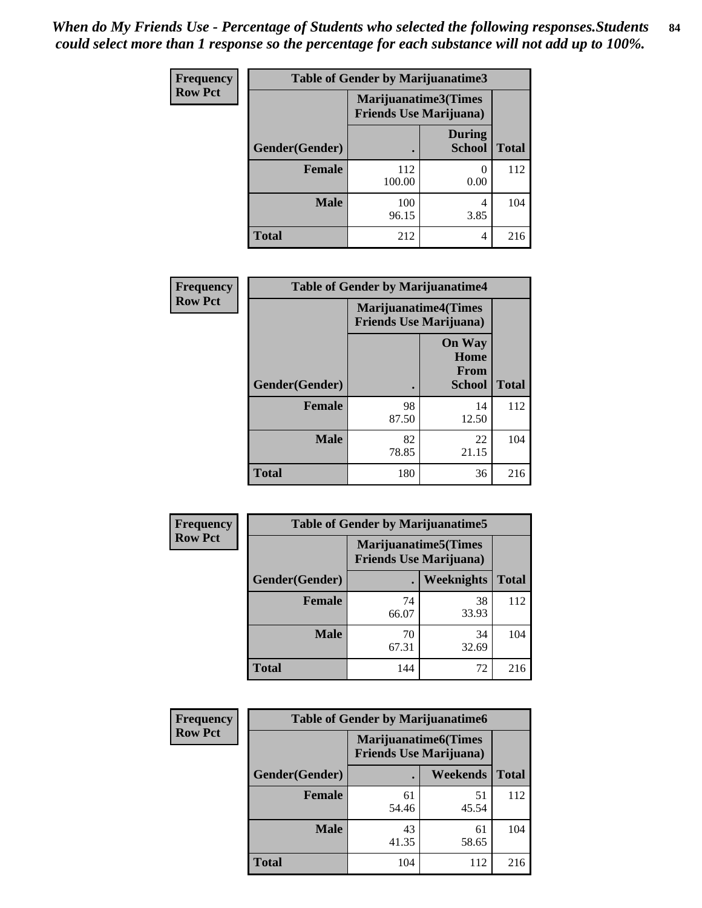*When do My Friends Use - Percentage of Students who selected the following responses.Students could select more than 1 response so the percentage for each substance will not add up to 100%.*

**Frequency Row Pct**

| Table of Gender by Marijuanatime3 | | | |
|---|---|---|---|
| | Marijuanatime3(Times Friends Use Marijuana) | | |
| Gender(Gender) | . | During School | Total |
| **Female** | 112<br>100.00 | 0<br>0.00 | 112 |
| **Male** | 100<br>96.15 | 4<br>3.85 | 104 |
| **Total** | 212 | 4 | 216 |

**Frequency Row Pct**

| Table of Gender by Marijuanatime4 | | | |
|---|---|---|---|
| | Marijuanatime4(Times Friends Use Marijuana) | | |
| Gender(Gender) | . | On Way Home From School | Total |
| **Female** | 98<br>87.50 | 14<br>12.50 | 112 |
| **Male** | 82<br>78.85 | 22<br>21.15 | 104 |
| **Total** | 180 | 36 | 216 |

**Frequency Row Pct**

| Table of Gender by Marijuanatime5 | | | |
|---|---|---|---|
| | Marijuanatime5(Times Friends Use Marijuana) | | |
| Gender(Gender) | . | Weeknights | Total |
| **Female** | 74<br>66.07 | 38<br>33.93 | 112 |
| **Male** | 70<br>67.31 | 34<br>32.69 | 104 |
| **Total** | 144 | 72 | 216 |

**Frequency Row Pct**

| Table of Gender by Marijuanatime6 | | | |
|---|---|---|---|
| | Marijuanatime6(Times Friends Use Marijuana) | | |
| Gender(Gender) | . | Weekends | Total |
| **Female** | 61<br>54.46 | 51<br>45.54 | 112 |
| **Male** | 43<br>41.35 | 61<br>58.65 | 104 |
| **Total** | 104 | 112 | 216 |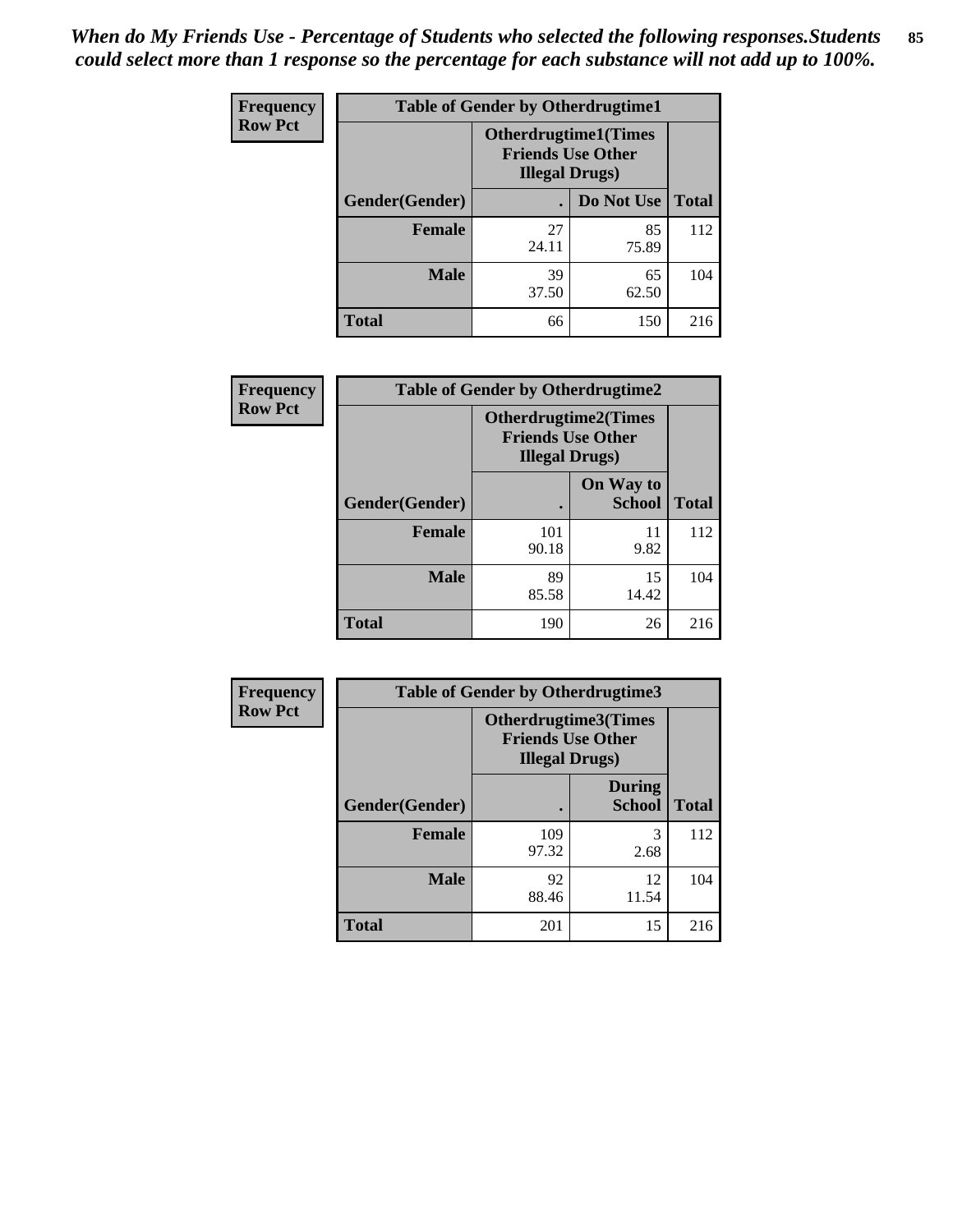*When do My Friends Use - Percentage of Students who selected the following responses.Students could select more than 1 response so the percentage for each substance will not add up to 100%.*

**Frequency**
**Row Pct**

| Table of Gender by Otherdrugtime1 | | | |
|---|---|---|---|
| | Otherdrugtime1(Times Friends Use Other Illegal Drugs) | | |
| **Gender(Gender)** | **.** | **Do Not Use** | **Total** |
| **Female** | 27<br>24.11 | 85<br>75.89 | 112 |
| **Male** | 39<br>37.50 | 65<br>62.50 | 104 |
| **Total** | 66 | 150 | 216 |

**Frequency**
**Row Pct**

| Table of Gender by Otherdrugtime2 | | | |
|---|---|---|---|
| | Otherdrugtime2(Times Friends Use Other Illegal Drugs) | | |
| **Gender(Gender)** | **.** | **On Way to School** | **Total** |
| **Female** | 101<br>90.18 | 11<br>9.82 | 112 |
| **Male** | 89<br>85.58 | 15<br>14.42 | 104 |
| **Total** | 190 | 26 | 216 |

**Frequency**
**Row Pct**

| Table of Gender by Otherdrugtime3 | | | |
|---|---|---|---|
| | Otherdrugtime3(Times Friends Use Other Illegal Drugs) | | |
| **Gender(Gender)** | **.** | **During School** | **Total** |
| **Female** | 109<br>97.32 | 3<br>2.68 | 112 |
| **Male** | 92<br>88.46 | 12<br>11.54 | 104 |
| **Total** | 201 | 15 | 216 |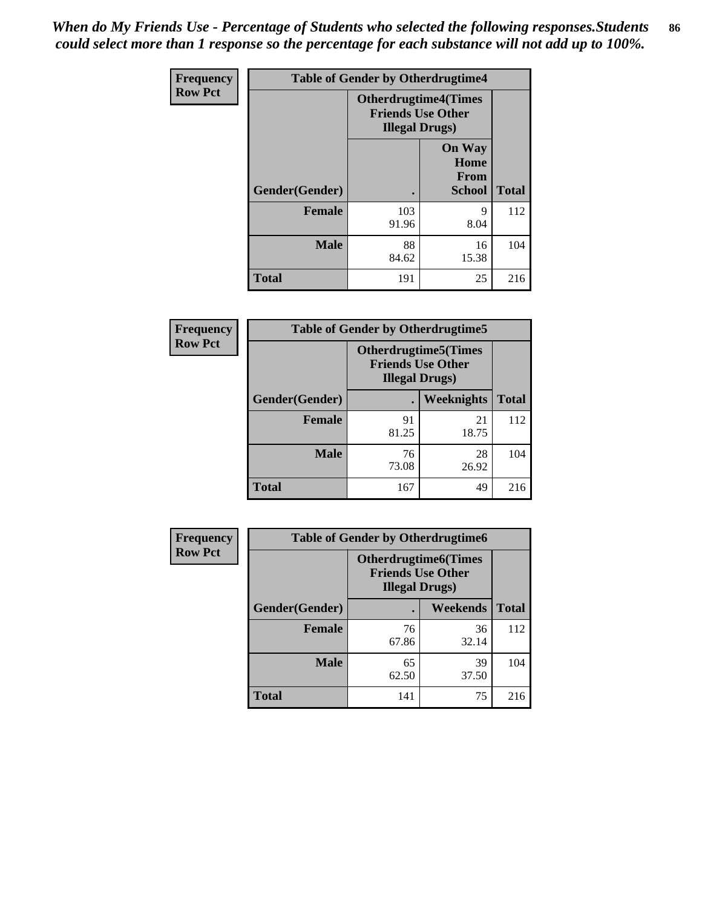*When do My Friends Use - Percentage of Students who selected the following responses.Students could select more than 1 response so the percentage for each substance will not add up to 100%.*

**Frequency**
**Row Pct**

| Table of Gender by Otherdrugtime4 | | | |
|---|---|---|---|
| | Otherdrugtime4(Times Friends Use Other Illegal Drugs) | | |
| Gender(Gender) | . | On Way Home From School | Total |
| Female | 103<br>91.96 | 9<br>8.04 | 112 |
| Male | 88<br>84.62 | 16<br>15.38 | 104 |
| Total | 191 | 25 | 216 |

**Frequency**
**Row Pct**

| Table of Gender by Otherdrugtime5 | | | |
|---|---|---|---|
| | Otherdrugtime5(Times Friends Use Other Illegal Drugs) | | |
| Gender(Gender) | . | Weeknights | Total |
| Female | 91<br>81.25 | 21<br>18.75 | 112 |
| Male | 76<br>73.08 | 28<br>26.92 | 104 |
| Total | 167 | 49 | 216 |

**Frequency**
**Row Pct**

| Table of Gender by Otherdrugtime6 | | | |
|---|---|---|---|
| | Otherdrugtime6(Times Friends Use Other Illegal Drugs) | | |
| Gender(Gender) | . | Weekends | Total |
| Female | 76<br>67.86 | 36<br>32.14 | 112 |
| Male | 65<br>62.50 | 39<br>37.50 | 104 |
| Total | 141 | 75 | 216 |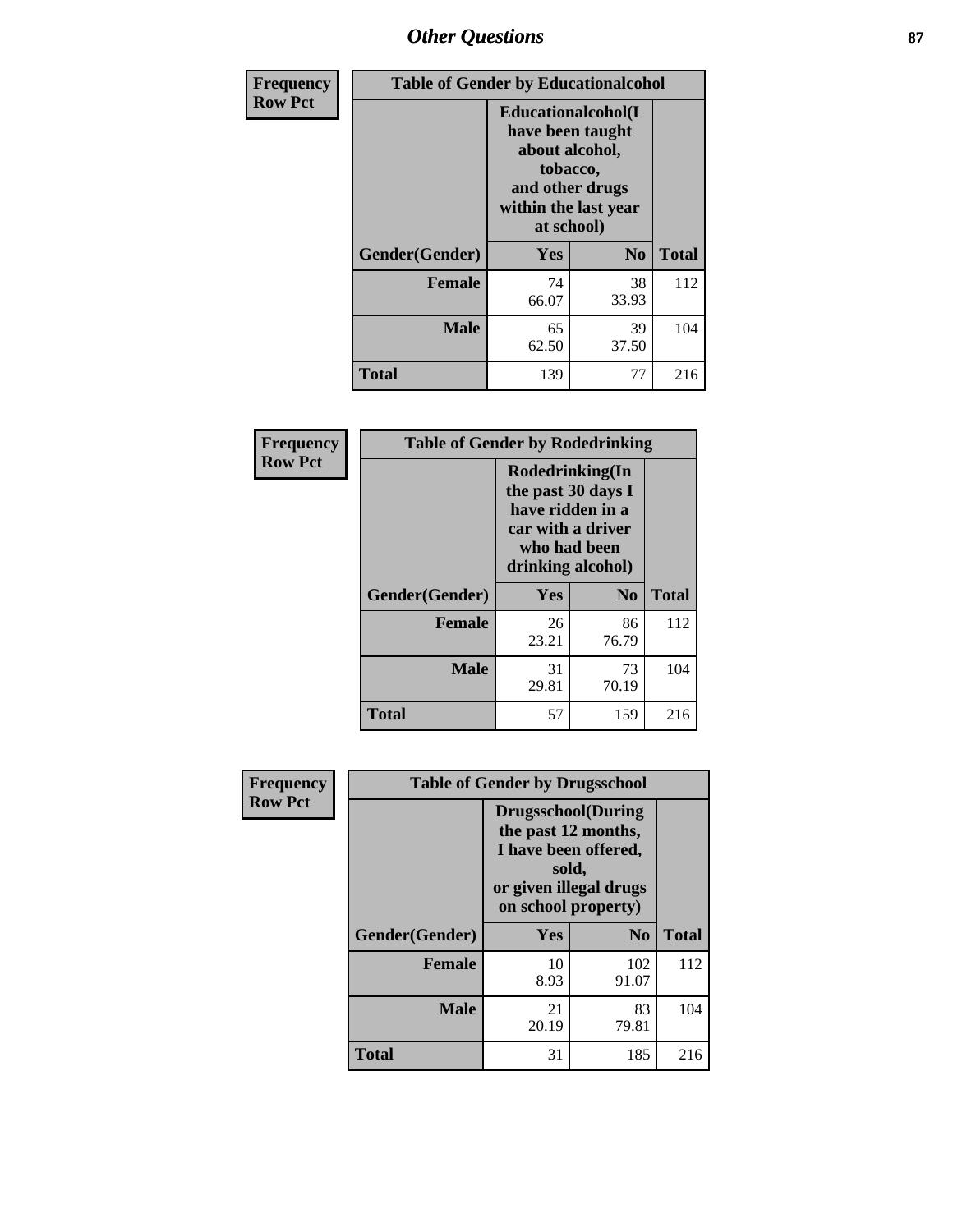| Frequency<br>Row Pct | Table of Gender by Educationalcohol | | |
|---|---|---|---|
| | Educationalcohol(I have been taught about alcohol, tobacco, and other drugs within the last year at school) | | |
| Gender(Gender) | Yes | No | Total |
| Female | 74<br>66.07 | 38<br>33.93 | 112 |
| Male | 65<br>62.50 | 39<br>37.50 | 104 |
| Total | 139 | 77 | 216 |

| Frequency<br>Row Pct | Table of Gender by Rodedrinking | | |
|---|---|---|---|
| | Rodedrinking(In the past 30 days I have ridden in a car with a driver who had been drinking alcohol) | | |
| Gender(Gender) | Yes | No | Total |
| Female | 26<br>23.21 | 86<br>76.79 | 112 |
| Male | 31<br>29.81 | 73<br>70.19 | 104 |
| Total | 57 | 159 | 216 |

| Frequency<br>Row Pct | Table of Gender by Drugsschool | | |
|---|---|---|---|
| | Drugsschool(During the past 12 months, I have been offered, sold, or given illegal drugs on school property) | | |
| Gender(Gender) | Yes | No | Total |
| Female | 10<br>8.93 | 102<br>91.07 | 112 |
| Male | 21<br>20.19 | 83<br>79.81 | 104 |
| Total | 31 | 185 | 216 |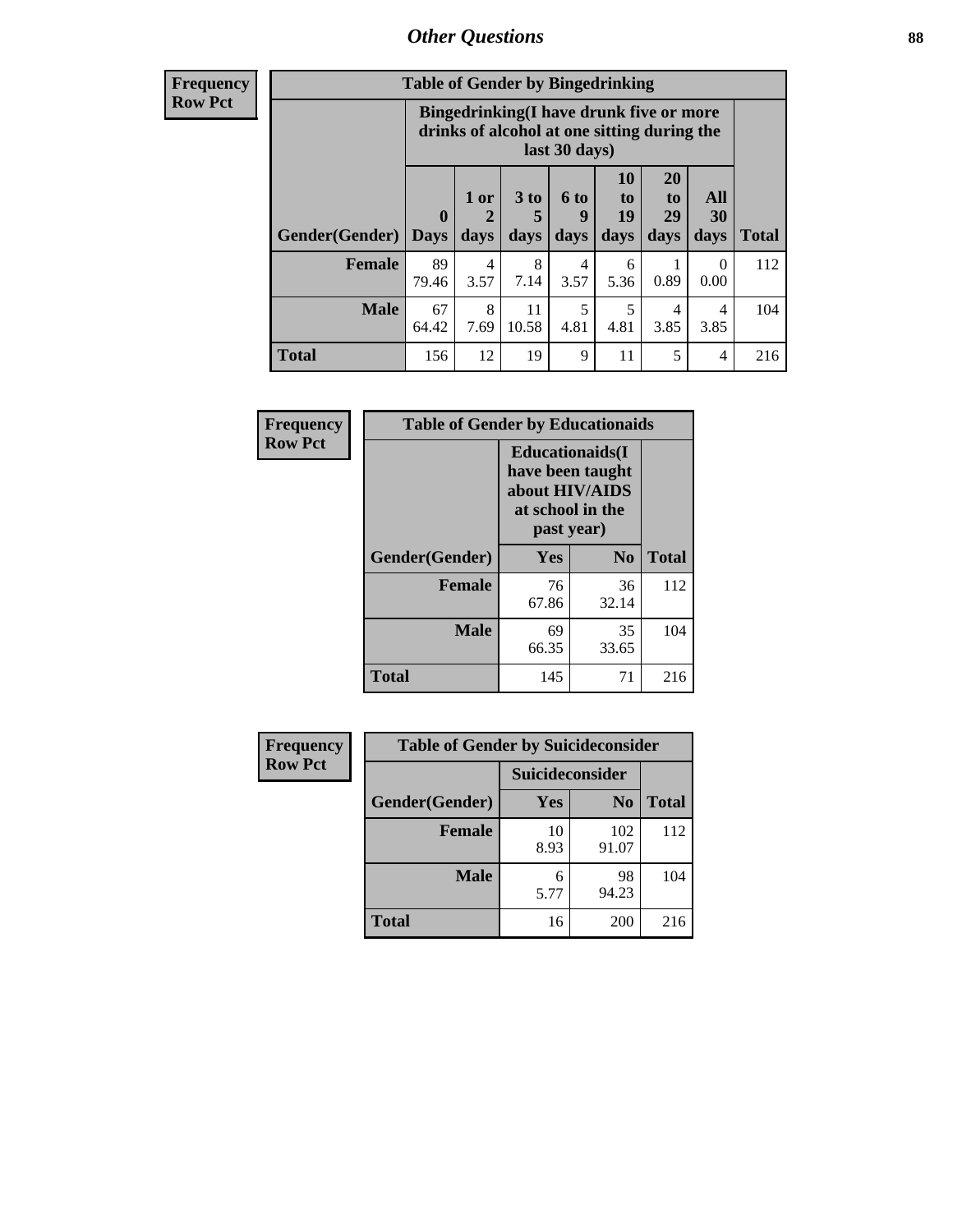# Other Questions

**Frequency**
**Row Pct**

**Table of Gender by Bingedrinking**

| Gender(Gender) | Bingedrinking(I have drunk five or more drinks of alcohol at one sitting during the last 30 days) | | | | | | | Total |
|---|---|---|---|---|---|---|---|---|
| | 0 Days | 1 or 2 days | 3 to 5 days | 6 to 9 days | 10 to 19 days | 20 to 29 days | All 30 days | |
| **Female** | 89<br>79.46 | 4<br>3.57 | 8<br>7.14 | 4<br>3.57 | 6<br>5.36 | 1<br>0.89 | 0<br>0.00 | 112 |
| **Male** | 67<br>64.42 | 8<br>7.69 | 11<br>10.58 | 5<br>4.81 | 5<br>4.81 | 4<br>3.85 | 4<br>3.85 | 104 |
| **Total** | 156 | 12 | 19 | 9 | 11 | 5 | 4 | 216 |

**Frequency**
**Row Pct**

**Table of Gender by Educationaids**

| Gender(Gender) | Educationaids(I have been taught about HIV/AIDS at school in the past year) | | Total |
|---|---|---|---|
| | Yes | No | |
| **Female** | 76<br>67.86 | 36<br>32.14 | 112 |
| **Male** | 69<br>66.35 | 35<br>33.65 | 104 |
| **Total** | 145 | 71 | 216 |

**Frequency**
**Row Pct**

**Table of Gender by Suicideconsider**

| Gender(Gender) | Suicideconsider | | Total |
|---|---|---|---|
| | Yes | No | |
| **Female** | 10<br>8.93 | 102<br>91.07 | 112 |
| **Male** | 6<br>5.77 | 98<br>94.23 | 104 |
| **Total** | 16 | 200 | 216 |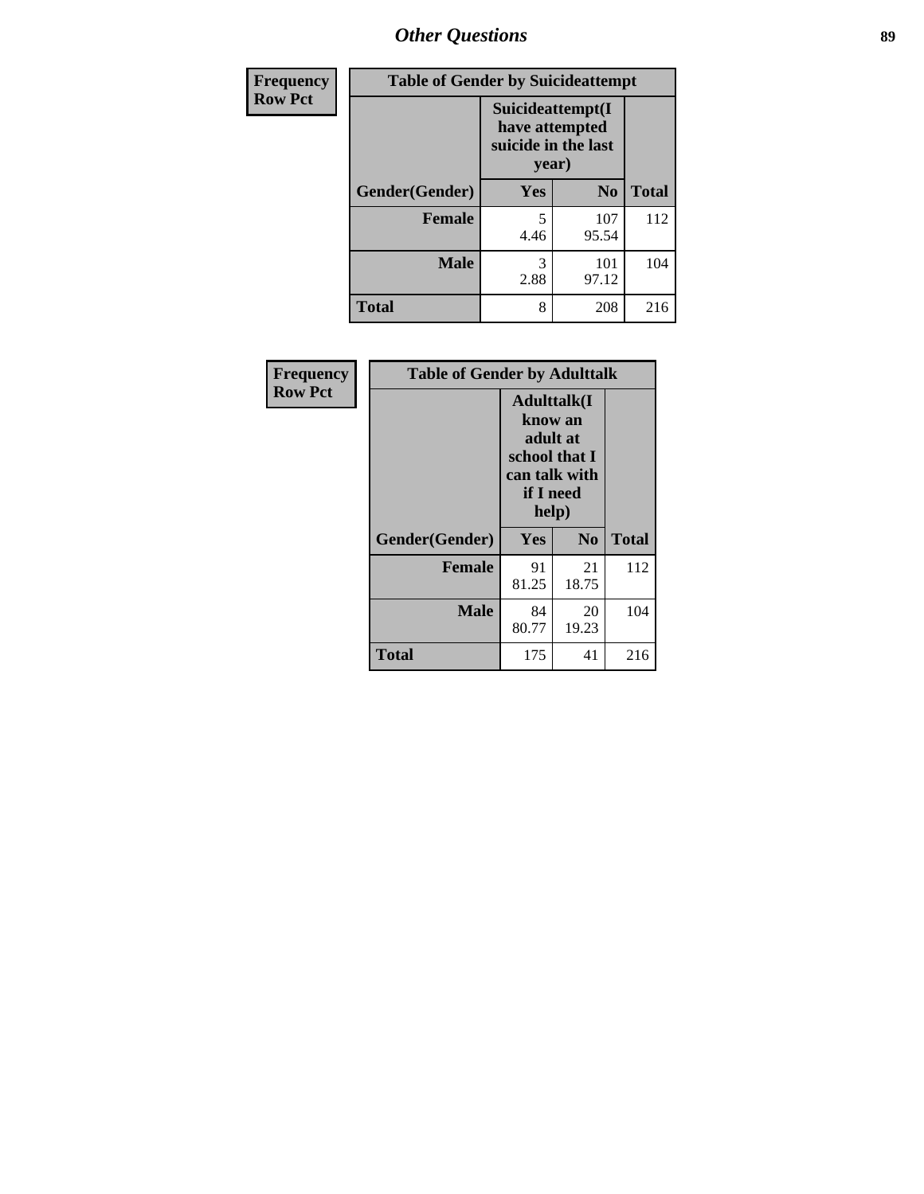| Frequency Row Pct | Table of Gender by Suicideattempt | | |
|---|---|---|---|
| | Suicideattempt(I have attempted suicide in the last year) | | |
| Gender(Gender) | Yes | No | Total |
| Female | 5<br>4.46 | 107<br>95.54 | 112 |
| Male | 3<br>2.88 | 101<br>97.12 | 104 |
| Total | 8 | 208 | 216 |

| Frequency Row Pct | Table of Gender by Adulttalk | | |
|---|---|---|---|
| | Adulttalk(I know an adult at school that I can talk with if I need help) | | |
| Gender(Gender) | Yes | No | Total |
| Female | 91<br>81.25 | 21<br>18.75 | 112 |
| Male | 84<br>80.77 | 20<br>19.23 | 104 |
| Total | 175 | 41 | 216 |